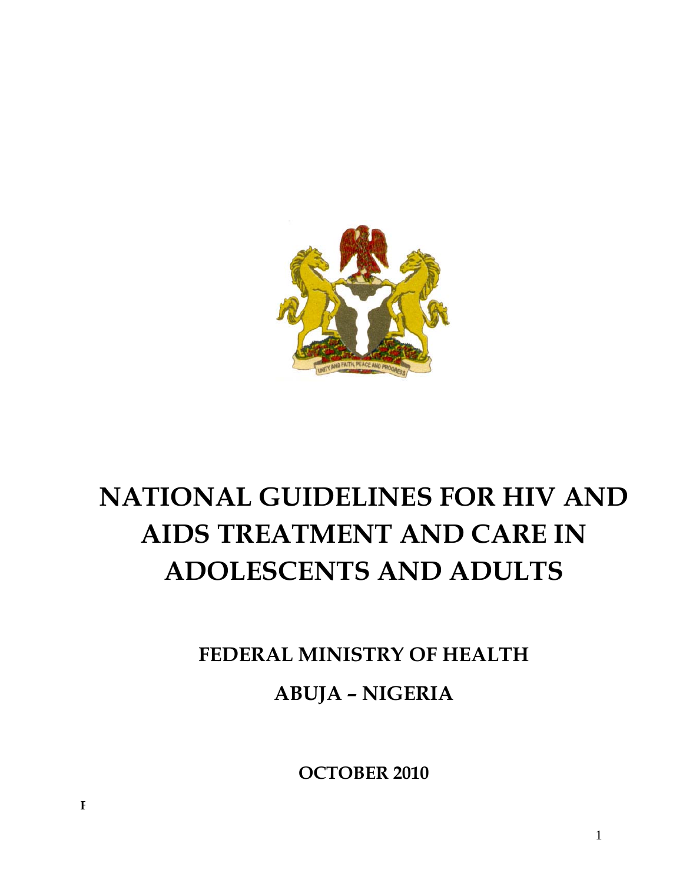# NATIONAL GUIDELINES FOR HIV AND AIDS TREATMENT AND CARE IN ADOLESCENTS AND ADULTS

## FEDERAL MINISTRY OF HEALTH

## ABUJA – NIGERIA

**OCTOBER 2010**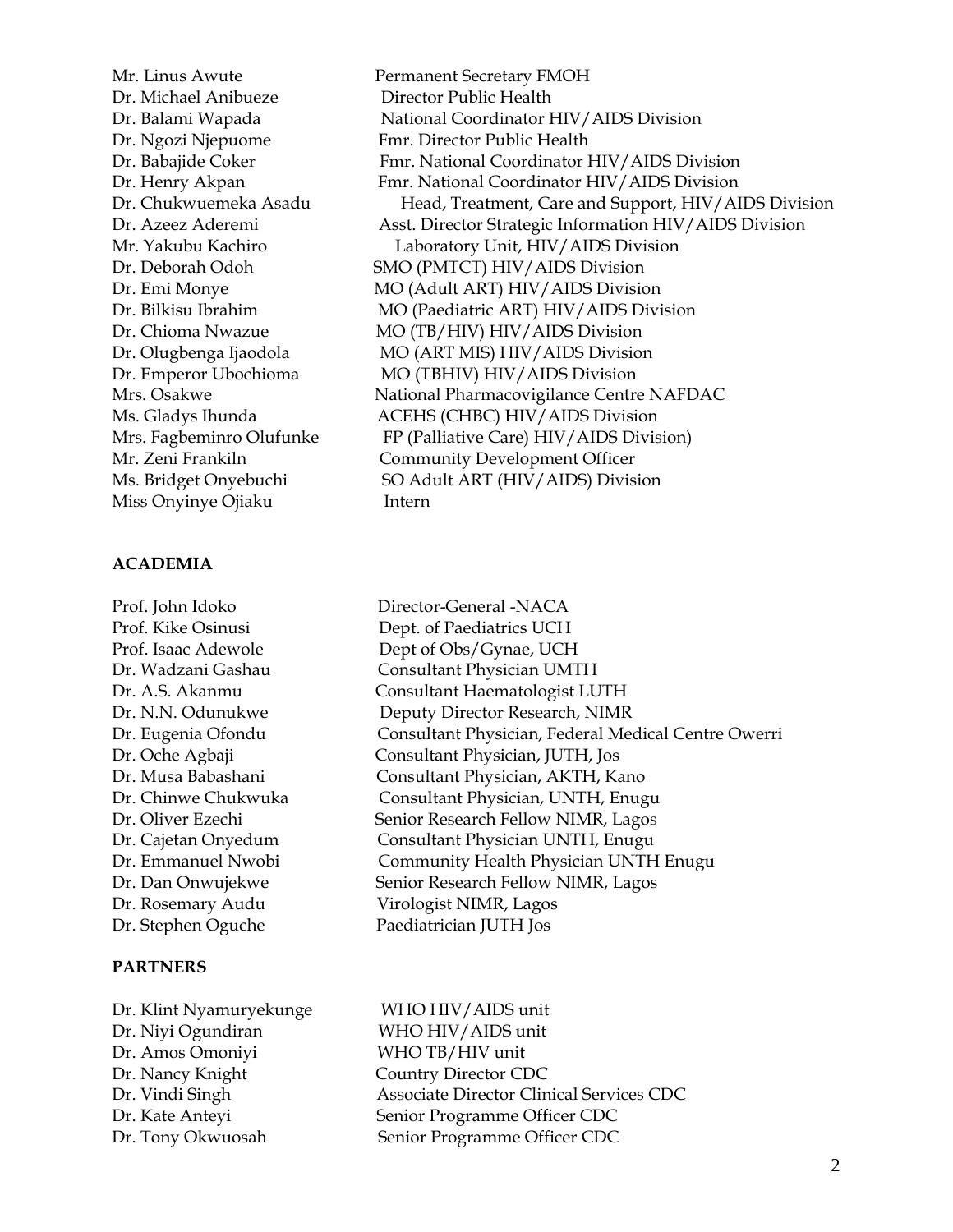| | |
|---|---|
| Mr. Linus Awute | Permanent Secretary FMOH |
| Dr. Michael Anibueze | Director Public Health |
| Dr. Balami Wapada | National Coordinator HIV/AIDS Division |
| Dr. Ngozi Njepuome | Fmr. Director Public Health |
| Dr. Babajide Coker | Fmr. National Coordinator HIV/AIDS Division |
| Dr. Henry Akpan | Fmr. National Coordinator HIV/AIDS Division |
| Dr. Chukwuemeka Asadu | Head, Treatment, Care and Support, HIV/AIDS Division |
| Dr. Azeez Aderemi | Asst. Director Strategic Information HIV/AIDS Division |
| Mr. Yakubu Kachiro | Laboratory Unit, HIV/AIDS Division |
| Dr. Deborah Odoh | SMO (PMTCT) HIV/AIDS Division |
| Dr. Emi Monye | MO (Adult ART) HIV/AIDS Division |
| Dr. Bilkisu Ibrahim | MO (Paediatric ART) HIV/AIDS Division |
| Dr. Chioma Nwazue | MO (TB/HIV) HIV/AIDS Division |
| Dr. Olugbenga Ijaodola | MO (ART MIS) HIV/AIDS Division |
| Dr. Emperor Ubochioma | MO (TBHIV) HIV/AIDS Division |
| Mrs. Osakwe | National Pharmacovigilance Centre NAFDAC |
| Ms. Gladys Ihunda | ACEHS (CHBC) HIV/AIDS Division |
| Mrs. Fagbeminro Olufunke | FP (Palliative Care) HIV/AIDS Division) |
| Mr. Zeni Frankiln | Community Development Officer |
| Ms. Bridget Onyebuchi | SO Adult ART (HIV/AIDS) Division |
| Miss Onyinye Ojiaku | Intern |

**ACADEMIA**

| | |
|---|---|
| Prof. John Idoko | Director-General -NACA |
| Prof. Kike Osinusi | Dept. of Paediatrics UCH |
| Prof. Isaac Adewole | Dept of Obs/Gynae, UCH |
| Dr. Wadzani Gashau | Consultant Physician UMTH |
| Dr. A.S. Akanmu | Consultant Haematologist LUTH |
| Dr. N.N. Odunukwe | Deputy Director Research, NIMR |
| Dr. Eugenia Ofondu | Consultant Physician, Federal Medical Centre Owerri |
| Dr. Oche Agbaji | Consultant Physician, JUTH, Jos |
| Dr. Musa Babashani | Consultant Physician, AKTH, Kano |
| Dr. Chinwe Chukwuka | Consultant Physician, UNTH, Enugu |
| Dr. Oliver Ezechi | Senior Research Fellow NIMR, Lagos |
| Dr. Cajetan Onyedum | Consultant Physician UNTH, Enugu |
| Dr. Emmanuel Nwobi | Community Health Physician UNTH Enugu |
| Dr. Dan Onwujekwe | Senior Research Fellow NIMR, Lagos |
| Dr. Rosemary Audu | Virologist NIMR, Lagos |
| Dr. Stephen Oguche | Paediatrician JUTH Jos |

**PARTNERS**

| | |
|---|---|
| Dr. Klint Nyamuryekunge | WHO HIV/AIDS unit |
| Dr. Niyi Ogundiran | WHO HIV/AIDS unit |
| Dr. Amos Omoniyi | WHO TB/HIV unit |
| Dr. Nancy Knight | Country Director CDC |
| Dr. Vindi Singh | Associate Director Clinical Services CDC |
| Dr. Kate Anteyi | Senior Programme Officer CDC |
| Dr. Tony Okwuosah | Senior Programme Officer CDC |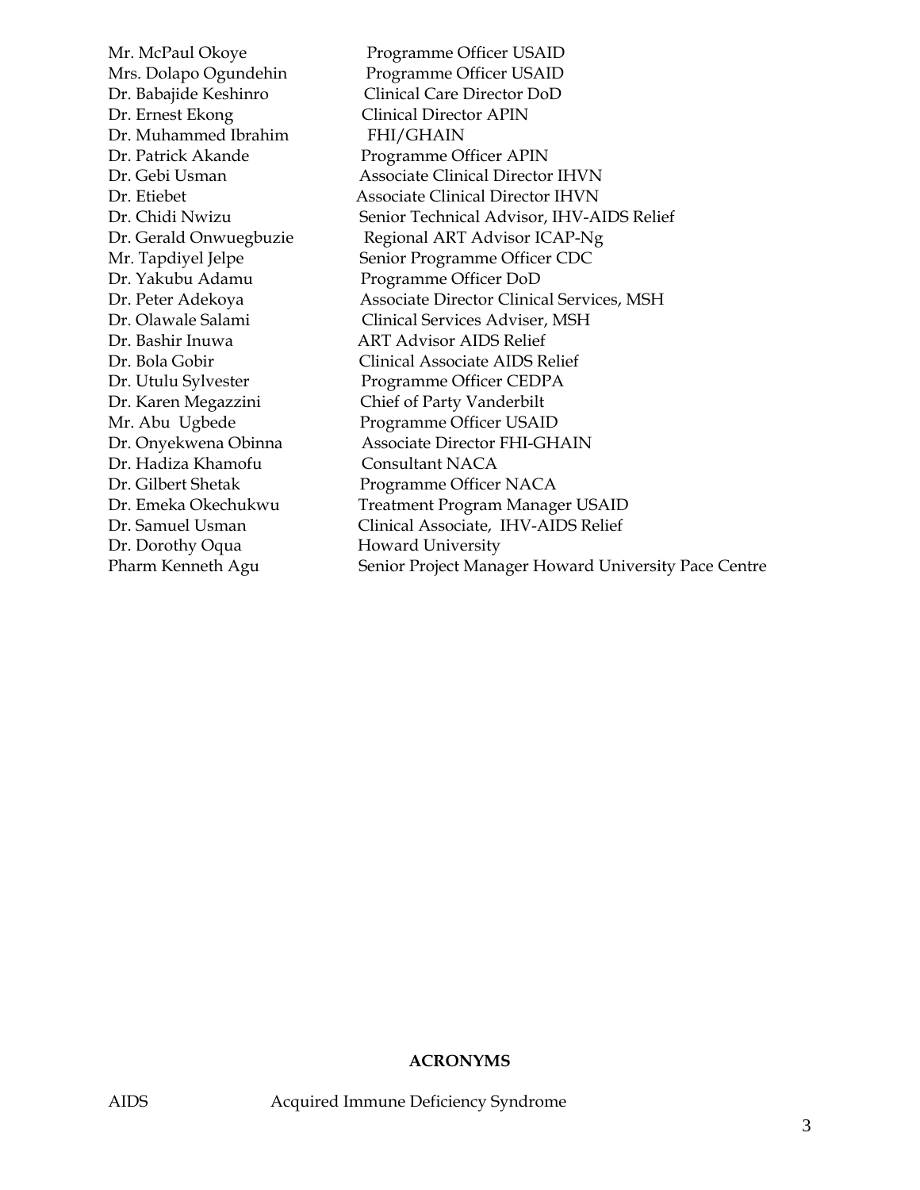| | |
|---|---|
| Mr. McPaul Okoye | Programme Officer USAID |
| Mrs. Dolapo Ogundehin | Programme Officer USAID |
| Dr. Babajide Keshinro | Clinical Care Director DoD |
| Dr. Ernest Ekong | Clinical Director APIN |
| Dr. Muhammed Ibrahim | FHI/GHAIN |
| Dr. Patrick Akande | Programme Officer APIN |
| Dr. Gebi Usman | Associate Clinical Director IHVN |
| Dr. Etiebet | Associate Clinical Director IHVN |
| Dr. Chidi Nwizu | Senior Technical Advisor, IHV-AIDS Relief |
| Dr. Gerald Onwuegbuzie | Regional ART Advisor ICAP-Ng |
| Mr. Tapdiyel Jelpe | Senior Programme Officer CDC |
| Dr. Yakubu Adamu | Programme Officer DoD |
| Dr. Peter Adekoya | Associate Director Clinical Services, MSH |
| Dr. Olawale Salami | Clinical Services Adviser, MSH |
| Dr. Bashir Inuwa | ART Advisor AIDS Relief |
| Dr. Bola Gobir | Clinical Associate AIDS Relief |
| Dr. Utulu Sylvester | Programme Officer CEDPA |
| Dr. Karen Megazzini | Chief of Party Vanderbilt |
| Mr. Abu Ugbede | Programme Officer USAID |
| Dr. Onyekwena Obinna | Associate Director FHI-GHAIN |
| Dr. Hadiza Khamofu | Consultant NACA |
| Dr. Gilbert Shetak | Programme Officer NACA |
| Dr. Emeka Okechukwu | Treatment Program Manager USAID |
| Dr. Samuel Usman | Clinical Associate, IHV-AIDS Relief |
| Dr. Dorothy Oqua | Howard University |
| Pharm Kenneth Agu | Senior Project Manager Howard University Pace Centre |

**ACRONYMS**

| | |
|---|---|
| AIDS | Acquired Immune Deficiency Syndrome |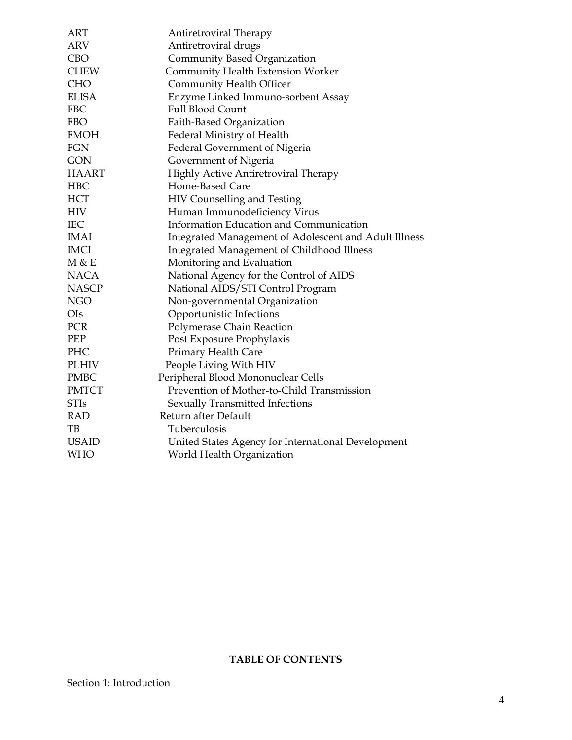| | |
|---|---|
| ART | Antiretroviral Therapy |
| ARV | Antiretroviral drugs |
| CBO | Community Based Organization |
| CHEW | Community Health Extension Worker |
| CHO | Community Health Officer |
| ELISA | Enzyme Linked Immuno-sorbent Assay |
| FBC | Full Blood Count |
| FBO | Faith-Based Organization |
| FMOH | Federal Ministry of Health |
| FGN | Federal Government of Nigeria |
| GON | Government of Nigeria |
| HAART | Highly Active Antiretroviral Therapy |
| HBC | Home-Based Care |
| HCT | HIV Counselling and Testing |
| HIV | Human Immunodeficiency Virus |
| IEC | Information Education and Communication |
| IMAI | Integrated Management of Adolescent and Adult Illness |
| IMCI | Integrated Management of Childhood Illness |
| M & E | Monitoring and Evaluation |
| NACA | National Agency for the Control of AIDS |
| NASCP | National AIDS/STI Control Program |
| NGO | Non-governmental Organization |
| OIs | Opportunistic Infections |
| PCR | Polymerase Chain Reaction |
| PEP | Post Exposure Prophylaxis |
| PHC | Primary Health Care |
| PLHIV | People Living With HIV |
| PMBC | Peripheral Blood Mononuclear Cells |
| PMTCT | Prevention of Mother-to-Child Transmission |
| STIs | Sexually Transmitted Infections |
| RAD | Return after Default |
| TB | Tuberculosis |
| USAID | United States Agency for International Development |
| WHO | World Health Organization |

## TABLE OF CONTENTS

Section 1: Introduction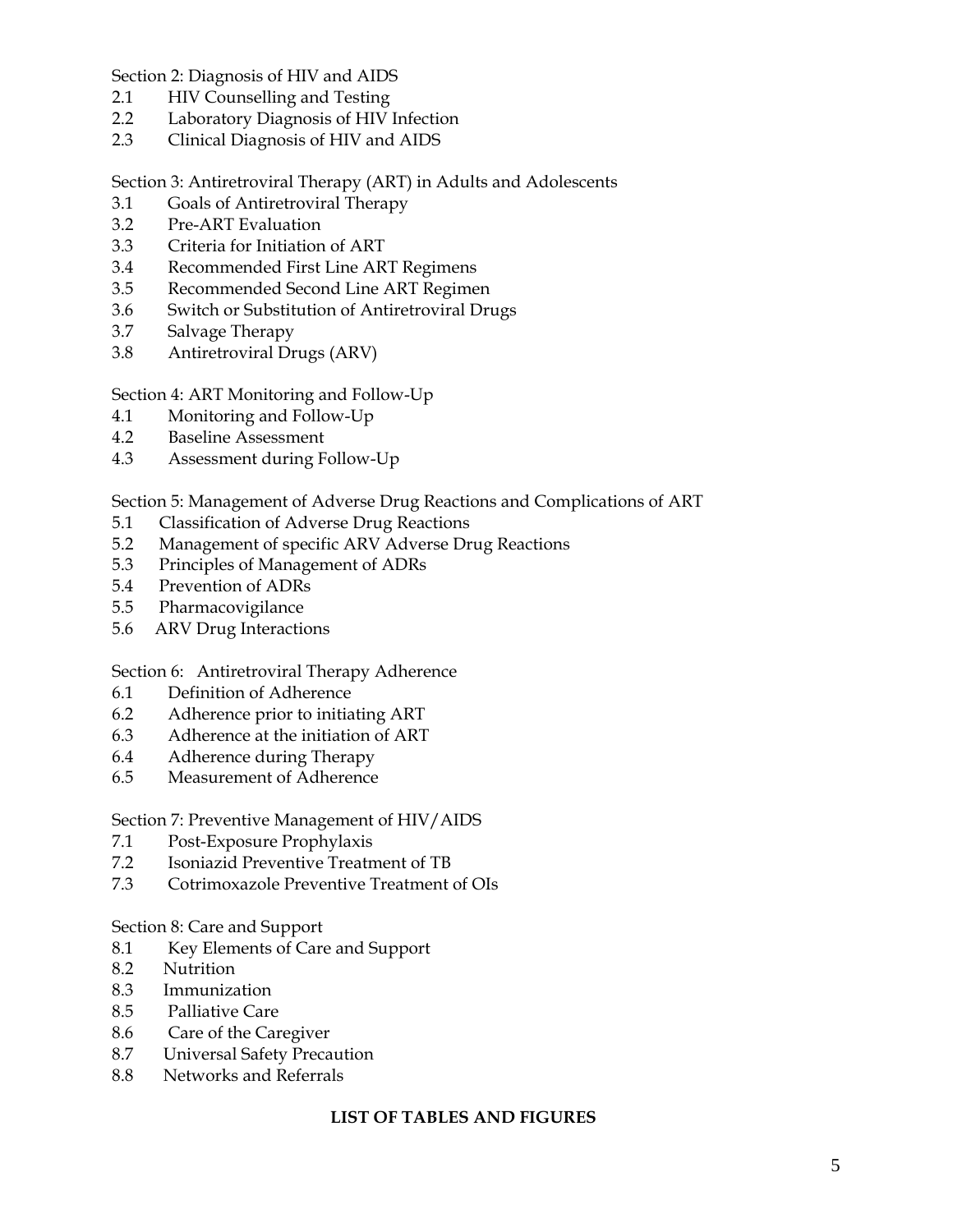Section 2: Diagnosis of HIV and AIDS

2.1 HIV Counselling and Testing
2.2 Laboratory Diagnosis of HIV Infection
2.3 Clinical Diagnosis of HIV and AIDS

Section 3: Antiretroviral Therapy (ART) in Adults and Adolescents

3.1 Goals of Antiretroviral Therapy
3.2 Pre-ART Evaluation
3.3 Criteria for Initiation of ART
3.4 Recommended First Line ART Regimens
3.5 Recommended Second Line ART Regimen
3.6 Switch or Substitution of Antiretroviral Drugs
3.7 Salvage Therapy
3.8 Antiretroviral Drugs (ARV)

Section 4: ART Monitoring and Follow-Up

4.1 Monitoring and Follow-Up
4.2 Baseline Assessment
4.3 Assessment during Follow-Up

Section 5: Management of Adverse Drug Reactions and Complications of ART

5.1 Classification of Adverse Drug Reactions
5.2 Management of specific ARV Adverse Drug Reactions
5.3 Principles of Management of ADRs
5.4 Prevention of ADRs
5.5 Pharmacovigilance
5.6 ARV Drug Interactions

Section 6: Antiretroviral Therapy Adherence

6.1 Definition of Adherence
6.2 Adherence prior to initiating ART
6.3 Adherence at the initiation of ART
6.4 Adherence during Therapy
6.5 Measurement of Adherence

Section 7: Preventive Management of HIV/AIDS

7.1 Post-Exposure Prophylaxis
7.2 Isoniazid Preventive Treatment of TB
7.3 Cotrimoxazole Preventive Treatment of OIs

Section 8: Care and Support

8.1 Key Elements of Care and Support
8.2 Nutrition
8.3 Immunization
8.5 Palliative Care
8.6 Care of the Caregiver
8.7 Universal Safety Precaution
8.8 Networks and Referrals

**LIST OF TABLES AND FIGURES**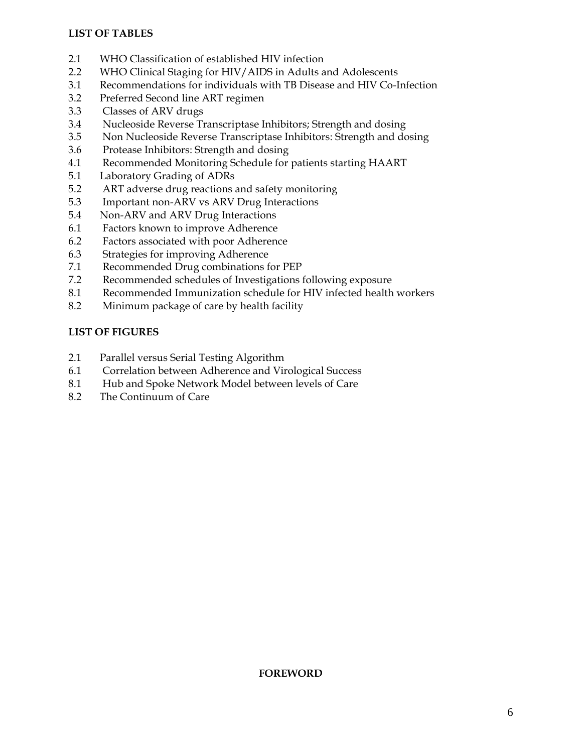## LIST OF TABLES

2.1 WHO Classification of established HIV infection
2.2 WHO Clinical Staging for HIV/AIDS in Adults and Adolescents
3.1 Recommendations for individuals with TB Disease and HIV Co-Infection
3.2 Preferred Second line ART regimen
3.3 Classes of ARV drugs
3.4 Nucleoside Reverse Transcriptase Inhibitors; Strength and dosing
3.5 Non Nucleoside Reverse Transcriptase Inhibitors: Strength and dosing
3.6 Protease Inhibitors: Strength and dosing
4.1 Recommended Monitoring Schedule for patients starting HAART
5.1 Laboratory Grading of ADRs
5.2 ART adverse drug reactions and safety monitoring
5.3 Important non-ARV vs ARV Drug Interactions
5.4 Non-ARV and ARV Drug Interactions
6.1 Factors known to improve Adherence
6.2 Factors associated with poor Adherence
6.3 Strategies for improving Adherence
7.1 Recommended Drug combinations for PEP
7.2 Recommended schedules of Investigations following exposure
8.1 Recommended Immunization schedule for HIV infected health workers
8.2 Minimum package of care by health facility

## LIST OF FIGURES

2.1 Parallel versus Serial Testing Algorithm
6.1 Correlation between Adherence and Virological Success
8.1 Hub and Spoke Network Model between levels of Care
8.2 The Continuum of Care

## FOREWORD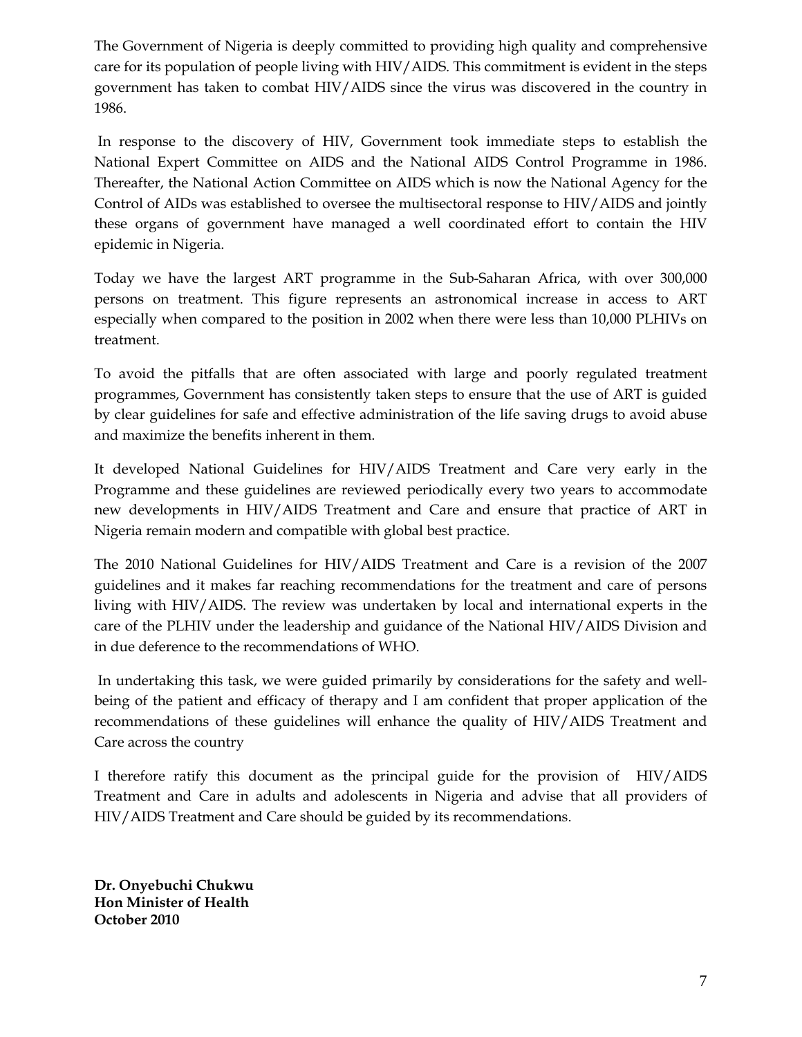The Government of Nigeria is deeply committed to providing high quality and comprehensive care for its population of people living with HIV/AIDS. This commitment is evident in the steps government has taken to combat HIV/AIDS since the virus was discovered in the country in 1986.

In response to the discovery of HIV, Government took immediate steps to establish the National Expert Committee on AIDS and the National AIDS Control Programme in 1986. Thereafter, the National Action Committee on AIDS which is now the National Agency for the Control of AIDs was established to oversee the multisectoral response to HIV/AIDS and jointly these organs of government have managed a well coordinated effort to contain the HIV epidemic in Nigeria.

Today we have the largest ART programme in the Sub-Saharan Africa, with over 300,000 persons on treatment. This figure represents an astronomical increase in access to ART especially when compared to the position in 2002 when there were less than 10,000 PLHIVs on treatment.

To avoid the pitfalls that are often associated with large and poorly regulated treatment programmes, Government has consistently taken steps to ensure that the use of ART is guided by clear guidelines for safe and effective administration of the life saving drugs to avoid abuse and maximize the benefits inherent in them.

It developed National Guidelines for HIV/AIDS Treatment and Care very early in the Programme and these guidelines are reviewed periodically every two years to accommodate new developments in HIV/AIDS Treatment and Care and ensure that practice of ART in Nigeria remain modern and compatible with global best practice.

The 2010 National Guidelines for HIV/AIDS Treatment and Care is a revision of the 2007 guidelines and it makes far reaching recommendations for the treatment and care of persons living with HIV/AIDS. The review was undertaken by local and international experts in the care of the PLHIV under the leadership and guidance of the National HIV/AIDS Division and in due deference to the recommendations of WHO.

In undertaking this task, we were guided primarily by considerations for the safety and well-being of the patient and efficacy of therapy and I am confident that proper application of the recommendations of these guidelines will enhance the quality of HIV/AIDS Treatment and Care across the country

I therefore ratify this document as the principal guide for the provision of HIV/AIDS Treatment and Care in adults and adolescents in Nigeria and advise that all providers of HIV/AIDS Treatment and Care should be guided by its recommendations.

**Dr. Onyebuchi Chukwu**
**Hon Minister of Health**
**October 2010**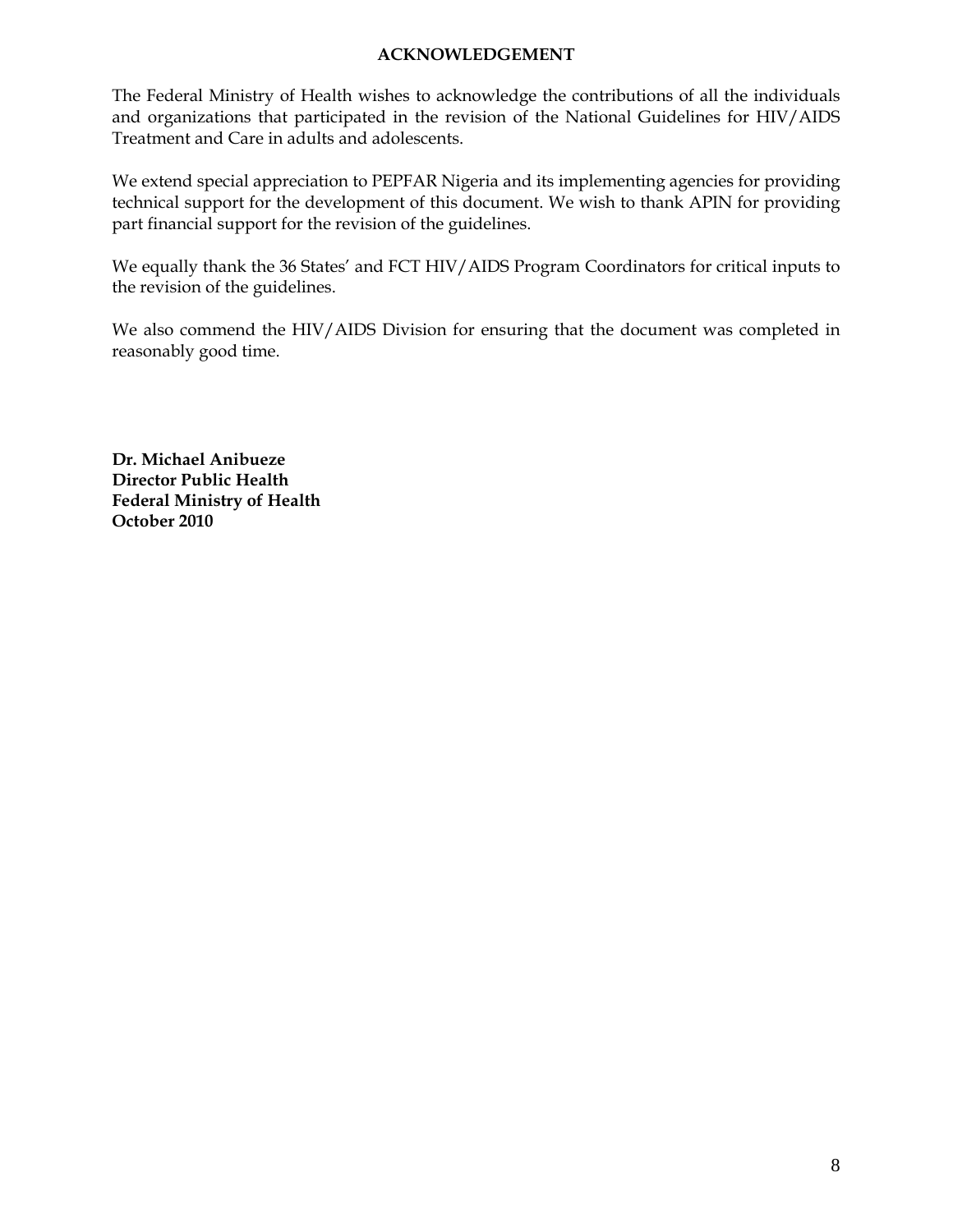# ACKNOWLEDGEMENT

The Federal Ministry of Health wishes to acknowledge the contributions of all the individuals and organizations that participated in the revision of the National Guidelines for HIV/AIDS Treatment and Care in adults and adolescents.

We extend special appreciation to PEPFAR Nigeria and its implementing agencies for providing technical support for the development of this document. We wish to thank APIN for providing part financial support for the revision of the guidelines.

We equally thank the 36 States' and FCT HIV/AIDS Program Coordinators for critical inputs to the revision of the guidelines.

We also commend the HIV/AIDS Division for ensuring that the document was completed in reasonably good time.

**Dr. Michael Anibueze**
**Director Public Health**
**Federal Ministry of Health**
**October 2010**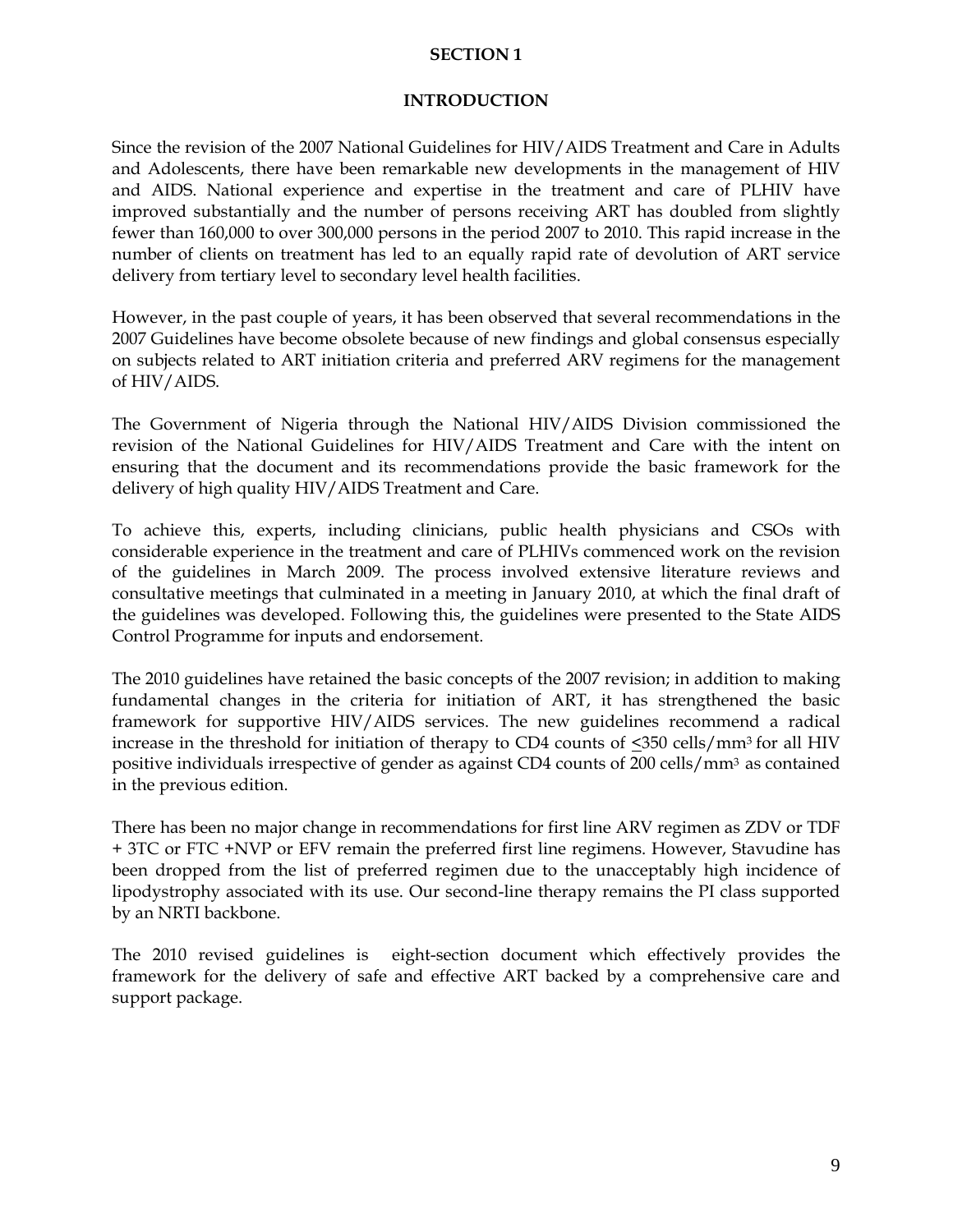# SECTION 1

## INTRODUCTION

Since the revision of the 2007 National Guidelines for HIV/AIDS Treatment and Care in Adults and Adolescents, there have been remarkable new developments in the management of HIV and AIDS. National experience and expertise in the treatment and care of PLHIV have improved substantially and the number of persons receiving ART has doubled from slightly fewer than 160,000 to over 300,000 persons in the period 2007 to 2010. This rapid increase in the number of clients on treatment has led to an equally rapid rate of devolution of ART service delivery from tertiary level to secondary level health facilities.

However, in the past couple of years, it has been observed that several recommendations in the 2007 Guidelines have become obsolete because of new findings and global consensus especially on subjects related to ART initiation criteria and preferred ARV regimens for the management of HIV/AIDS.

The Government of Nigeria through the National HIV/AIDS Division commissioned the revision of the National Guidelines for HIV/AIDS Treatment and Care with the intent on ensuring that the document and its recommendations provide the basic framework for the delivery of high quality HIV/AIDS Treatment and Care.

To achieve this, experts, including clinicians, public health physicians and CSOs with considerable experience in the treatment and care of PLHIVs commenced work on the revision of the guidelines in March 2009. The process involved extensive literature reviews and consultative meetings that culminated in a meeting in January 2010, at which the final draft of the guidelines was developed. Following this, the guidelines were presented to the State AIDS Control Programme for inputs and endorsement.

The 2010 guidelines have retained the basic concepts of the 2007 revision; in addition to making fundamental changes in the criteria for initiation of ART, it has strengthened the basic framework for supportive HIV/AIDS services. The new guidelines recommend a radical increase in the threshold for initiation of therapy to CD4 counts of $\leq$350 cells/mm$^3$ for all HIV positive individuals irrespective of gender as against CD4 counts of 200 cells/mm$^3$ as contained in the previous edition.

There has been no major change in recommendations for first line ARV regimen as ZDV or TDF + 3TC or FTC +NVP or EFV remain the preferred first line regimens. However, Stavudine has been dropped from the list of preferred regimen due to the unacceptably high incidence of lipodystrophy associated with its use. Our second-line therapy remains the PI class supported by an NRTI backbone.

The 2010 revised guidelines is eight-section document which effectively provides the framework for the delivery of safe and effective ART backed by a comprehensive care and support package.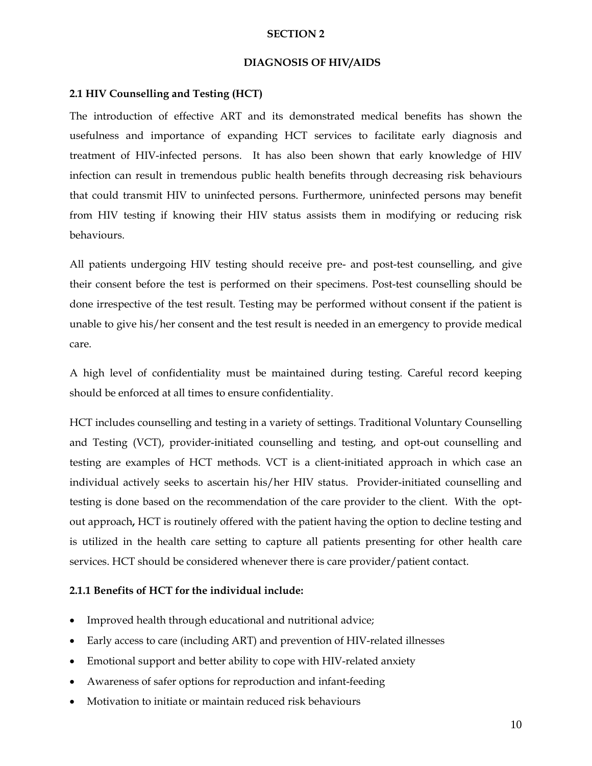# SECTION 2

# DIAGNOSIS OF HIV/AIDS

## 2.1 HIV Counselling and Testing (HCT)

The introduction of effective ART and its demonstrated medical benefits has shown the usefulness and importance of expanding HCT services to facilitate early diagnosis and treatment of HIV-infected persons. It has also been shown that early knowledge of HIV infection can result in tremendous public health benefits through decreasing risk behaviours that could transmit HIV to uninfected persons. Furthermore, uninfected persons may benefit from HIV testing if knowing their HIV status assists them in modifying or reducing risk behaviours.

All patients undergoing HIV testing should receive pre- and post-test counselling, and give their consent before the test is performed on their specimens. Post-test counselling should be done irrespective of the test result. Testing may be performed without consent if the patient is unable to give his/her consent and the test result is needed in an emergency to provide medical care.

A high level of confidentiality must be maintained during testing. Careful record keeping should be enforced at all times to ensure confidentiality.

HCT includes counselling and testing in a variety of settings. Traditional Voluntary Counselling and Testing (VCT), provider-initiated counselling and testing, and opt-out counselling and testing are examples of HCT methods. VCT is a client-initiated approach in which case an individual actively seeks to ascertain his/her HIV status. Provider-initiated counselling and testing is done based on the recommendation of the care provider to the client. With the opt-out approach**,** HCT is routinely offered with the patient having the option to decline testing and is utilized in the health care setting to capture all patients presenting for other health care services. HCT should be considered whenever there is care provider/patient contact.

### 2.1.1 Benefits of HCT for the individual include:

- Improved health through educational and nutritional advice;
- Early access to care (including ART) and prevention of HIV-related illnesses
- Emotional support and better ability to cope with HIV-related anxiety
- Awareness of safer options for reproduction and infant-feeding
- Motivation to initiate or maintain reduced risk behaviours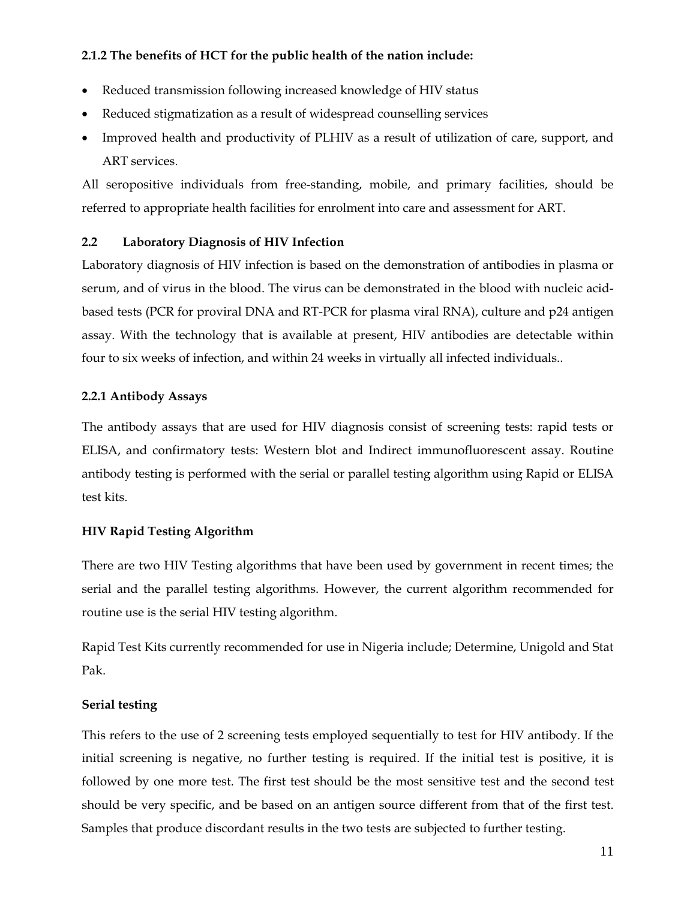#### 2.1.2 The benefits of HCT for the public health of the nation include:

- Reduced transmission following increased knowledge of HIV status
- Reduced stigmatization as a result of widespread counselling services
- Improved health and productivity of PLHIV as a result of utilization of care, support, and ART services.

All seropositive individuals from free-standing, mobile, and primary facilities, should be referred to appropriate health facilities for enrolment into care and assessment for ART.

### 2.2 Laboratory Diagnosis of HIV Infection

Laboratory diagnosis of HIV infection is based on the demonstration of antibodies in plasma or serum, and of virus in the blood. The virus can be demonstrated in the blood with nucleic acid-based tests (PCR for proviral DNA and RT-PCR for plasma viral RNA), culture and p24 antigen assay. With the technology that is available at present, HIV antibodies are detectable within four to six weeks of infection, and within 24 weeks in virtually all infected individuals..

#### 2.2.1 Antibody Assays

The antibody assays that are used for HIV diagnosis consist of screening tests: rapid tests or ELISA, and confirmatory tests: Western blot and Indirect immunofluorescent assay. Routine antibody testing is performed with the serial or parallel testing algorithm using Rapid or ELISA test kits.

**HIV Rapid Testing Algorithm**

There are two HIV Testing algorithms that have been used by government in recent times; the serial and the parallel testing algorithms. However, the current algorithm recommended for routine use is the serial HIV testing algorithm.

Rapid Test Kits currently recommended for use in Nigeria include; Determine, Unigold and Stat Pak.

**Serial testing**

This refers to the use of 2 screening tests employed sequentially to test for HIV antibody. If the initial screening is negative, no further testing is required. If the initial test is positive, it is followed by one more test. The first test should be the most sensitive test and the second test should be very specific, and be based on an antigen source different from that of the first test. Samples that produce discordant results in the two tests are subjected to further testing.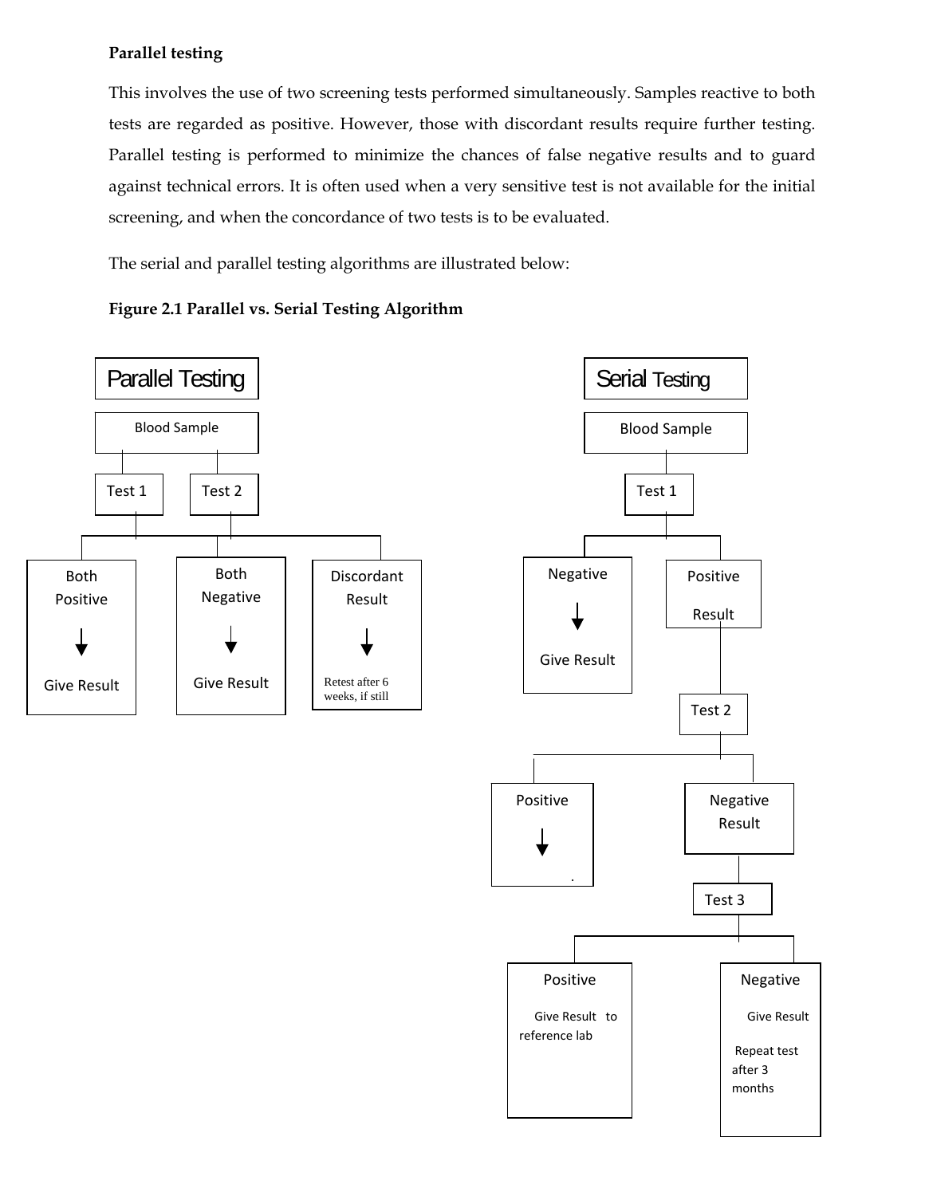**Parallel testing**

This involves the use of two screening tests performed simultaneously. Samples reactive to both tests are regarded as positive. However, those with discordant results require further testing. Parallel testing is performed to minimize the chances of false negative results and to guard against technical errors. It is often used when a very sensitive test is not available for the initial screening, and when the concordance of two tests is to be evaluated.

The serial and parallel testing algorithms are illustrated below:

**Figure 2.1 Parallel vs. Serial Testing Algorithm**

Parallel Testing

Blood Sample

Test 1 | Test 2

Both Positive → Give Result

Both Negative → Give Result

Discordant Result → Retest after 6 weeks, if still

Serial Testing

Blood Sample

Test 1

Negative → Give Result

Positive Result

Test 2

Positive → .

Negative Result

Test 3

Positive: Give Result to reference lab

Negative: Give Result; Repeat test after 3 months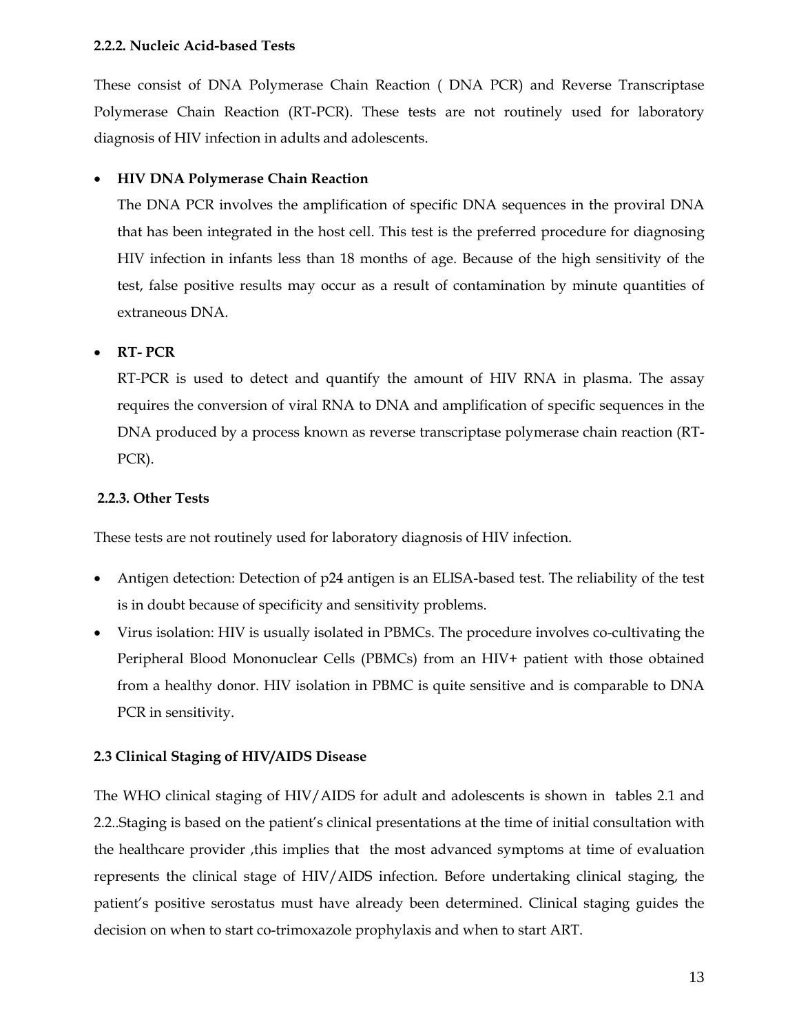### 2.2.2. Nucleic Acid-based Tests

These consist of DNA Polymerase Chain Reaction ( DNA PCR) and Reverse Transcriptase Polymerase Chain Reaction (RT-PCR). These tests are not routinely used for laboratory diagnosis of HIV infection in adults and adolescents.

- **HIV DNA Polymerase Chain Reaction**

  The DNA PCR involves the amplification of specific DNA sequences in the proviral DNA that has been integrated in the host cell. This test is the preferred procedure for diagnosing HIV infection in infants less than 18 months of age. Because of the high sensitivity of the test, false positive results may occur as a result of contamination by minute quantities of extraneous DNA.

- **RT- PCR**

  RT-PCR is used to detect and quantify the amount of HIV RNA in plasma. The assay requires the conversion of viral RNA to DNA and amplification of specific sequences in the DNA produced by a process known as reverse transcriptase polymerase chain reaction (RT-PCR).

### 2.2.3. Other Tests

These tests are not routinely used for laboratory diagnosis of HIV infection.

- Antigen detection: Detection of p24 antigen is an ELISA-based test. The reliability of the test is in doubt because of specificity and sensitivity problems.
- Virus isolation: HIV is usually isolated in PBMCs. The procedure involves co-cultivating the Peripheral Blood Mononuclear Cells (PBMCs) from an HIV+ patient with those obtained from a healthy donor. HIV isolation in PBMC is quite sensitive and is comparable to DNA PCR in sensitivity.

## 2.3 Clinical Staging of HIV/AIDS Disease

The WHO clinical staging of HIV/AIDS for adult and adolescents is shown in tables 2.1 and 2.2..Staging is based on the patient's clinical presentations at the time of initial consultation with the healthcare provider ,this implies that the most advanced symptoms at time of evaluation represents the clinical stage of HIV/AIDS infection. Before undertaking clinical staging, the patient's positive serostatus must have already been determined. Clinical staging guides the decision on when to start co-trimoxazole prophylaxis and when to start ART.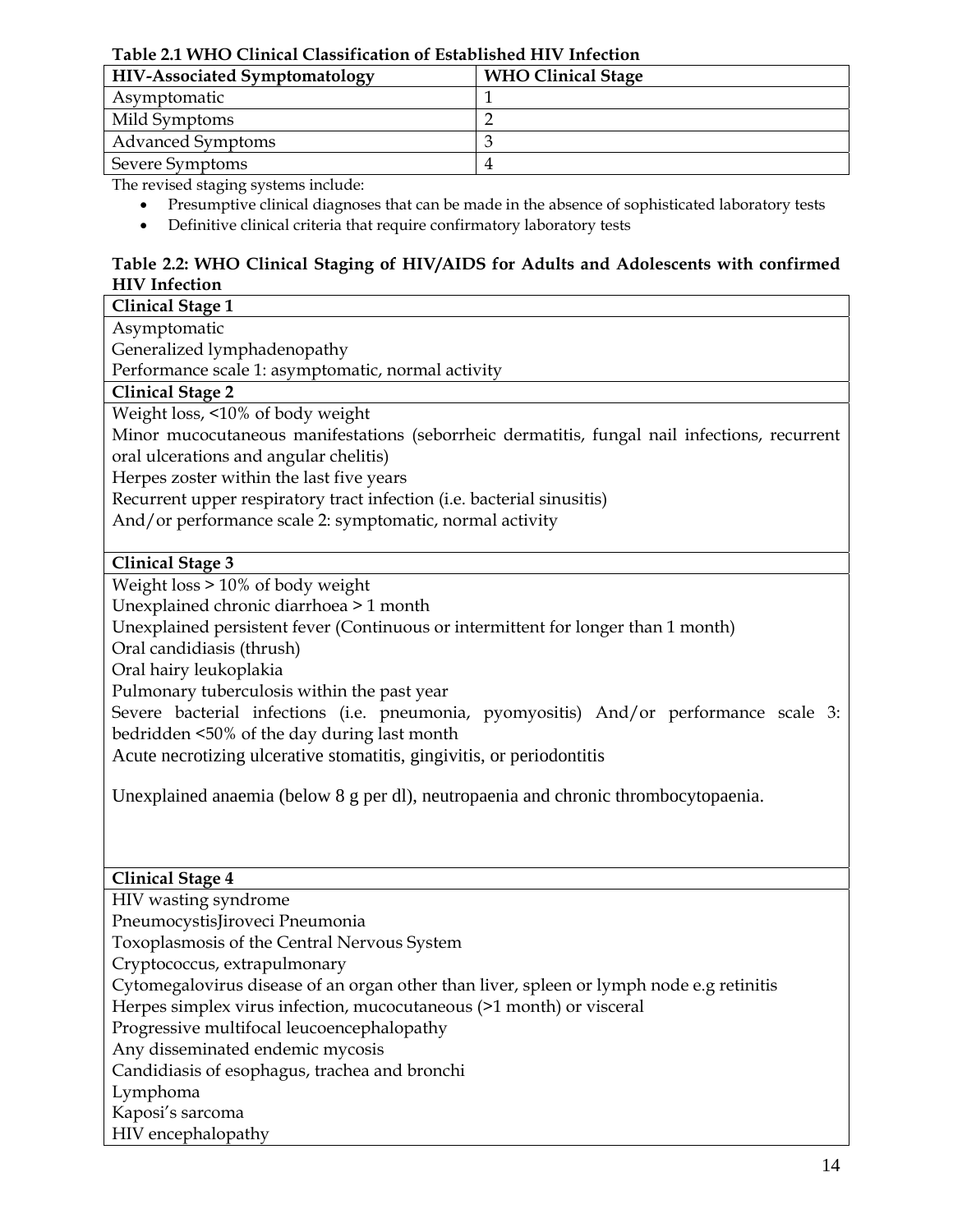**Table 2.1 WHO Clinical Classification of Established HIV Infection**

| HIV-Associated Symptomatology | WHO Clinical Stage |
|---|---|
| Asymptomatic | 1 |
| Mild Symptoms | 2 |
| Advanced Symptoms | 3 |
| Severe Symptoms | 4 |

The revised staging systems include:

- Presumptive clinical diagnoses that can be made in the absence of sophisticated laboratory tests
- Definitive clinical criteria that require confirmatory laboratory tests

**Table 2.2: WHO Clinical Staging of HIV/AIDS for Adults and Adolescents with confirmed HIV Infection**

| **Clinical Stage 1** |
|---|
| Asymptomatic<br>Generalized lymphadenopathy<br>Performance scale 1: asymptomatic, normal activity |
| **Clinical Stage 2** |
| Weight loss, <10% of body weight<br>Minor mucocutaneous manifestations (seborrheic dermatitis, fungal nail infections, recurrent oral ulcerations and angular chelitis)<br>Herpes zoster within the last five years<br>Recurrent upper respiratory tract infection (i.e. bacterial sinusitis)<br>And/or performance scale 2: symptomatic, normal activity |
| **Clinical Stage 3** |
| Weight loss > 10% of body weight<br>Unexplained chronic diarrhoea > 1 month<br>Unexplained persistent fever (Continuous or intermittent for longer than 1 month)<br>Oral candidiasis (thrush)<br>Oral hairy leukoplakia<br>Pulmonary tuberculosis within the past year<br>Severe bacterial infections (i.e. pneumonia, pyomyositis) And/or performance scale 3: bedridden <50% of the day during last month<br>Acute necrotizing ulcerative stomatitis, gingivitis, or periodontitis<br>Unexplained anaemia (below 8 g per dl), neutropaenia and chronic thrombocytopaenia. |
| **Clinical Stage 4** |
| HIV wasting syndrome<br>PneumocystisJiroveci Pneumonia<br>Toxoplasmosis of the Central Nervous System<br>Cryptococcus, extrapulmonary<br>Cytomegalovirus disease of an organ other than liver, spleen or lymph node e.g retinitis<br>Herpes simplex virus infection, mucocutaneous (>1 month) or visceral<br>Progressive multifocal leucoencephalopathy<br>Any disseminated endemic mycosis<br>Candidiasis of esophagus, trachea and bronchi<br>Lymphoma<br>Kaposi's sarcoma<br>HIV encephalopathy |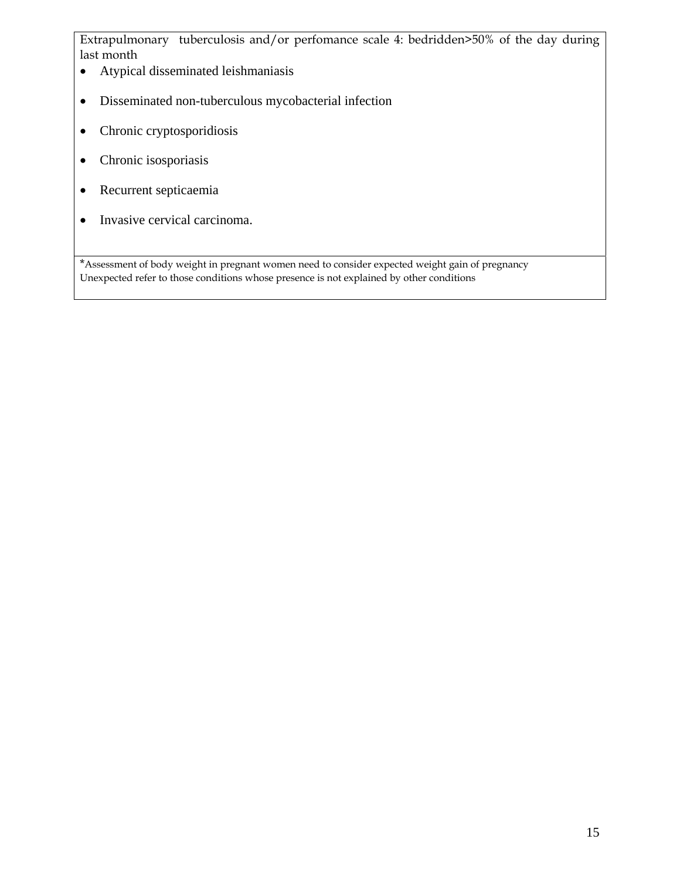Extrapulmonary tuberculosis and/or perfomance scale 4: bedridden>50% of the day during last month

- Atypical disseminated leishmaniasis
- Disseminated non-tuberculous mycobacterial infection
- Chronic cryptosporidiosis
- Chronic isosporiasis
- Recurrent septicaemia
- Invasive cervical carcinoma.

*Assessment of body weight in pregnant women need to consider expected weight gain of pregnancy
Unexpected refer to those conditions whose presence is not explained by other conditions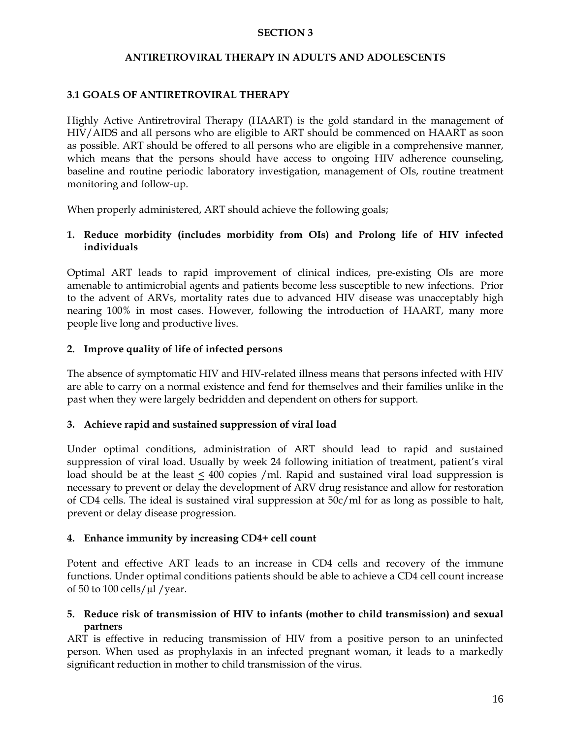# SECTION 3

## ANTIRETROVIRAL THERAPY IN ADULTS AND ADOLESCENTS

### 3.1 GOALS OF ANTIRETROVIRAL THERAPY

Highly Active Antiretroviral Therapy (HAART) is the gold standard in the management of HIV/AIDS and all persons who are eligible to ART should be commenced on HAART as soon as possible. ART should be offered to all persons who are eligible in a comprehensive manner, which means that the persons should have access to ongoing HIV adherence counseling, baseline and routine periodic laboratory investigation, management of OIs, routine treatment monitoring and follow-up.

When properly administered, ART should achieve the following goals;

**1. Reduce morbidity (includes morbidity from OIs) and Prolong life of HIV infected individuals**

Optimal ART leads to rapid improvement of clinical indices, pre-existing OIs are more amenable to antimicrobial agents and patients become less susceptible to new infections. Prior to the advent of ARVs, mortality rates due to advanced HIV disease was unacceptably high nearing 100% in most cases. However, following the introduction of HAART, many more people live long and productive lives.

**2. Improve quality of life of infected persons**

The absence of symptomatic HIV and HIV-related illness means that persons infected with HIV are able to carry on a normal existence and fend for themselves and their families unlike in the past when they were largely bedridden and dependent on others for support.

**3. Achieve rapid and sustained suppression of viral load**

Under optimal conditions, administration of ART should lead to rapid and sustained suppression of viral load. Usually by week 24 following initiation of treatment, patient's viral load should be at the least $\leq$ 400 copies /ml. Rapid and sustained viral load suppression is necessary to prevent or delay the development of ARV drug resistance and allow for restoration of CD4 cells. The ideal is sustained viral suppression at 50c/ml for as long as possible to halt, prevent or delay disease progression.

**4. Enhance immunity by increasing CD4+ cell count**

Potent and effective ART leads to an increase in CD4 cells and recovery of the immune functions. Under optimal conditions patients should be able to achieve a CD4 cell count increase of 50 to 100 cells/µl /year.

**5. Reduce risk of transmission of HIV to infants (mother to child transmission) and sexual partners**

ART is effective in reducing transmission of HIV from a positive person to an uninfected person. When used as prophylaxis in an infected pregnant woman, it leads to a markedly significant reduction in mother to child transmission of the virus.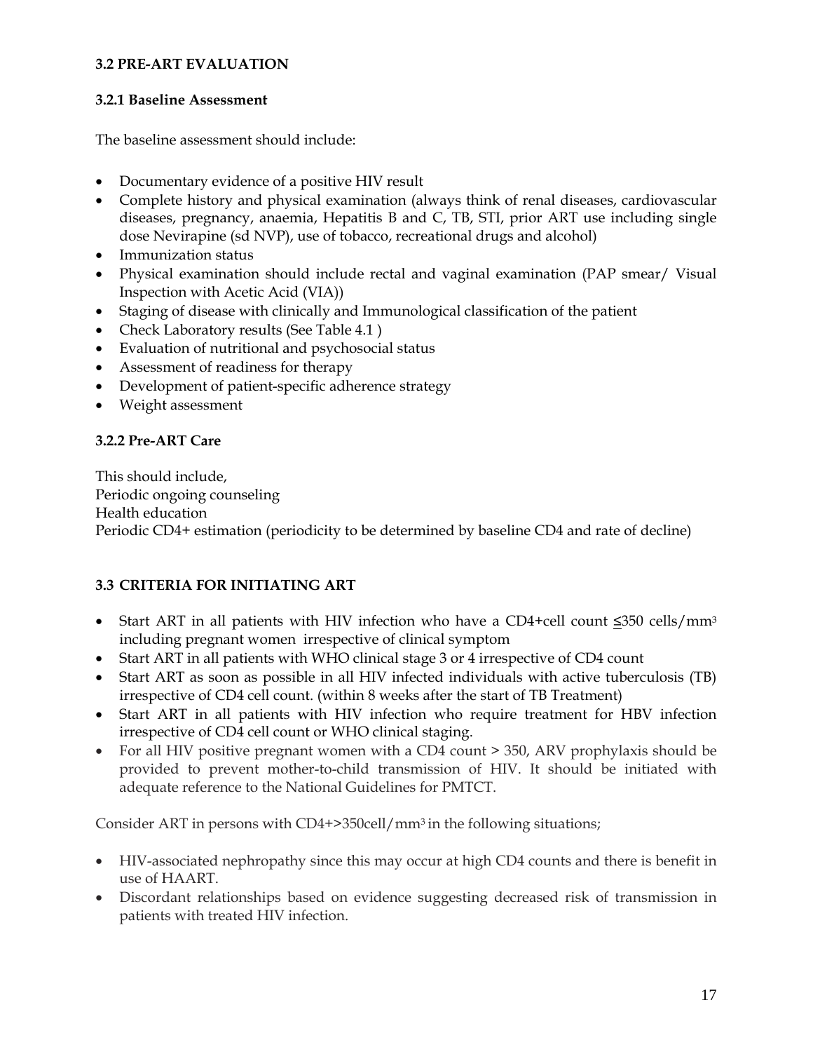### 3.2 PRE-ART EVALUATION

#### 3.2.1 Baseline Assessment

The baseline assessment should include:

- Documentary evidence of a positive HIV result
- Complete history and physical examination (always think of renal diseases, cardiovascular diseases, pregnancy, anaemia, Hepatitis B and C, TB, STI, prior ART use including single dose Nevirapine (sd NVP), use of tobacco, recreational drugs and alcohol)
- Immunization status
- Physical examination should include rectal and vaginal examination (PAP smear/ Visual Inspection with Acetic Acid (VIA))
- Staging of disease with clinically and Immunological classification of the patient
- Check Laboratory results (See Table 4.1 )
- Evaluation of nutritional and psychosocial status
- Assessment of readiness for therapy
- Development of patient-specific adherence strategy
- Weight assessment

#### 3.2.2 Pre-ART Care

This should include,
Periodic ongoing counseling
Health education
Periodic CD4+ estimation (periodicity to be determined by baseline CD4 and rate of decline)

### 3.3 CRITERIA FOR INITIATING ART

- Start ART in all patients with HIV infection who have a CD4+cell count ≤350 cells/mm$^3$ including pregnant women irrespective of clinical symptom
- Start ART in all patients with WHO clinical stage 3 or 4 irrespective of CD4 count
- Start ART as soon as possible in all HIV infected individuals with active tuberculosis (TB) irrespective of CD4 cell count. (within 8 weeks after the start of TB Treatment)
- Start ART in all patients with HIV infection who require treatment for HBV infection irrespective of CD4 cell count or WHO clinical staging.
- For all HIV positive pregnant women with a CD4 count > 350, ARV prophylaxis should be provided to prevent mother-to-child transmission of HIV. It should be initiated with adequate reference to the National Guidelines for PMTCT.

Consider ART in persons with CD4+>350cell/mm$^3$ in the following situations;

- HIV-associated nephropathy since this may occur at high CD4 counts and there is benefit in use of HAART.
- Discordant relationships based on evidence suggesting decreased risk of transmission in patients with treated HIV infection.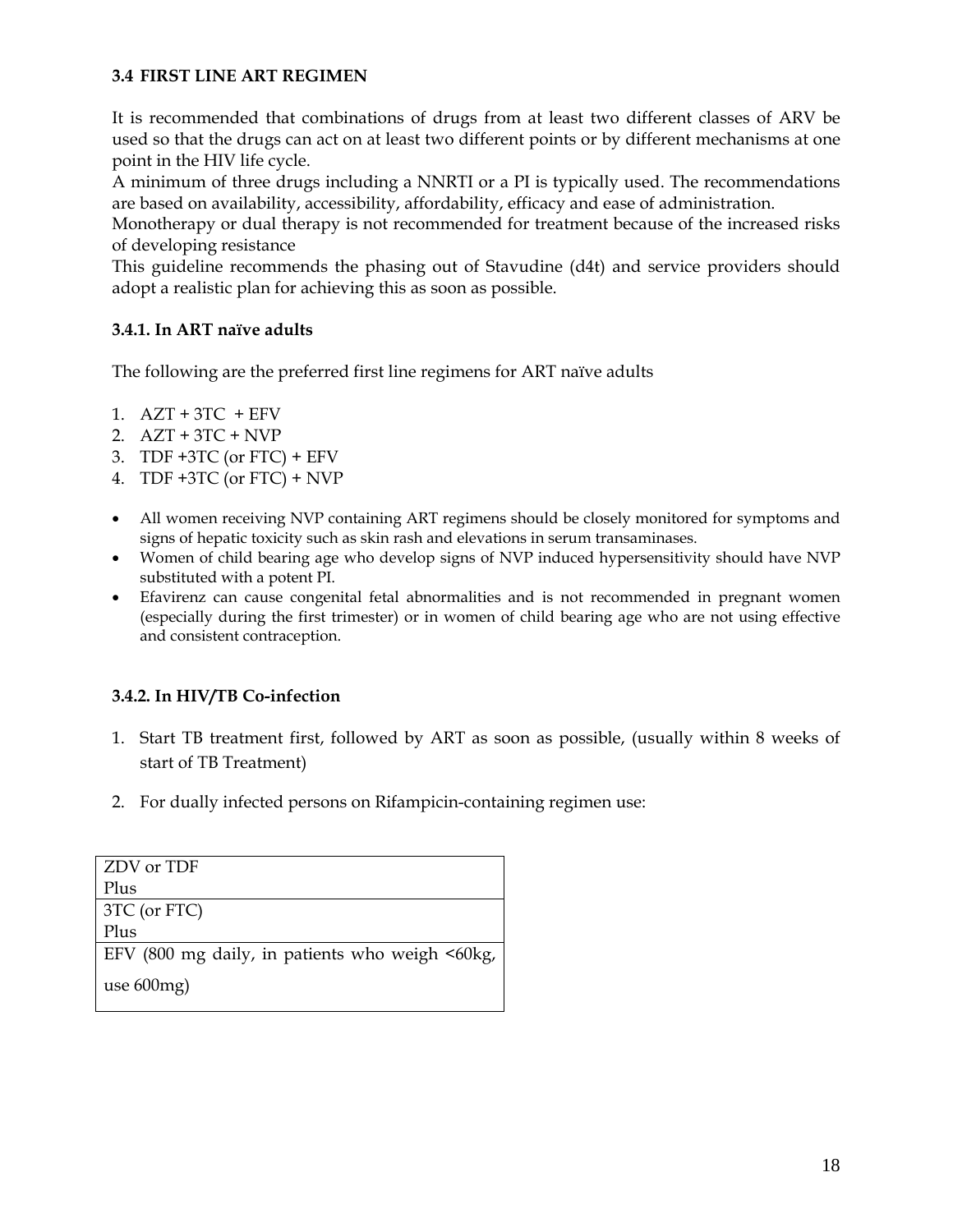### 3.4 FIRST LINE ART REGIMEN

It is recommended that combinations of drugs from at least two different classes of ARV be used so that the drugs can act on at least two different points or by different mechanisms at one point in the HIV life cycle.
A minimum of three drugs including a NNRTI or a PI is typically used. The recommendations are based on availability, accessibility, affordability, efficacy and ease of administration.
Monotherapy or dual therapy is not recommended for treatment because of the increased risks of developing resistance
This guideline recommends the phasing out of Stavudine (d4t) and service providers should adopt a realistic plan for achieving this as soon as possible.

#### 3.4.1. In ART naïve adults

The following are the preferred first line regimens for ART naïve adults

1. AZT + 3TC + EFV
2. AZT + 3TC + NVP
3. TDF +3TC (or FTC) + EFV
4. TDF +3TC (or FTC) + NVP

- All women receiving NVP containing ART regimens should be closely monitored for symptoms and signs of hepatic toxicity such as skin rash and elevations in serum transaminases.
- Women of child bearing age who develop signs of NVP induced hypersensitivity should have NVP substituted with a potent PI.
- Efavirenz can cause congenital fetal abnormalities and is not recommended in pregnant women (especially during the first trimester) or in women of child bearing age who are not using effective and consistent contraception.

#### 3.4.2. In HIV/TB Co-infection

1. Start TB treatment first, followed by ART as soon as possible, (usually within 8 weeks of start of TB Treatment)
2. For dually infected persons on Rifampicin-containing regimen use:

| ZDV or TDF<br>Plus |
|---|
| 3TC (or FTC)<br>Plus |
| EFV (800 mg daily, in patients who weigh <60kg, use 600mg) |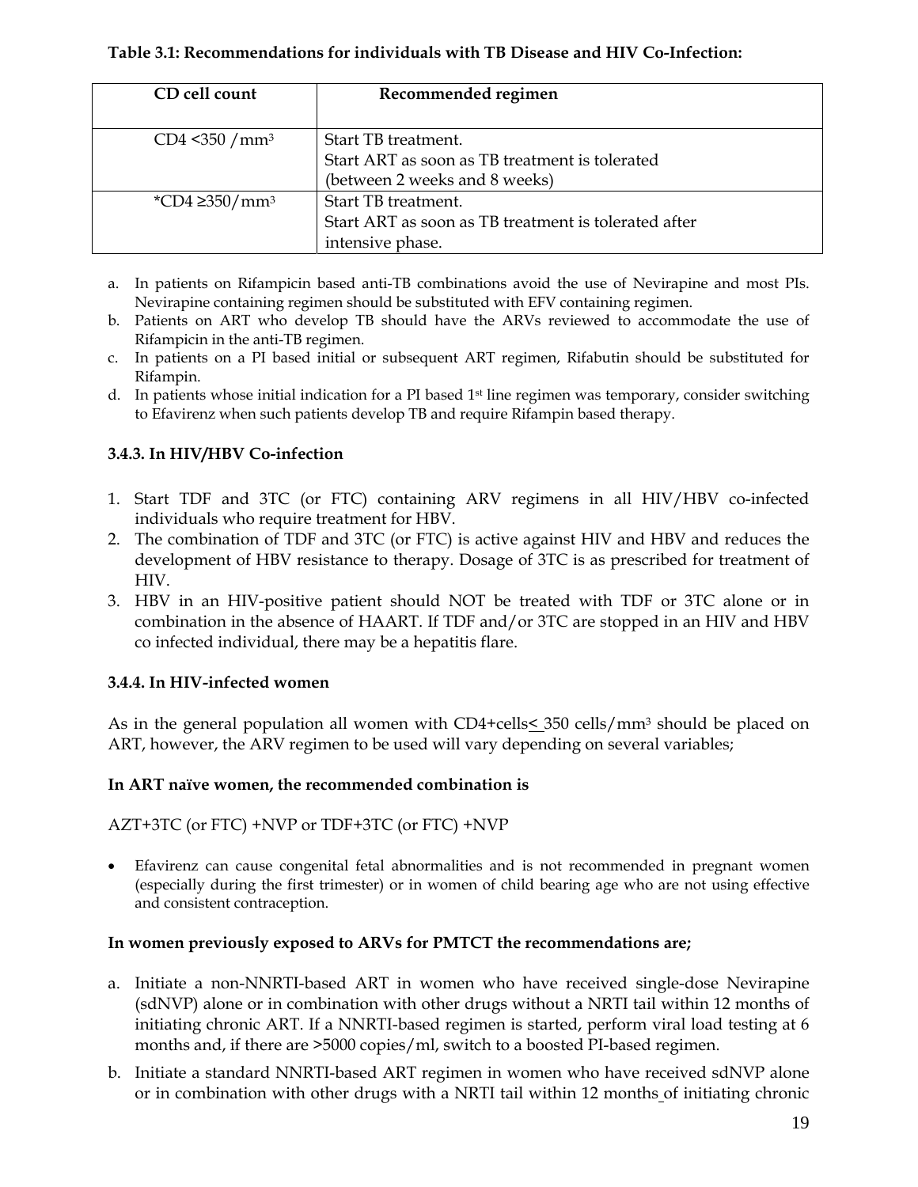**Table 3.1: Recommendations for individuals with TB Disease and HIV Co-Infection:**

| CD cell count | Recommended regimen |
| --- | --- |
| CD4 <350 /mm$^3$ | Start TB treatment.<br>Start ART as soon as TB treatment is tolerated (between 2 weeks and 8 weeks) |
| *CD4 ≥350/mm$^3$ | Start TB treatment.<br>Start ART as soon as TB treatment is tolerated after intensive phase. |

a. In patients on Rifampicin based anti-TB combinations avoid the use of Nevirapine and most PIs. Nevirapine containing regimen should be substituted with EFV containing regimen.
b. Patients on ART who develop TB should have the ARVs reviewed to accommodate the use of Rifampicin in the anti-TB regimen.
c. In patients on a PI based initial or subsequent ART regimen, Rifabutin should be substituted for Rifampin.
d. In patients whose initial indication for a PI based 1st line regimen was temporary, consider switching to Efavirenz when such patients develop TB and require Rifampin based therapy.

### 3.4.3. In HIV/HBV Co-infection

1. Start TDF and 3TC (or FTC) containing ARV regimens in all HIV/HBV co-infected individuals who require treatment for HBV.
2. The combination of TDF and 3TC (or FTC) is active against HIV and HBV and reduces the development of HBV resistance to therapy. Dosage of 3TC is as prescribed for treatment of HIV.
3. HBV in an HIV-positive patient should NOT be treated with TDF or 3TC alone or in combination in the absence of HAART. If TDF and/or 3TC are stopped in an HIV and HBV co infected individual, there may be a hepatitis flare.

### 3.4.4. In HIV-infected women

As in the general population all women with CD4+cells≤ 350 cells/mm$^3$ should be placed on ART, however, the ARV regimen to be used will vary depending on several variables;

**In ART naïve women, the recommended combination is**

AZT+3TC (or FTC) +NVP or TDF+3TC (or FTC) +NVP

- Efavirenz can cause congenital fetal abnormalities and is not recommended in pregnant women (especially during the first trimester) or in women of child bearing age who are not using effective and consistent contraception.

**In women previously exposed to ARVs for PMTCT the recommendations are;**

a. Initiate a non-NNRTI-based ART in women who have received single-dose Nevirapine (sdNVP) alone or in combination with other drugs without a NRTI tail within 12 months of initiating chronic ART. If a NNRTI-based regimen is started, perform viral load testing at 6 months and, if there are >5000 copies/ml, switch to a boosted PI-based regimen.
b. Initiate a standard NNRTI-based ART regimen in women who have received sdNVP alone or in combination with other drugs with a NRTI tail within 12 months of initiating chronic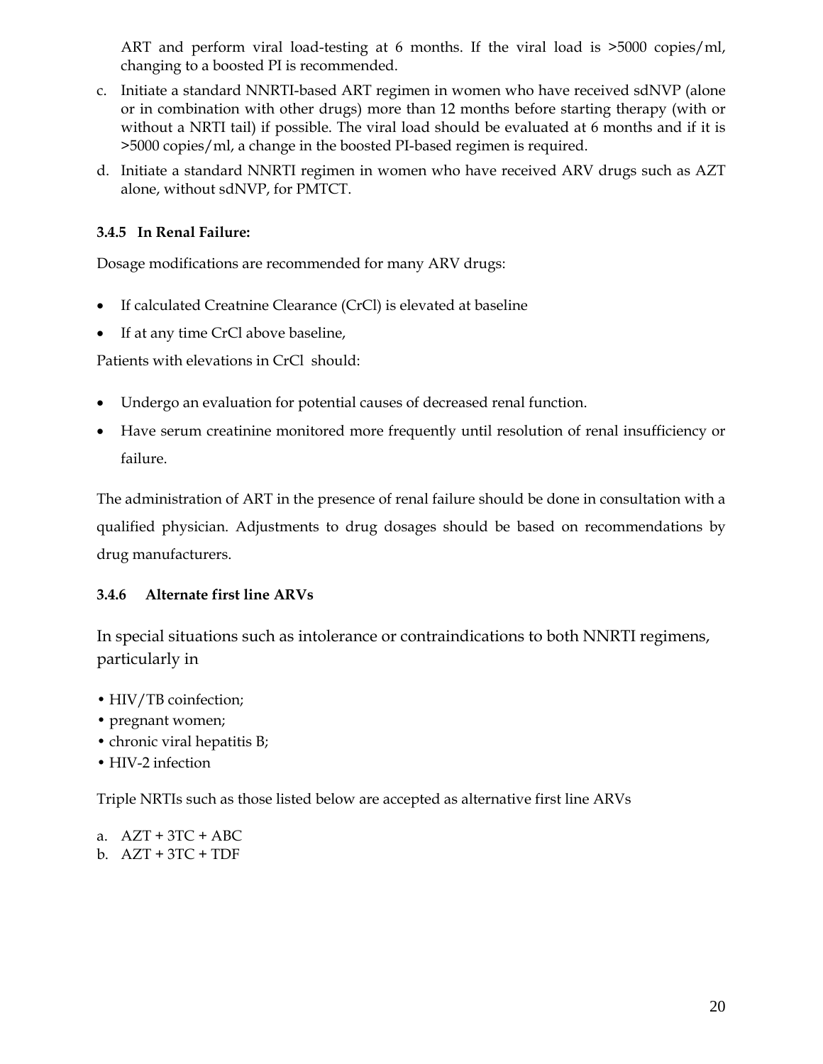ART and perform viral load-testing at 6 months. If the viral load is >5000 copies/ml, changing to a boosted PI is recommended.

c. Initiate a standard NNRTI-based ART regimen in women who have received sdNVP (alone or in combination with other drugs) more than 12 months before starting therapy (with or without a NRTI tail) if possible. The viral load should be evaluated at 6 months and if it is >5000 copies/ml, a change in the boosted PI-based regimen is required.
d. Initiate a standard NNRTI regimen in women who have received ARV drugs such as AZT alone, without sdNVP, for PMTCT.

### 3.4.5 In Renal Failure:

Dosage modifications are recommended for many ARV drugs:

- If calculated Creatnine Clearance (CrCl) is elevated at baseline
- If at any time CrCl above baseline,

Patients with elevations in CrCl should:

- Undergo an evaluation for potential causes of decreased renal function.
- Have serum creatinine monitored more frequently until resolution of renal insufficiency or failure.

The administration of ART in the presence of renal failure should be done in consultation with a qualified physician. Adjustments to drug dosages should be based on recommendations by drug manufacturers.

### 3.4.6 Alternate first line ARVs

In special situations such as intolerance or contraindications to both NNRTI regimens, particularly in

- HIV/TB coinfection;
- pregnant women;
- chronic viral hepatitis B;
- HIV-2 infection

Triple NRTIs such as those listed below are accepted as alternative first line ARVs

a. AZT + 3TC + ABC
b. AZT + 3TC + TDF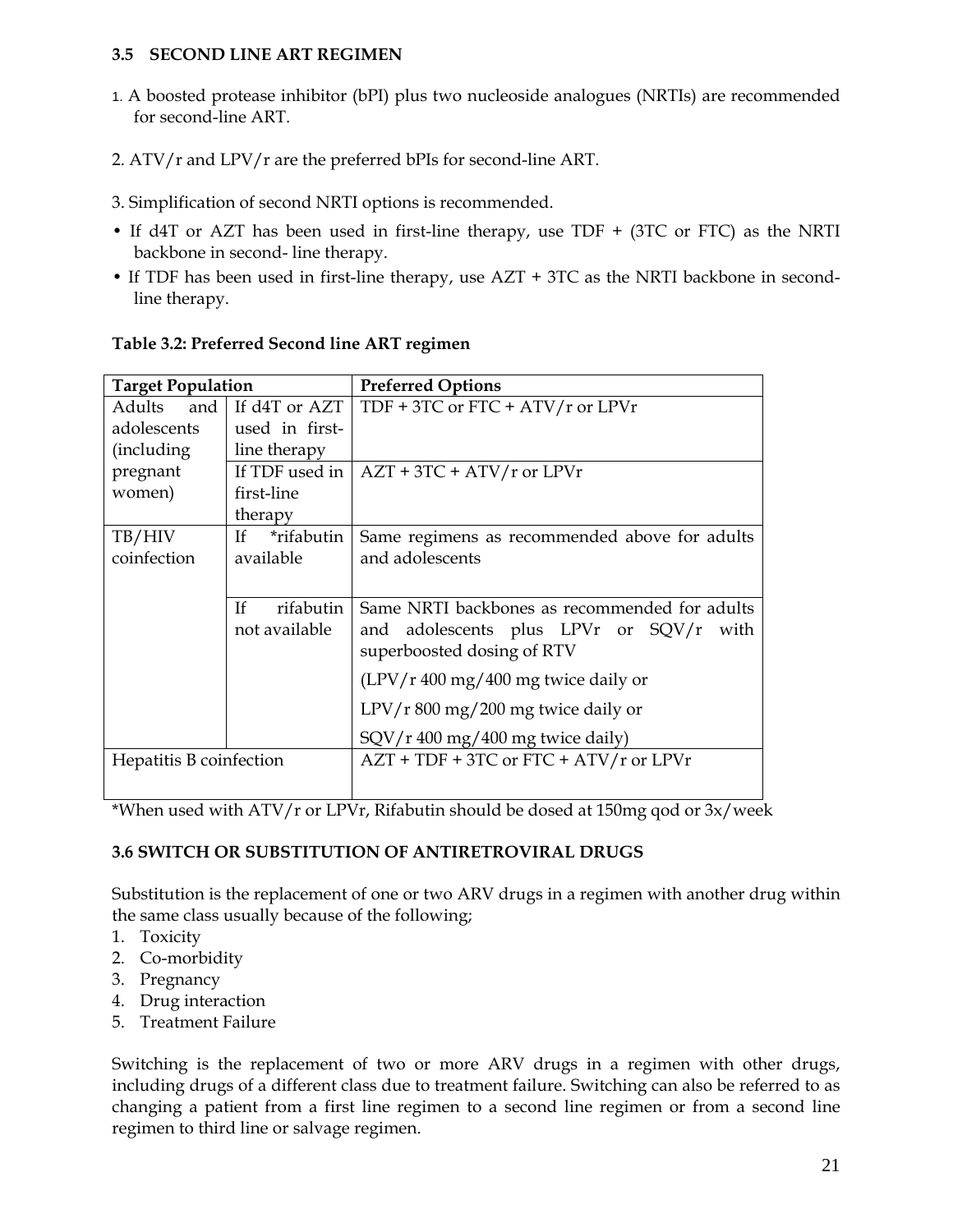### 3.5 SECOND LINE ART REGIMEN

1. A boosted protease inhibitor (bPI) plus two nucleoside analogues (NRTIs) are recommended for second-line ART.

2. ATV/r and LPV/r are the preferred bPIs for second-line ART.

3. Simplification of second NRTI options is recommended.

- If d4T or AZT has been used in first-line therapy, use TDF + (3TC or FTC) as the NRTI backbone in second- line therapy.
- If TDF has been used in first-line therapy, use AZT + 3TC as the NRTI backbone in second-line therapy.

**Table 3.2: Preferred Second line ART regimen**

| Target Population | | Preferred Options |
|---|---|---|
| Adults and adolescents (including pregnant women) | If d4T or AZT used in first-line therapy | TDF + 3TC or FTC + ATV/r or LPVr |
| | If TDF used in first-line therapy | AZT + 3TC + ATV/r or LPVr |
| TB/HIV coinfection | If *rifabutin available | Same regimens as recommended above for adults and adolescents |
| | If rifabutin not available | Same NRTI backbones as recommended for adults and adolescents plus LPVr or SQV/r with superboosted dosing of RTV<br>(LPV/r 400 mg/400 mg twice daily or<br>LPV/r 800 mg/200 mg twice daily or<br>SQV/r 400 mg/400 mg twice daily) |
| Hepatitis B coinfection | | AZT + TDF + 3TC or FTC + ATV/r or LPVr |

*When used with ATV/r or LPVr, Rifabutin should be dosed at 150mg qod or 3x/week

### 3.6 SWITCH OR SUBSTITUTION OF ANTIRETROVIRAL DRUGS

Substitution is the replacement of one or two ARV drugs in a regimen with another drug within the same class usually because of the following;

1. Toxicity
2. Co-morbidity
3. Pregnancy
4. Drug interaction
5. Treatment Failure

Switching is the replacement of two or more ARV drugs in a regimen with other drugs, including drugs of a different class due to treatment failure. Switching can also be referred to as changing a patient from a first line regimen to a second line regimen or from a second line regimen to third line or salvage regimen.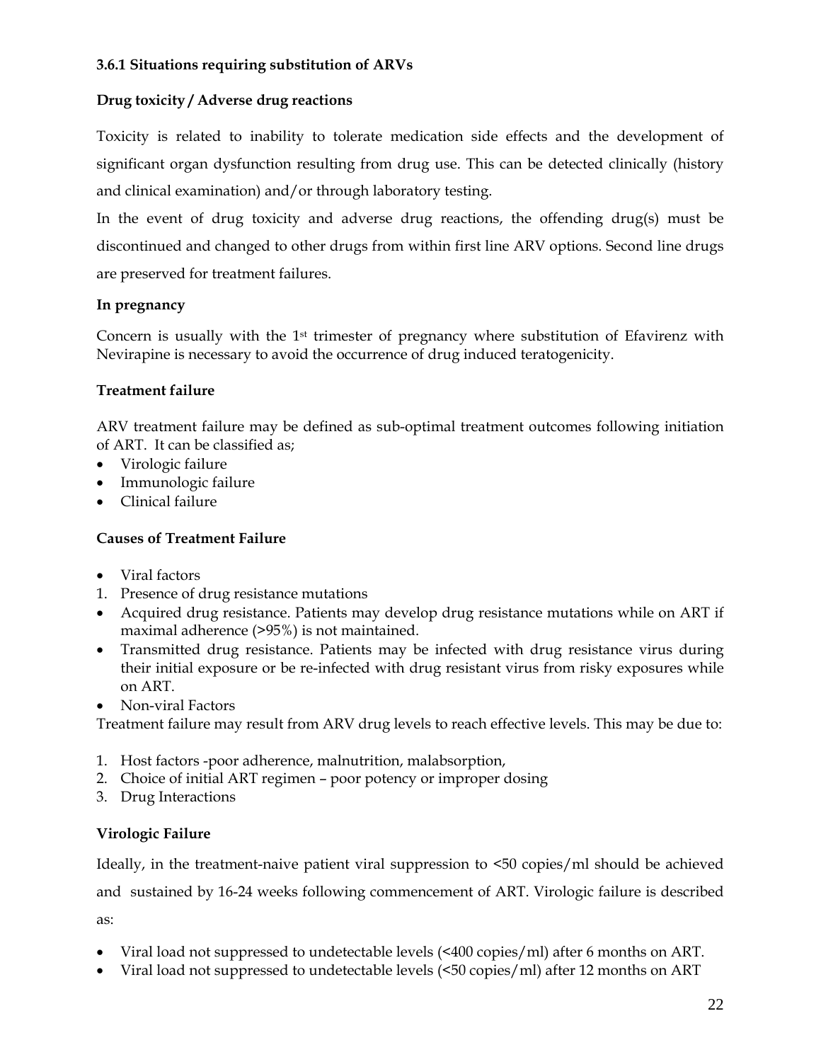### 3.6.1 Situations requiring substitution of ARVs

**Drug toxicity / Adverse drug reactions**

Toxicity is related to inability to tolerate medication side effects and the development of significant organ dysfunction resulting from drug use. This can be detected clinically (history and clinical examination) and/or through laboratory testing.

In the event of drug toxicity and adverse drug reactions, the offending drug(s) must be discontinued and changed to other drugs from within first line ARV options. Second line drugs are preserved for treatment failures.

**In pregnancy**

Concern is usually with the 1st trimester of pregnancy where substitution of Efavirenz with Nevirapine is necessary to avoid the occurrence of drug induced teratogenicity.

**Treatment failure**

ARV treatment failure may be defined as sub-optimal treatment outcomes following initiation of ART. It can be classified as;

- Virologic failure
- Immunologic failure
- Clinical failure

**Causes of Treatment Failure**

- Viral factors

1. Presence of drug resistance mutations

- Acquired drug resistance. Patients may develop drug resistance mutations while on ART if maximal adherence (>95%) is not maintained.
- Transmitted drug resistance. Patients may be infected with drug resistance virus during their initial exposure or be re-infected with drug resistant virus from risky exposures while on ART.
- Non-viral Factors

Treatment failure may result from ARV drug levels to reach effective levels. This may be due to:

1. Host factors -poor adherence, malnutrition, malabsorption,
2. Choice of initial ART regimen – poor potency or improper dosing
3. Drug Interactions

**Virologic Failure**

Ideally, in the treatment-naive patient viral suppression to <50 copies/ml should be achieved and sustained by 16-24 weeks following commencement of ART. Virologic failure is described as:

- Viral load not suppressed to undetectable levels (<400 copies/ml) after 6 months on ART.
- Viral load not suppressed to undetectable levels (<50 copies/ml) after 12 months on ART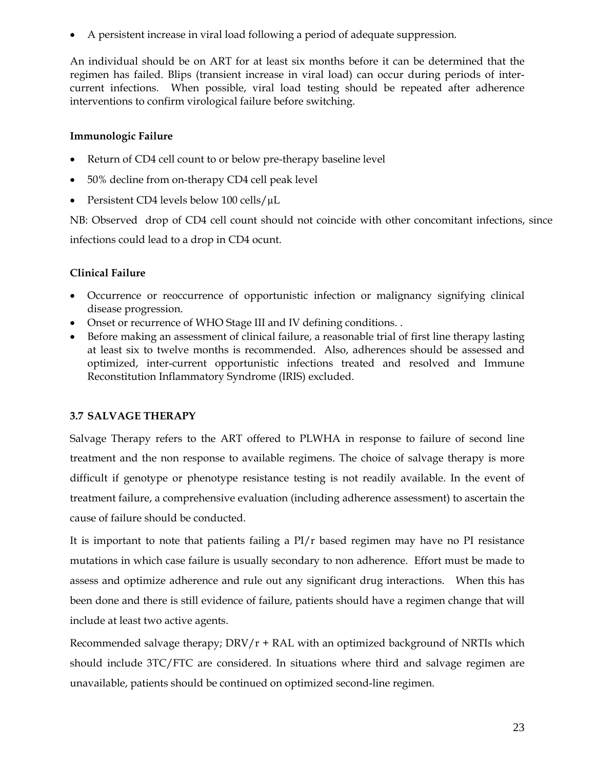- A persistent increase in viral load following a period of adequate suppression.

An individual should be on ART for at least six months before it can be determined that the regimen has failed. Blips (transient increase in viral load) can occur during periods of inter-current infections. When possible, viral load testing should be repeated after adherence interventions to confirm virological failure before switching.

**Immunologic Failure**

- Return of CD4 cell count to or below pre-therapy baseline level
- 50% decline from on-therapy CD4 cell peak level
- Persistent CD4 levels below 100 cells/µL

NB: Observed drop of CD4 cell count should not coincide with other concomitant infections, since infections could lead to a drop in CD4 ocunt.

**Clinical Failure**

- Occurrence or reoccurrence of opportunistic infection or malignancy signifying clinical disease progression.
- Onset or recurrence of WHO Stage III and IV defining conditions. .
- Before making an assessment of clinical failure, a reasonable trial of first line therapy lasting at least six to twelve months is recommended. Also, adherences should be assessed and optimized, inter-current opportunistic infections treated and resolved and Immune Reconstitution Inflammatory Syndrome (IRIS) excluded.

### 3.7 SALVAGE THERAPY

Salvage Therapy refers to the ART offered to PLWHA in response to failure of second line treatment and the non response to available regimens. The choice of salvage therapy is more difficult if genotype or phenotype resistance testing is not readily available. In the event of treatment failure, a comprehensive evaluation (including adherence assessment) to ascertain the cause of failure should be conducted.

It is important to note that patients failing a PI/r based regimen may have no PI resistance mutations in which case failure is usually secondary to non adherence. Effort must be made to assess and optimize adherence and rule out any significant drug interactions. When this has been done and there is still evidence of failure, patients should have a regimen change that will include at least two active agents.

Recommended salvage therapy; DRV/r + RAL with an optimized background of NRTIs which should include 3TC/FTC are considered. In situations where third and salvage regimen are unavailable, patients should be continued on optimized second-line regimen.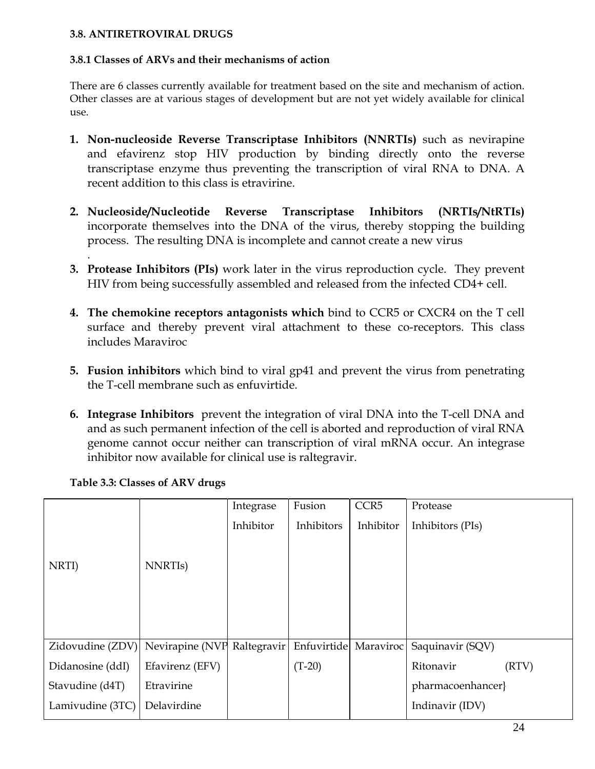### 3.8. ANTIRETROVIRAL DRUGS

#### 3.8.1 Classes of ARVs and their mechanisms of action

There are 6 classes currently available for treatment based on the site and mechanism of action. Other classes are at various stages of development but are not yet widely available for clinical use.

1. **Non-nucleoside Reverse Transcriptase Inhibitors (NNRTIs)** such as nevirapine and efavirenz stop HIV production by binding directly onto the reverse transcriptase enzyme thus preventing the transcription of viral RNA to DNA. A recent addition to this class is etravirine.

2. **Nucleoside/Nucleotide Reverse Transcriptase Inhibitors (NRTIs/NtRTIs)** incorporate themselves into the DNA of the virus, thereby stopping the building process. The resulting DNA is incomplete and cannot create a new virus
.
3. **Protease Inhibitors (PIs)** work later in the virus reproduction cycle. They prevent HIV from being successfully assembled and released from the infected CD4+ cell.

4. **The chemokine receptors antagonists which** bind to CCR5 or CXCR4 on the T cell surface and thereby prevent viral attachment to these co-receptors. This class includes Maraviroc

5. **Fusion inhibitors** which bind to viral gp41 and prevent the virus from penetrating the T-cell membrane such as enfuvirtide.

6. **Integrase Inhibitors** prevent the integration of viral DNA into the T-cell DNA and and as such permanent infection of the cell is aborted and reproduction of viral RNA genome cannot occur neither can transcription of viral mRNA occur. An integrase inhibitor now available for clinical use is raltegravir.

**Table 3.3: Classes of ARV drugs**

| NRTI) | NNRTIs) | Integrase Inhibitor | Fusion Inhibitors | CCR5 Inhibitor | Protease Inhibitors (PIs) |
|---|---|---|---|---|---|
| Zidovudine (ZDV)<br>Didanosine (ddI)<br>Stavudine (d4T)<br>Lamivudine (3TC) | Nevirapine (NVP<br>Efavirenz (EFV)<br>Etravirine<br>Delavirdine | Raltegravir | Enfuvirtide (T-20) | Maraviroc | Saquinavir (SQV)<br>Ritonavir (RTV) pharmacoenhancer}<br>Indinavir (IDV) |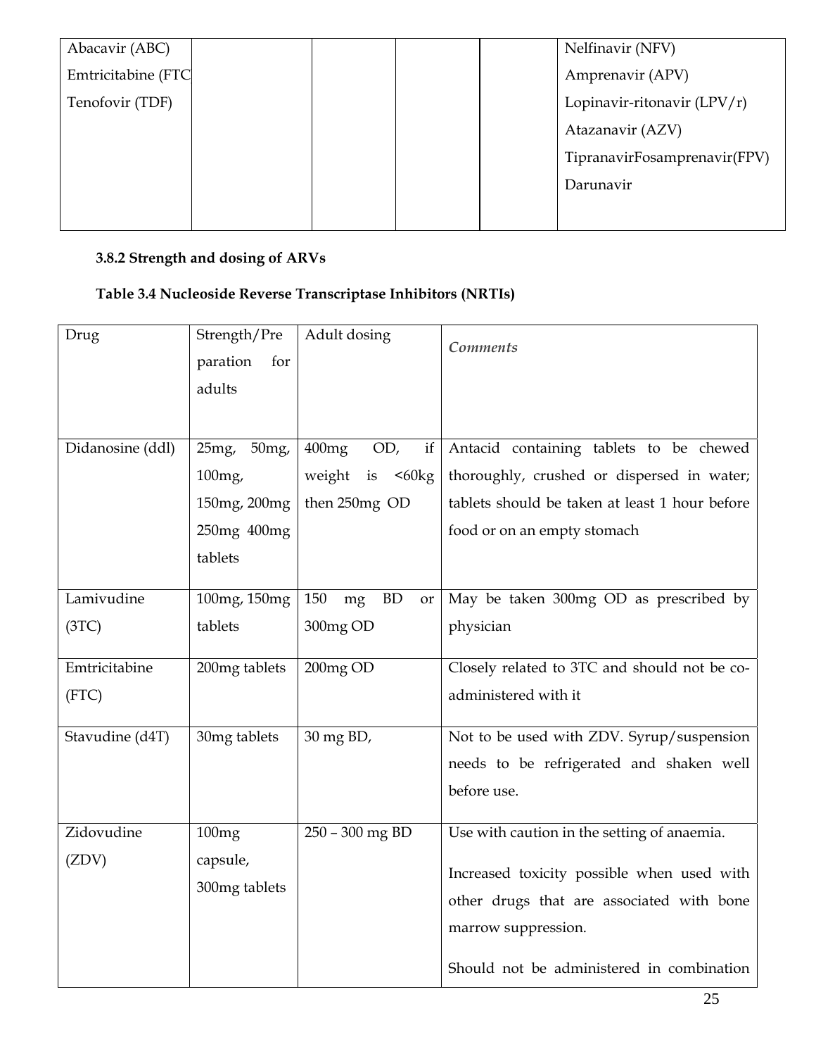| | | | | | |
|---|---|---|---|---|---|
| Abacavir (ABC)<br>Emtricitabine (FTC<br>Tenofovir (TDF) | | | | | Nelfinavir (NFV)<br>Amprenavir (APV)<br>Lopinavir-ritonavir (LPV/r)<br>Atazanavir (AZV)<br>TipranavirFosamprenavir(FPV)<br>Darunavir |

### 3.8.2 Strength and dosing of ARVs

**Table 3.4 Nucleoside Reverse Transcriptase Inhibitors (NRTIs)**

| Drug | Strength/Preparation for adults | Adult dosing | *Comments* |
|---|---|---|---|
| Didanosine (ddl) | 25mg, 50mg, 100mg, 150mg, 200mg 250mg 400mg tablets | 400mg OD, if weight is <60kg then 250mg OD | Antacid containing tablets to be chewed thoroughly, crushed or dispersed in water; tablets should be taken at least 1 hour before food or on an empty stomach |
| Lamivudine (3TC) | 100mg, 150mg tablets | 150 mg BD or 300mg OD | May be taken 300mg OD as prescribed by physician |
| Emtricitabine (FTC) | 200mg tablets | 200mg OD | Closely related to 3TC and should not be co-administered with it |
| Stavudine (d4T) | 30mg tablets | 30 mg BD, | Not to be used with ZDV. Syrup/suspension needs to be refrigerated and shaken well before use. |
| Zidovudine (ZDV) | 100mg capsule, 300mg tablets | 250 – 300 mg BD | Use with caution in the setting of anaemia.<br><br>Increased toxicity possible when used with other drugs that are associated with bone marrow suppression.<br><br>Should not be administered in combination |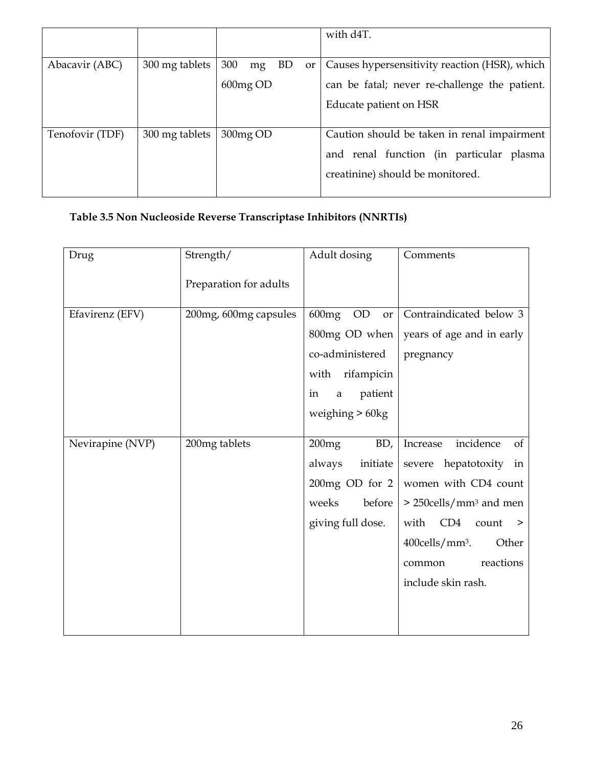| | | | with d4T. |
|---|---|---|---|
| Abacavir (ABC) | 300 mg tablets | 300 mg BD or 600mg OD | Causes hypersensitivity reaction (HSR), which can be fatal; never re-challenge the patient. Educate patient on HSR |
| Tenofovir (TDF) | 300 mg tablets | 300mg OD | Caution should be taken in renal impairment and renal function (in particular plasma creatinine) should be monitored. |

**Table 3.5 Non Nucleoside Reverse Transcriptase Inhibitors (NNRTIs)**

| Drug | Strength/ Preparation for adults | Adult dosing | Comments |
|---|---|---|---|
| Efavirenz (EFV) | 200mg, 600mg capsules | 600mg OD or 800mg OD when co-administered with rifampicin in a patient weighing > 60kg | Contraindicated below 3 years of age and in early pregnancy |
| Nevirapine (NVP) | 200mg tablets | 200mg BD, always initiate 200mg OD for 2 weeks before giving full dose. | Increase incidence of severe hepatotoxity in women with CD4 count > 250cells/$mm^3$ and men with CD4 count > 400cells/$mm^3$. Other common reactions include skin rash. |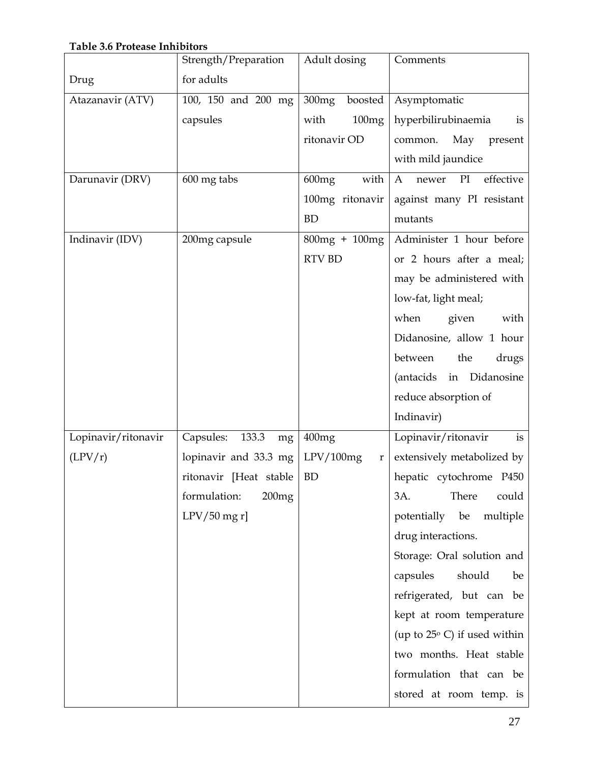**Table 3.6 Protease Inhibitors**

| Drug | Strength/Preparation for adults | Adult dosing | Comments |
|---|---|---|---|
| Atazanavir (ATV) | 100, 150 and 200 mg capsules | 300mg boosted with 100mg ritonavir OD | Asymptomatic hyperbilirubinaemia is common. May present with mild jaundice |
| Darunavir (DRV) | 600 mg tabs | 600mg with 100mg ritonavir BD | A newer PI effective against many PI resistant mutants |
| Indinavir (IDV) | 200mg capsule | 800mg + 100mg RTV BD | Administer 1 hour before or 2 hours after a meal; may be administered with low-fat, light meal; when given with Didanosine, allow 1 hour between the drugs (antacids in Didanosine reduce absorption of Indinavir) |
| Lopinavir/ritonavir (LPV/r) | Capsules: 133.3 mg lopinavir and 33.3 mg ritonavir [Heat stable formulation: 200mg LPV/50 mg r] | 400mg LPV/100mg r BD | Lopinavir/ritonavir is extensively metabolized by hepatic cytochrome P450 3A. There could potentially be multiple drug interactions. Storage: Oral solution and capsules should be refrigerated, but can be kept at room temperature (up to 25° C) if used within two months. Heat stable formulation that can be stored at room temp. is |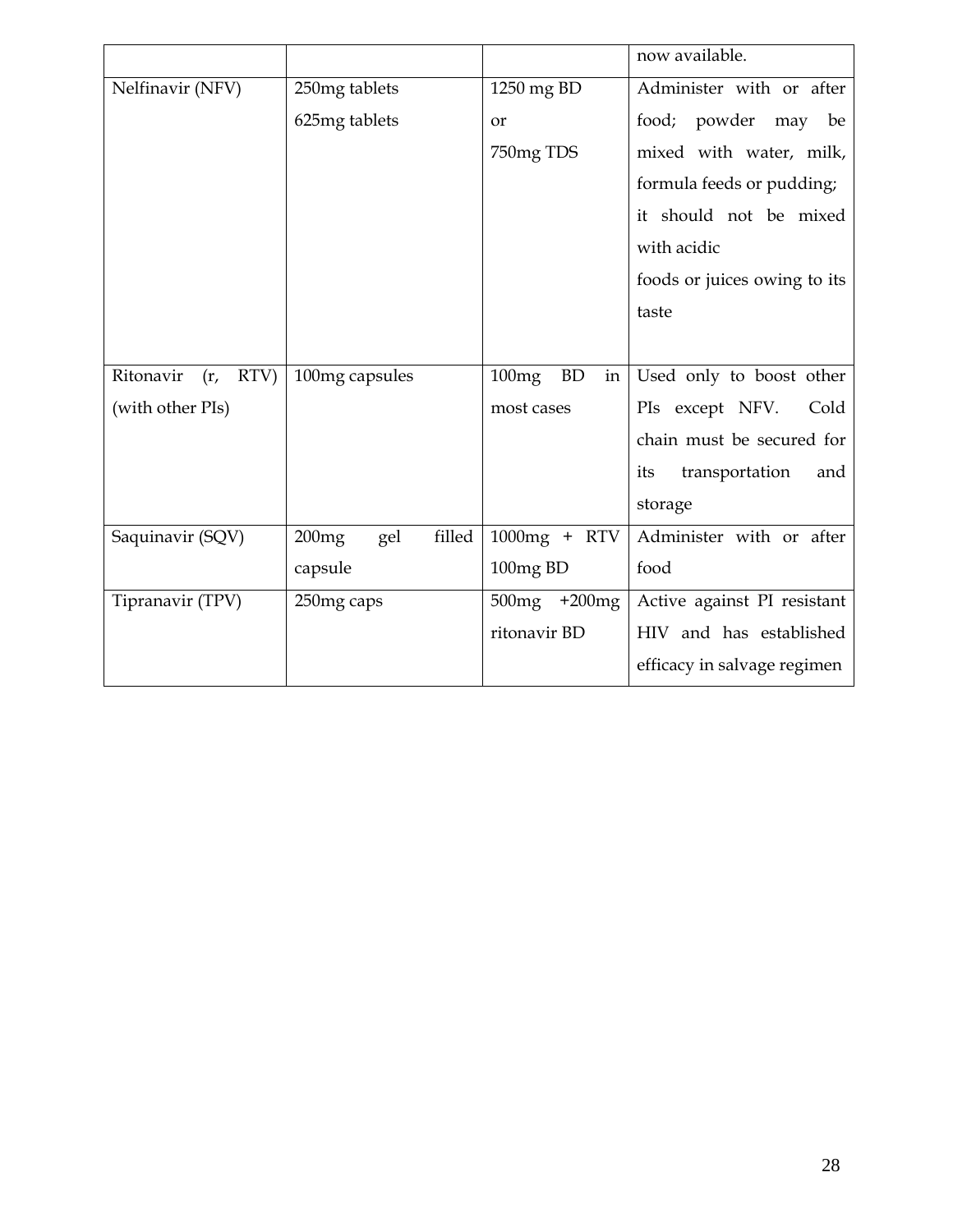| | | | now available. |
|---|---|---|---|
| Nelfinavir (NFV) | 250mg tablets<br>625mg tablets | 1250 mg BD<br>or<br>750mg TDS | Administer with or after food; powder may be mixed with water, milk, formula feeds or pudding; it should not be mixed with acidic foods or juices owing to its taste |
| Ritonavir (r, RTV) (with other PIs) | 100mg capsules | 100mg BD in most cases | Used only to boost other PIs except NFV. Cold chain must be secured for its transportation and storage |
| Saquinavir (SQV) | 200mg gel filled capsule | 1000mg + RTV 100mg BD | Administer with or after food |
| Tipranavir (TPV) | 250mg caps | 500mg +200mg ritonavir BD | Active against PI resistant HIV and has established efficacy in salvage regimen |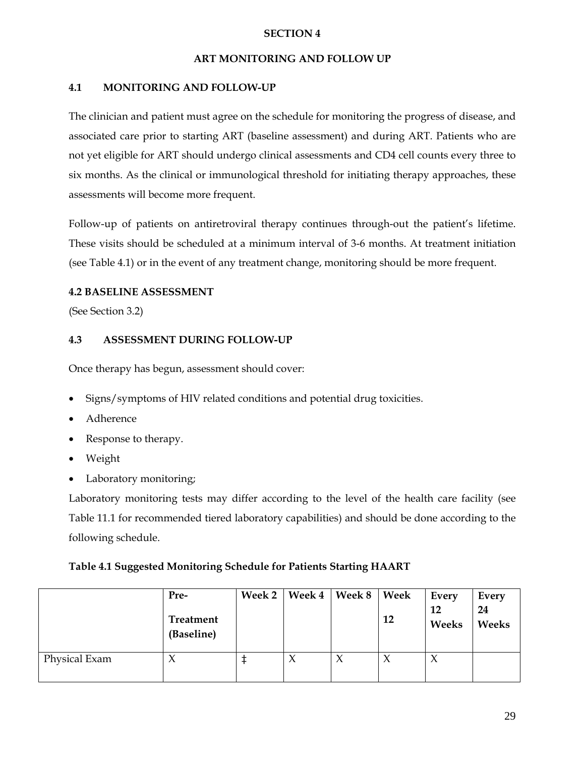# SECTION 4

## ART MONITORING AND FOLLOW UP

### 4.1 MONITORING AND FOLLOW-UP

The clinician and patient must agree on the schedule for monitoring the progress of disease, and associated care prior to starting ART (baseline assessment) and during ART. Patients who are not yet eligible for ART should undergo clinical assessments and CD4 cell counts every three to six months. As the clinical or immunological threshold for initiating therapy approaches, these assessments will become more frequent.

Follow-up of patients on antiretroviral therapy continues through-out the patient's lifetime. These visits should be scheduled at a minimum interval of 3-6 months. At treatment initiation (see Table 4.1) or in the event of any treatment change, monitoring should be more frequent.

### 4.2 BASELINE ASSESSMENT

(See Section 3.2)

### 4.3 ASSESSMENT DURING FOLLOW-UP

Once therapy has begun, assessment should cover:

- Signs/symptoms of HIV related conditions and potential drug toxicities.
- Adherence
- Response to therapy.
- Weight
- Laboratory monitoring;

Laboratory monitoring tests may differ according to the level of the health care facility (see Table 11.1 for recommended tiered laboratory capabilities) and should be done according to the following schedule.

**Table 4.1 Suggested Monitoring Schedule for Patients Starting HAART**

| | Pre-Treatment (Baseline) | Week 2 | Week 4 | Week 8 | Week 12 | Every 12 Weeks | Every 24 Weeks |
|---|---|---|---|---|---|---|---|
| Physical Exam | X | ‡ | X | X | X | X | |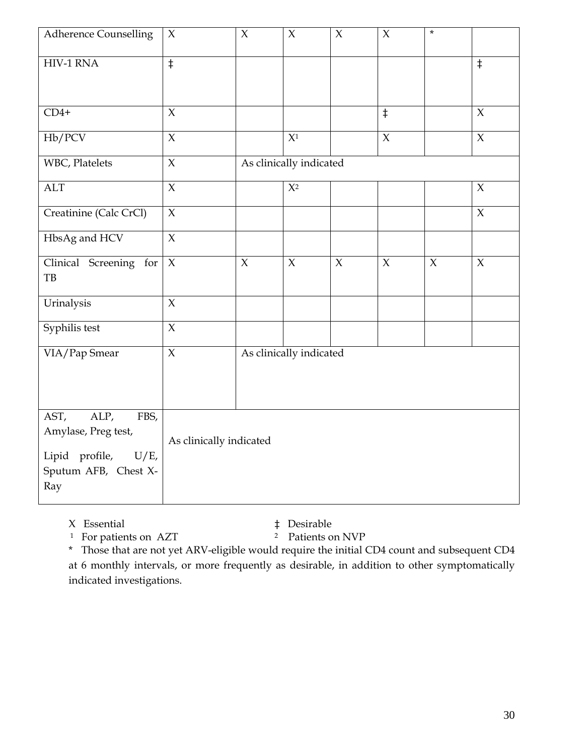| Adherence Counselling | X | X | X | X | X | * | |
|---|---|---|---|---|---|---|---|
| HIV-1 RNA | ‡ | | | | | | ‡ |
| CD4+ | X | | | | ‡ | | X |
| Hb/PCV | X | | X[1] | | X | | X |
| WBC, Platelets | X | As clinically indicated | | | | | |
| ALT | X | | X[2] | | | | X |
| Creatinine (Calc CrCl) | X | | | | | | X |
| HbsAg and HCV | X | | | | | | |
| Clinical Screening for TB | X | X | X | X | X | X | X |
| Urinalysis | X | | | | | | |
| Syphilis test | X | | | | | | |
| VIA/Pap Smear | X | As clinically indicated | | | | | |
| AST, ALP, FBS, Amylase, Preg test, Lipid profile, U/E, Sputum AFB, Chest X-Ray | As clinically indicated | | | | | | |

X Essential ‡ Desirable

[1] For patients on AZT [2] Patients on NVP

* Those that are not yet ARV-eligible would require the initial CD4 count and subsequent CD4 at 6 monthly intervals, or more frequently as desirable, in addition to other symptomatically indicated investigations.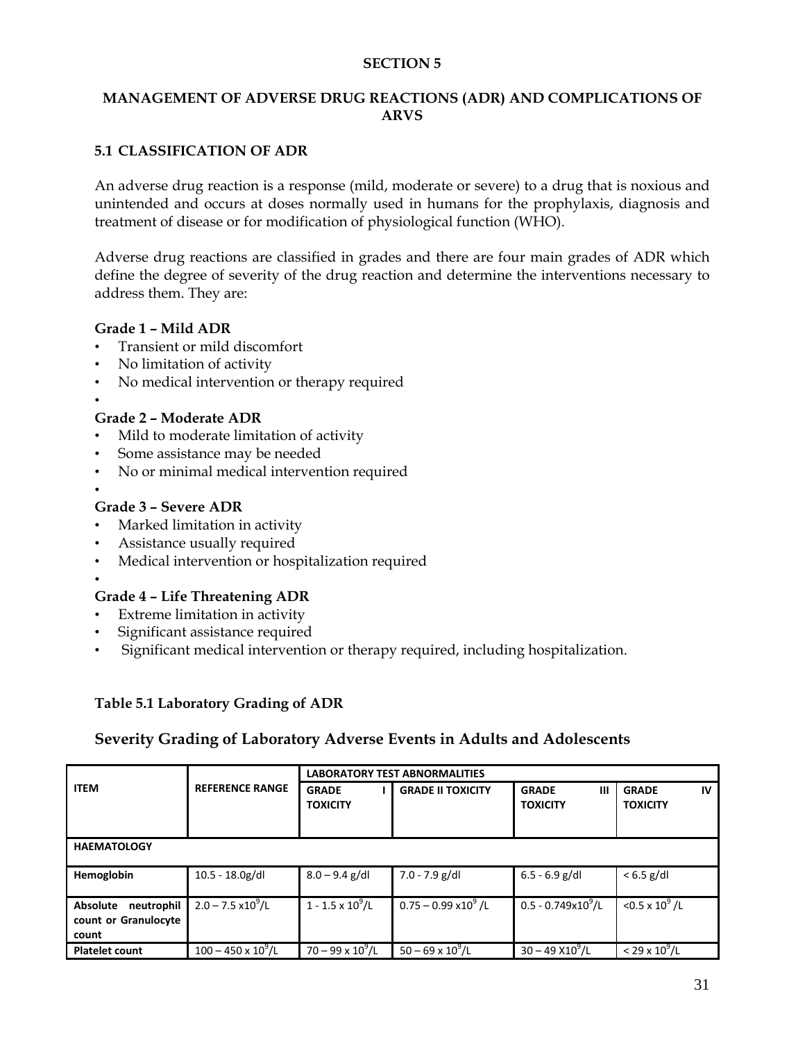**SECTION 5**

# MANAGEMENT OF ADVERSE DRUG REACTIONS (ADR) AND COMPLICATIONS OF ARVS

## 5.1 CLASSIFICATION OF ADR

An adverse drug reaction is a response (mild, moderate or severe) to a drug that is noxious and unintended and occurs at doses normally used in humans for the prophylaxis, diagnosis and treatment of disease or for modification of physiological function (WHO).

Adverse drug reactions are classified in grades and there are four main grades of ADR which define the degree of severity of the drug reaction and determine the interventions necessary to address them. They are:

**Grade 1 – Mild ADR**

- Transient or mild discomfort
- No limitation of activity
- No medical intervention or therapy required

**Grade 2 – Moderate ADR**

- Mild to moderate limitation of activity
- Some assistance may be needed
- No or minimal medical intervention required

**Grade 3 – Severe ADR**

- Marked limitation in activity
- Assistance usually required
- Medical intervention or hospitalization required

**Grade 4 – Life Threatening ADR**

- Extreme limitation in activity
- Significant assistance required
- Significant medical intervention or therapy required, including hospitalization.

**Table 5.1 Laboratory Grading of ADR**

### Severity Grading of Laboratory Adverse Events in Adults and Adolescents

| ITEM | REFERENCE RANGE | LABORATORY TEST ABNORMALITIES | | | |
|---|---|---|---|---|---|
| | | GRADE I TOXICITY | GRADE II TOXICITY | GRADE III TOXICITY | GRADE IV TOXICITY |
| **HAEMATOLOGY** | | | | | |
| **Hemoglobin** | 10.5 - 18.0g/dl | 8.0 – 9.4 g/dl | 7.0 - 7.9 g/dl | 6.5 - 6.9 g/dl | < 6.5 g/dl |
| **Absolute neutrophil count or Granulocyte count** | 2.0 – 7.5 $x10^9$/L | 1 - 1.5 x $10^9$/L | 0.75 – 0.99 $x10^9$ /L | 0.5 - 0.749$x10^9$/L | <0.5 x $10^9$ /L |
| **Platelet count** | 100 – 450 x $10^9$/L | 70 – 99 x $10^9$/L | 50 – 69 x $10^9$/L | 30 – 49 $X10^9$/L | < 29 x $10^9$/L |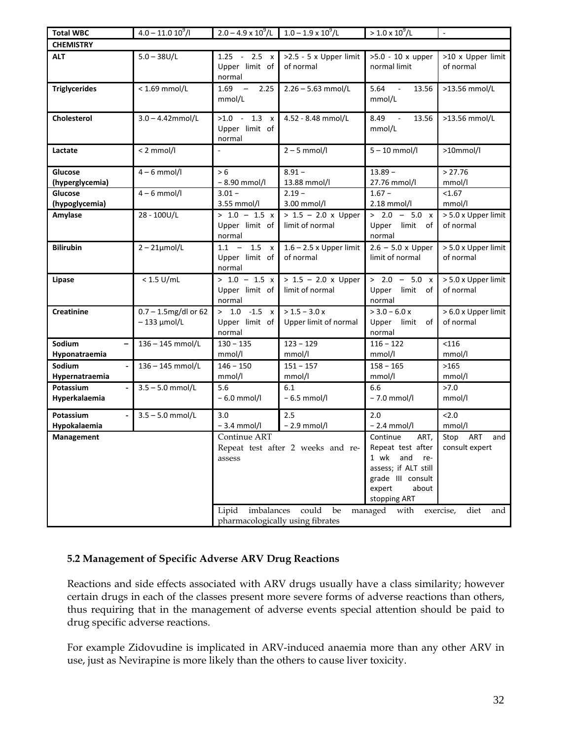| Total WBC | $4.0 – 11.0\ 10^9/l$ | $2.0 – 4.9 \times 10^9/L$ | $1.0 – 1.9 \times 10^9/L$ | $> 1.0 \times 10^9/L$ | - |
|---|---|---|---|---|---|
| **CHEMISTRY** | | | | | |
| **ALT** | 5.0 – 38U/L | 1.25 - 2.5 x Upper limit of normal | >2.5 - 5 x Upper limit of normal | >5.0 - 10 x upper normal limit | >10 x Upper limit of normal |
| **Triglycerides** | < 1.69 mmol/L | 1.69 – 2.25 mmol/L | 2.26 – 5.63 mmol/L | 5.64 - 13.56 mmol/L | >13.56 mmol/L |
| **Cholesterol** | 3.0 – 4.42mmol/L | >1.0 - 1.3 x Upper limit of normal | 4.52 - 8.48 mmol/L | 8.49 - 13.56 mmol/L | >13.56 mmol/L |
| **Lactate** | < 2 mmol/l | - | 2 – 5 mmol/l | 5 – 10 mmol/l | >10mmol/l |
| **Glucose (hyperglycemia)** | 4 – 6 mmol/l | > 6 – 8.90 mmol/l | 8.91 – 13.88 mmol/l | 13.89 – 27.76 mmol/l | > 27.76 mmol/l |
| **Glucose (hypoglycemia)** | 4 – 6 mmol/l | 3.01 – 3.55 mmol/l | 2.19 – 3.00 mmol/l | 1.67 – 2.18 mmol/l | <1.67 mmol/l |
| **Amylase** | 28 - 100U/L | > 1.0 – 1.5 x Upper limit of normal | > 1.5 – 2.0 x Upper limit of normal | > 2.0 – 5.0 x Upper limit of normal | > 5.0 x Upper limit of normal |
| **Bilirubin** | 2 – 21µmol/L | 1.1 – 1.5 x Upper limit of normal | 1.6 – 2.5 x Upper limit of normal | 2.6 – 5.0 x Upper limit of normal | > 5.0 x Upper limit of normal |
| **Lipase** | < 1.5 U/mL | > 1.0 – 1.5 x Upper limit of normal | > 1.5 – 2.0 x Upper limit of normal | > 2.0 – 5.0 x Upper limit of normal | > 5.0 x Upper limit of normal |
| **Creatinine** | 0.7 – 1.5mg/dl or 62 – 133 µmol/L | > 1.0 -1.5 x Upper limit of normal | > 1.5 – 3.0 x Upper limit of normal | > 3.0 – 6.0 x Upper limit of normal | > 6.0 x Upper limit of normal |
| **Sodium – Hyponatraemia** | 136 – 145 mmol/L | 130 – 135 mmol/l | 123 – 129 mmol/l | 116 – 122 mmol/l | <116 mmol/l |
| **Sodium - Hypernatraemia** | 136 – 145 mmol/L | 146 – 150 mmol/l | 151 – 157 mmol/l | 158 – 165 mmol/l | >165 mmol/l |
| **Potassium - Hyperkalaemia** | 3.5 – 5.0 mmol/L | 5.6 – 6.0 mmol/l | 6.1 – 6.5 mmol/l | 6.6 – 7.0 mmol/l | >7.0 mmol/l |
| **Potassium - Hypokalaemia** | 3.5 – 5.0 mmol/L | 3.0 – 3.4 mmol/l | 2.5 – 2.9 mmol/l | 2.0 – 2.4 mmol/l | <2.0 mmol/l |
| **Management** | | Continue ART Repeat test after 2 weeks and re-assess | | Continue ART, Repeat test after 1 wk and re-assess; if ALT still grade III consult expert about stopping ART | Stop ART and consult expert |
| | | Lipid imbalances could be managed with exercise, diet and pharmacologically using fibrates | | | |

## 5.2 Management of Specific Adverse ARV Drug Reactions

Reactions and side effects associated with ARV drugs usually have a class similarity; however certain drugs in each of the classes present more severe forms of adverse reactions than others, thus requiring that in the management of adverse events special attention should be paid to drug specific adverse reactions.

For example Zidovudine is implicated in ARV-induced anaemia more than any other ARV in use, just as Nevirapine is more likely than the others to cause liver toxicity.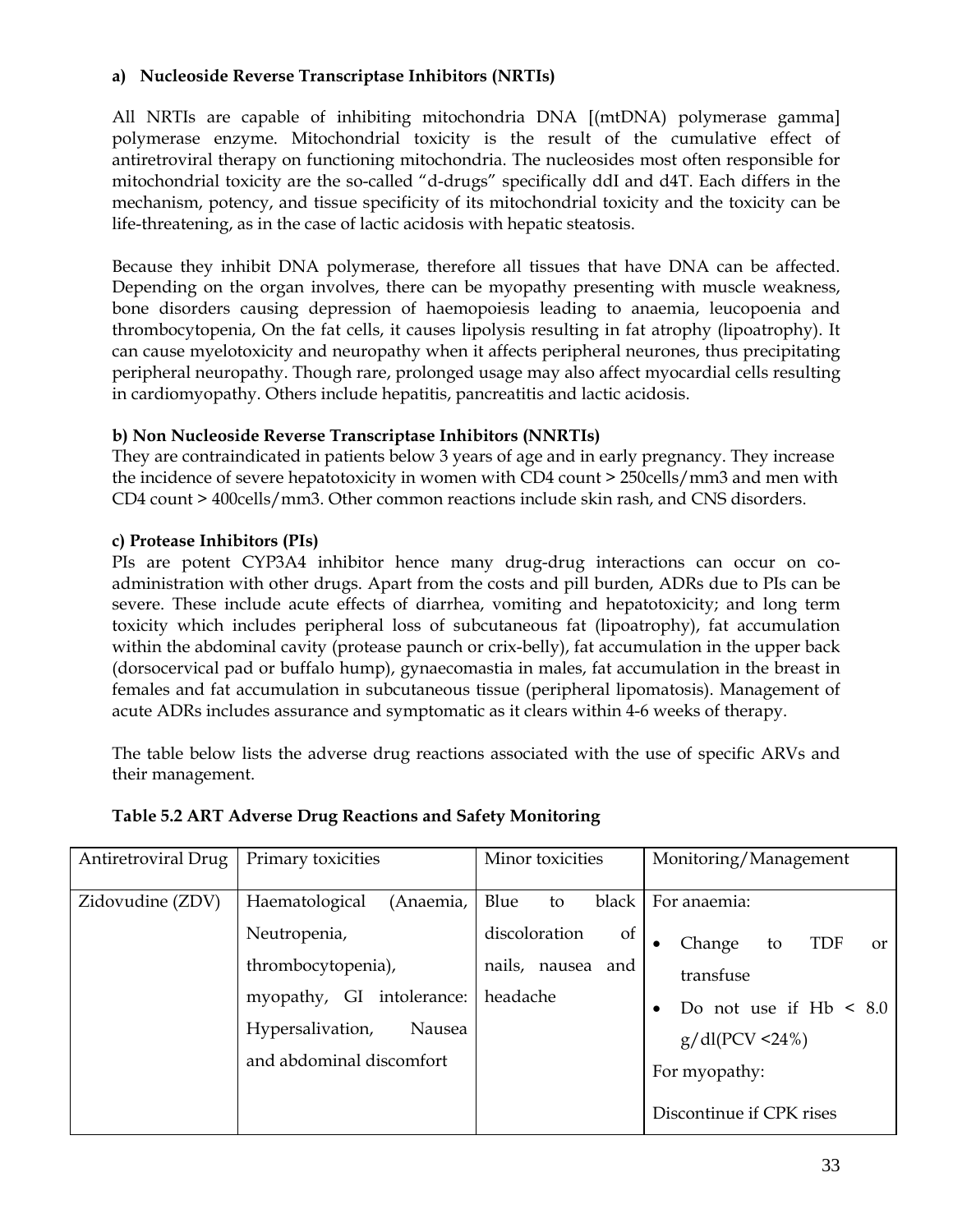**a) Nucleoside Reverse Transcriptase Inhibitors (NRTIs)**

All NRTIs are capable of inhibiting mitochondria DNA [(mtDNA) polymerase gamma] polymerase enzyme. Mitochondrial toxicity is the result of the cumulative effect of antiretroviral therapy on functioning mitochondria. The nucleosides most often responsible for mitochondrial toxicity are the so-called "d-drugs" specifically ddI and d4T. Each differs in the mechanism, potency, and tissue specificity of its mitochondrial toxicity and the toxicity can be life-threatening, as in the case of lactic acidosis with hepatic steatosis.

Because they inhibit DNA polymerase, therefore all tissues that have DNA can be affected. Depending on the organ involves, there can be myopathy presenting with muscle weakness, bone disorders causing depression of haemopoeisis leading to anaemia, leucopoenia and thrombocytopenia, On the fat cells, it causes lipolysis resulting in fat atrophy (lipoatrophy). It can cause myelotoxicity and neuropathy when it affects peripheral neurones, thus precipitating peripheral neuropathy. Though rare, prolonged usage may also affect myocardial cells resulting in cardiomyopathy. Others include hepatitis, pancreatitis and lactic acidosis.

**b) Non Nucleoside Reverse Transcriptase Inhibitors (NNRTIs)**

They are contraindicated in patients below 3 years of age and in early pregnancy. They increase the incidence of severe hepatotoxicity in women with CD4 count > 250cells/mm3 and men with CD4 count > 400cells/mm3. Other common reactions include skin rash, and CNS disorders.

**c) Protease Inhibitors (PIs)**

PIs are potent CYP3A4 inhibitor hence many drug-drug interactions can occur on co-administration with other drugs. Apart from the costs and pill burden, ADRs due to PIs can be severe. These include acute effects of diarrhea, vomiting and hepatotoxicity; and long term toxicity which includes peripheral loss of subcutaneous fat (lipoatrophy), fat accumulation within the abdominal cavity (protease paunch or crix-belly), fat accumulation in the upper back (dorsocervical pad or buffalo hump), gynaecomastia in males, fat accumulation in the breast in females and fat accumulation in subcutaneous tissue (peripheral lipomatosis). Management of acute ADRs includes assurance and symptomatic as it clears within 4-6 weeks of therapy.

The table below lists the adverse drug reactions associated with the use of specific ARVs and their management.

**Table 5.2 ART Adverse Drug Reactions and Safety Monitoring**

| Antiretroviral Drug | Primary toxicities | Minor toxicities | Monitoring/Management |
|---|---|---|---|
| Zidovudine (ZDV) | Haematological (Anaemia, Neutropenia, thrombocytopenia), myopathy, GI intolerance: Hypersalivation, Nausea and abdominal discomfort | Blue to black discoloration of nails, nausea and headache | For anaemia:<br>• Change to TDF or transfuse<br>• Do not use if Hb < 8.0 g/dl(PCV <24%)<br>For myopathy:<br>Discontinue if CPK rises |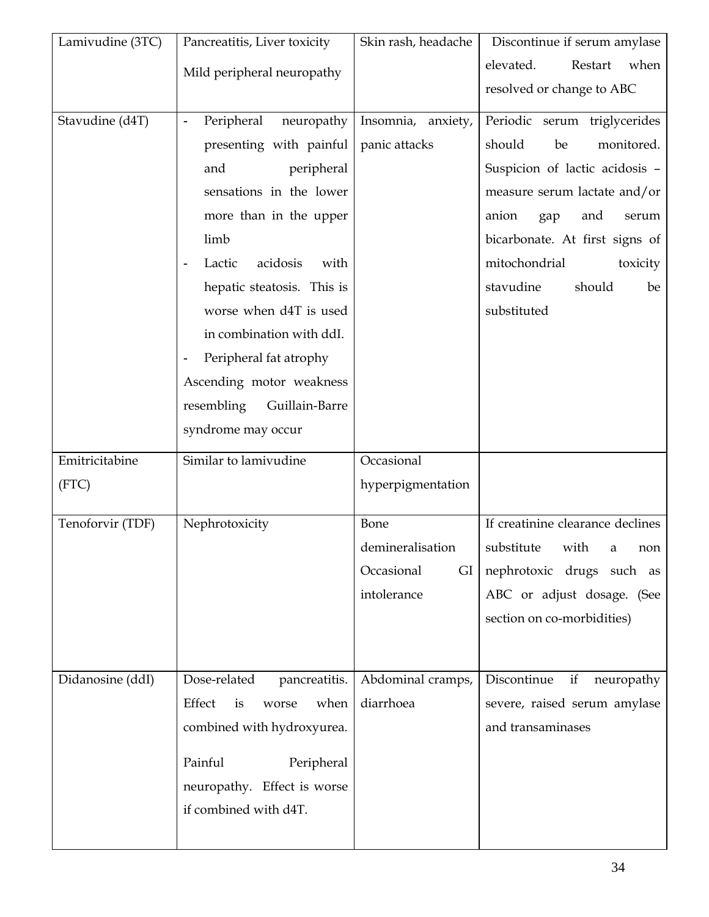| Lamivudine (3TC) | Pancreatitis, Liver toxicity<br>Mild peripheral neuropathy | Skin rash, headache | Discontinue if serum amylase elevated. Restart when resolved or change to ABC |
|---|---|---|---|
| Stavudine (d4T) | - Peripheral neuropathy presenting with painful and peripheral sensations in the lower more than in the upper limb<br>- Lactic acidosis with hepatic steatosis. This is worse when d4T is used in combination with ddI.<br>- Peripheral fat atrophy<br>Ascending motor weakness resembling Guillain-Barre syndrome may occur | Insomnia, anxiety, panic attacks | Periodic serum triglycerides should be monitored. Suspicion of lactic acidosis – measure serum lactate and/or anion gap and serum bicarbonate. At first signs of mitochondrial toxicity stavudine should be substituted |
| Emitricitabine (FTC) | Similar to lamivudine | Occasional hyperpigmentation | |
| Tenoforvir (TDF) | Nephrotoxicity | Bone demineralisation<br>Occasional GI intolerance | If creatinine clearance declines substitute with a non nephrotoxic drugs such as ABC or adjust dosage. (See section on co-morbidities) |
| Didanosine (ddI) | Dose-related pancreatitis. Effect is worse when combined with hydroxyurea.<br>Painful Peripheral neuropathy. Effect is worse if combined with d4T. | Abdominal cramps, diarrhoea | Discontinue if neuropathy severe, raised serum amylase and transaminases |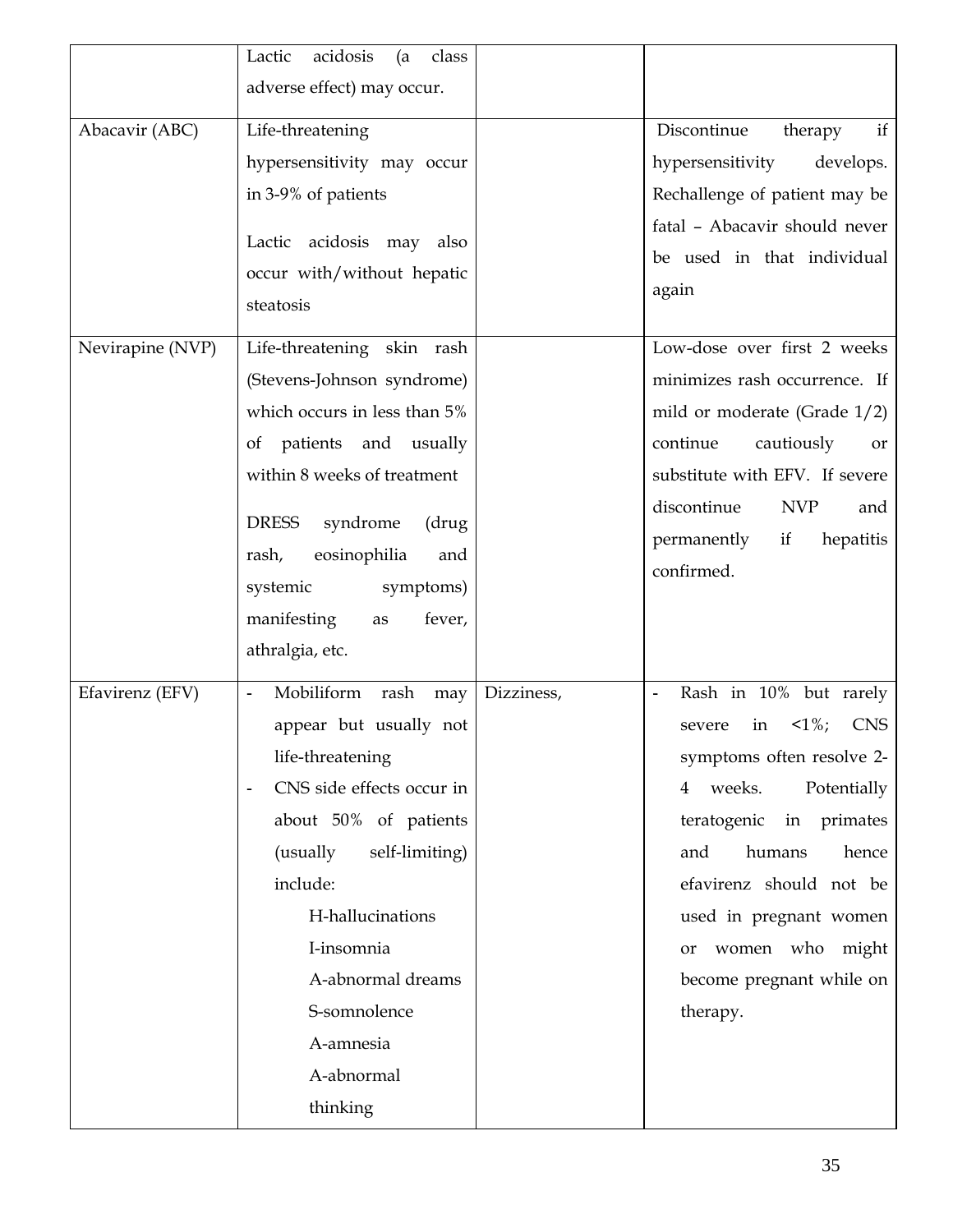| | | | |
|---|---|---|---|
| | Lactic acidosis (a class adverse effect) may occur. | | |
| Abacavir (ABC) | Life-threatening hypersensitivity may occur in 3-9% of patients<br><br>Lactic acidosis may also occur with/without hepatic steatosis | | Discontinue therapy if hypersensitivity develops. Rechallenge of patient may be fatal – Abacavir should never be used in that individual again |
| Nevirapine (NVP) | Life-threatening skin rash (Stevens-Johnson syndrome) which occurs in less than 5% of patients and usually within 8 weeks of treatment<br><br>DRESS syndrome (drug rash, eosinophilia and systemic symptoms) manifesting as fever, athralgia, etc. | | Low-dose over first 2 weeks minimizes rash occurrence. If mild or moderate (Grade 1/2) continue cautiously or substitute with EFV. If severe discontinue NVP and permanently if hepatitis confirmed. |
| Efavirenz (EFV) | - Mobiliform rash may appear but usually not life-threatening<br>- CNS side effects occur in about 50% of patients (usually self-limiting) include:<br>H-hallucinations<br>I-insomnia<br>A-abnormal dreams<br>S-somnolence<br>A-amnesia<br>A-abnormal thinking | Dizziness, | - Rash in 10% but rarely severe in <1%; CNS symptoms often resolve 2-4 weeks. Potentially teratogenic in primates and humans hence efavirenz should not be used in pregnant women or women who might become pregnant while on therapy. |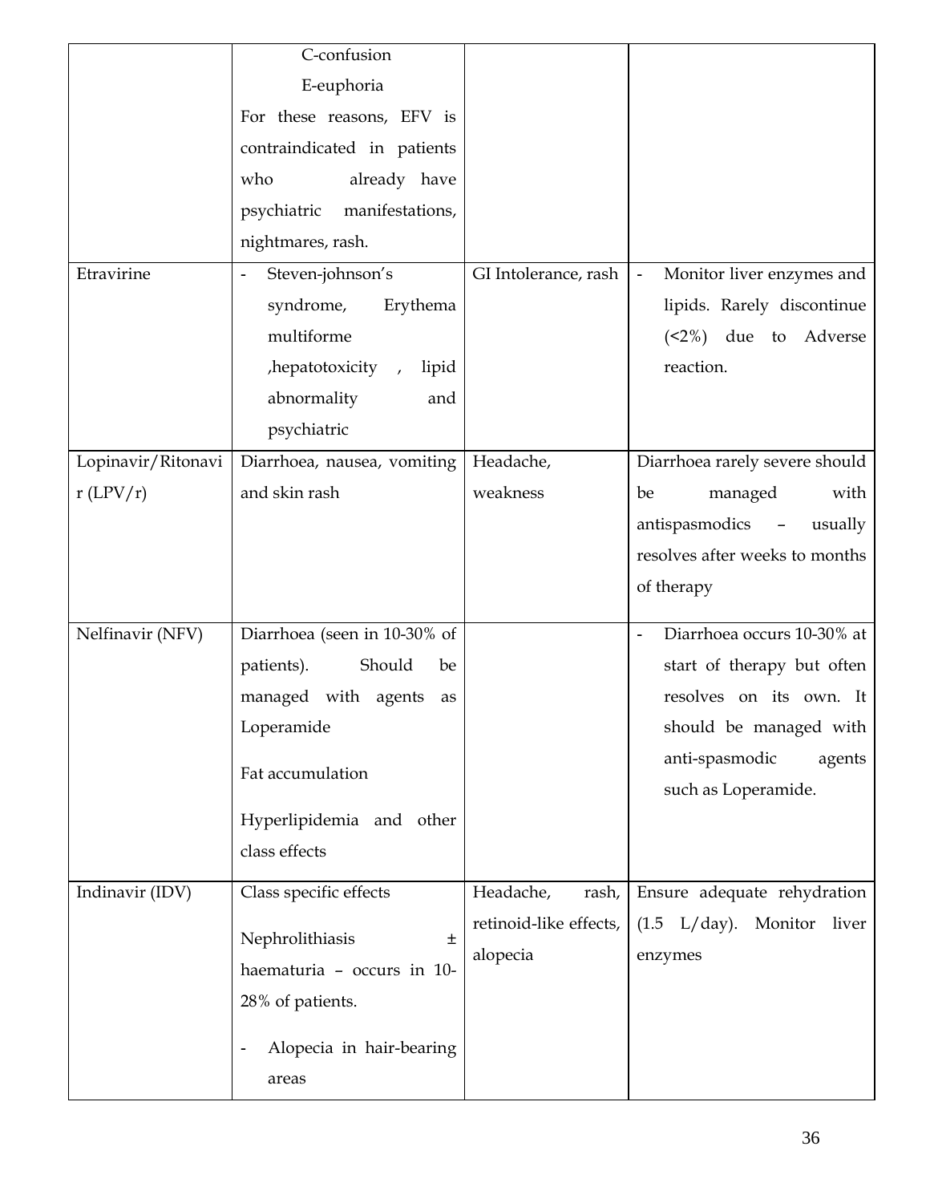| | | | |
|---|---|---|---|
| | C-confusion<br>E-euphoria<br>For these reasons, EFV is contraindicated in patients who already have psychiatric manifestations, nightmares, rash. | | |
| Etravirine | - Steven-johnson's syndrome, Erythema multiforme ,hepatotoxicity , lipid abnormality and psychiatric | GI Intolerance, rash | - Monitor liver enzymes and lipids. Rarely discontinue (<2%) due to Adverse reaction. |
| Lopinavir/Ritonavir (LPV/r) | Diarrhoea, nausea, vomiting and skin rash | Headache, weakness | Diarrhoea rarely severe should be managed with antispasmodics – usually resolves after weeks to months of therapy |
| Nelfinavir (NFV) | Diarrhoea (seen in 10-30% of patients). Should be managed with agents as Loperamide<br><br>Fat accumulation<br><br>Hyperlipidemia and other class effects | | - Diarrhoea occurs 10-30% at start of therapy but often resolves on its own. It should be managed with anti-spasmodic agents such as Loperamide. |
| Indinavir (IDV) | Class specific effects<br><br>Nephrolithiasis ± haematuria – occurs in 10-28% of patients.<br><br>- Alopecia in hair-bearing areas | Headache, rash, retinoid-like effects, alopecia | Ensure adequate rehydration (1.5 L/day). Monitor liver enzymes |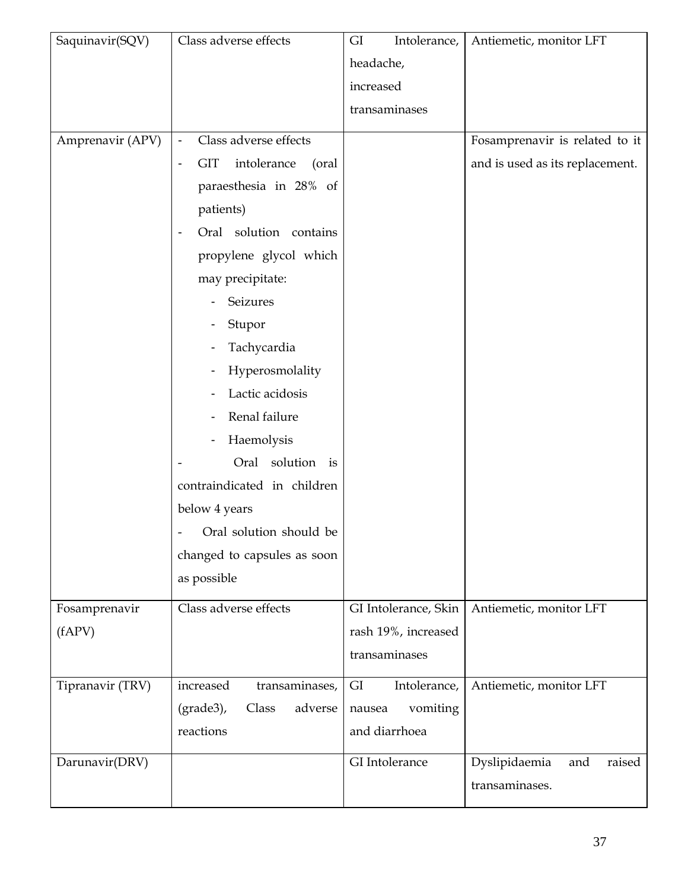| | | | |
|---|---|---|---|
| Saquinavir(SQV) | Class adverse effects | GI Intolerance, headache, increased transaminases | Antiemetic, monitor LFT |
| Amprenavir (APV) | - Class adverse effects<br>- GIT intolerance (oral paraesthesia in 28% of patients)<br>- Oral solution contains propylene glycol which may precipitate:<br>&nbsp;&nbsp;- Seizures<br>&nbsp;&nbsp;- Stupor<br>&nbsp;&nbsp;- Tachycardia<br>&nbsp;&nbsp;- Hyperosmolality<br>&nbsp;&nbsp;- Lactic acidosis<br>&nbsp;&nbsp;- Renal failure<br>&nbsp;&nbsp;- Haemolysis<br>- Oral solution is contraindicated in children below 4 years<br>- Oral solution should be changed to capsules as soon as possible | | Fosamprenavir is related to it and is used as its replacement. |
| Fosamprenavir (fAPV) | Class adverse effects | GI Intolerance, Skin rash 19%, increased transaminases | Antiemetic, monitor LFT |
| Tipranavir (TRV) | increased transaminases, (grade3), Class adverse reactions | GI Intolerance, nausea vomiting and diarrhoea | Antiemetic, monitor LFT |
| Darunavir(DRV) | | GI Intolerance | Dyslipidaemia and raised transaminases. |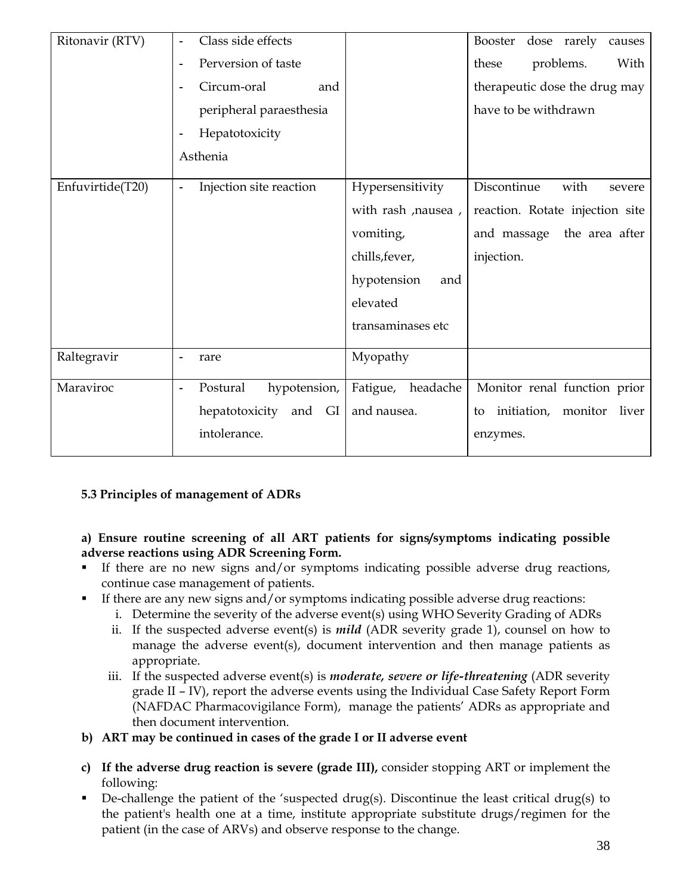| Ritonavir (RTV) | - Class side effects<br>- Perversion of taste<br>- Circum-oral and peripheral paraesthesia<br>- Hepatotoxicity<br>Asthenia | | Booster dose rarely causes these problems. With therapeutic dose the drug may have to be withdrawn |
|---|---|---|---|
| Enfuvirtide(T20) | - Injection site reaction | Hypersensitivity with rash ,nausea , vomiting, chills,fever, hypotension and elevated transaminases etc | Discontinue with severe reaction. Rotate injection site and massage the area after injection. |
| Raltegravir | - rare | Myopathy | |
| Maraviroc | - Postural hypotension, hepatotoxicity and GI intolerance. | Fatigue, headache and nausea. | Monitor renal function prior to initiation, monitor liver enzymes. |

### 5.3 Principles of management of ADRs

**a) Ensure routine screening of all ART patients for signs/symptoms indicating possible adverse reactions using ADR Screening Form.**

- If there are no new signs and/or symptoms indicating possible adverse drug reactions, continue case management of patients.
- If there are any new signs and/or symptoms indicating possible adverse drug reactions:
  i. Determine the severity of the adverse event(s) using WHO Severity Grading of ADRs
  ii. If the suspected adverse event(s) is ***mild*** (ADR severity grade 1), counsel on how to manage the adverse event(s), document intervention and then manage patients as appropriate.
  iii. If the suspected adverse event(s) is ***moderate, severe or life-threatening*** (ADR severity grade II – IV), report the adverse events using the Individual Case Safety Report Form (NAFDAC Pharmacovigilance Form), manage the patients' ADRs as appropriate and then document intervention.

**b) ART may be continued in cases of the grade I or II adverse event**

**c) If the adverse drug reaction is severe (grade III),** consider stopping ART or implement the following:

- De-challenge the patient of the 'suspected drug(s). Discontinue the least critical drug(s) to the patient's health one at a time, institute appropriate substitute drugs/regimen for the patient (in the case of ARVs) and observe response to the change.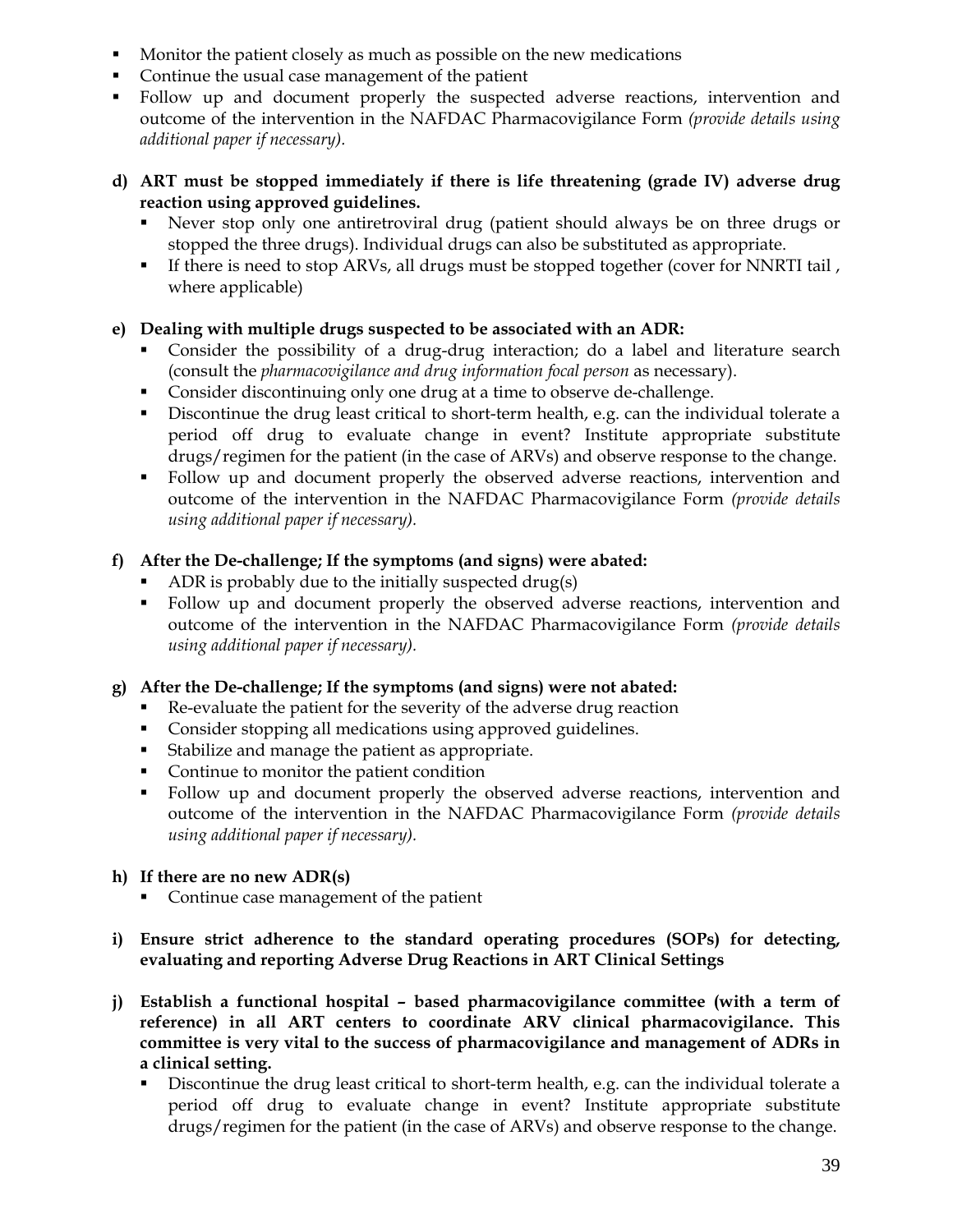- Monitor the patient closely as much as possible on the new medications
- Continue the usual case management of the patient
- Follow up and document properly the suspected adverse reactions, intervention and outcome of the intervention in the NAFDAC Pharmacovigilance Form *(provide details using additional paper if necessary).*

**d) ART must be stopped immediately if there is life threatening (grade IV) adverse drug reaction using approved guidelines.**

- Never stop only one antiretroviral drug (patient should always be on three drugs or stopped the three drugs). Individual drugs can also be substituted as appropriate.
- If there is need to stop ARVs, all drugs must be stopped together (cover for NNRTI tail , where applicable)

**e) Dealing with multiple drugs suspected to be associated with an ADR:**

- Consider the possibility of a drug-drug interaction; do a label and literature search (consult the *pharmacovigilance and drug information focal person* as necessary).
- Consider discontinuing only one drug at a time to observe de-challenge.
- Discontinue the drug least critical to short-term health, e.g. can the individual tolerate a period off drug to evaluate change in event? Institute appropriate substitute drugs/regimen for the patient (in the case of ARVs) and observe response to the change.
- Follow up and document properly the observed adverse reactions, intervention and outcome of the intervention in the NAFDAC Pharmacovigilance Form *(provide details using additional paper if necessary).*

**f) After the De-challenge; If the symptoms (and signs) were abated:**

- ADR is probably due to the initially suspected drug(s)
- Follow up and document properly the observed adverse reactions, intervention and outcome of the intervention in the NAFDAC Pharmacovigilance Form *(provide details using additional paper if necessary).*

**g) After the De-challenge; If the symptoms (and signs) were not abated:**

- Re-evaluate the patient for the severity of the adverse drug reaction
- Consider stopping all medications using approved guidelines.
- Stabilize and manage the patient as appropriate.
- Continue to monitor the patient condition
- Follow up and document properly the observed adverse reactions, intervention and outcome of the intervention in the NAFDAC Pharmacovigilance Form *(provide details using additional paper if necessary).*

**h) If there are no new ADR(s)**

- Continue case management of the patient

**i) Ensure strict adherence to the standard operating procedures (SOPs) for detecting, evaluating and reporting Adverse Drug Reactions in ART Clinical Settings**

**j) Establish a functional hospital – based pharmacovigilance committee (with a term of reference) in all ART centers to coordinate ARV clinical pharmacovigilance. This committee is very vital to the success of pharmacovigilance and management of ADRs in a clinical setting.**

- Discontinue the drug least critical to short-term health, e.g. can the individual tolerate a period off drug to evaluate change in event? Institute appropriate substitute drugs/regimen for the patient (in the case of ARVs) and observe response to the change.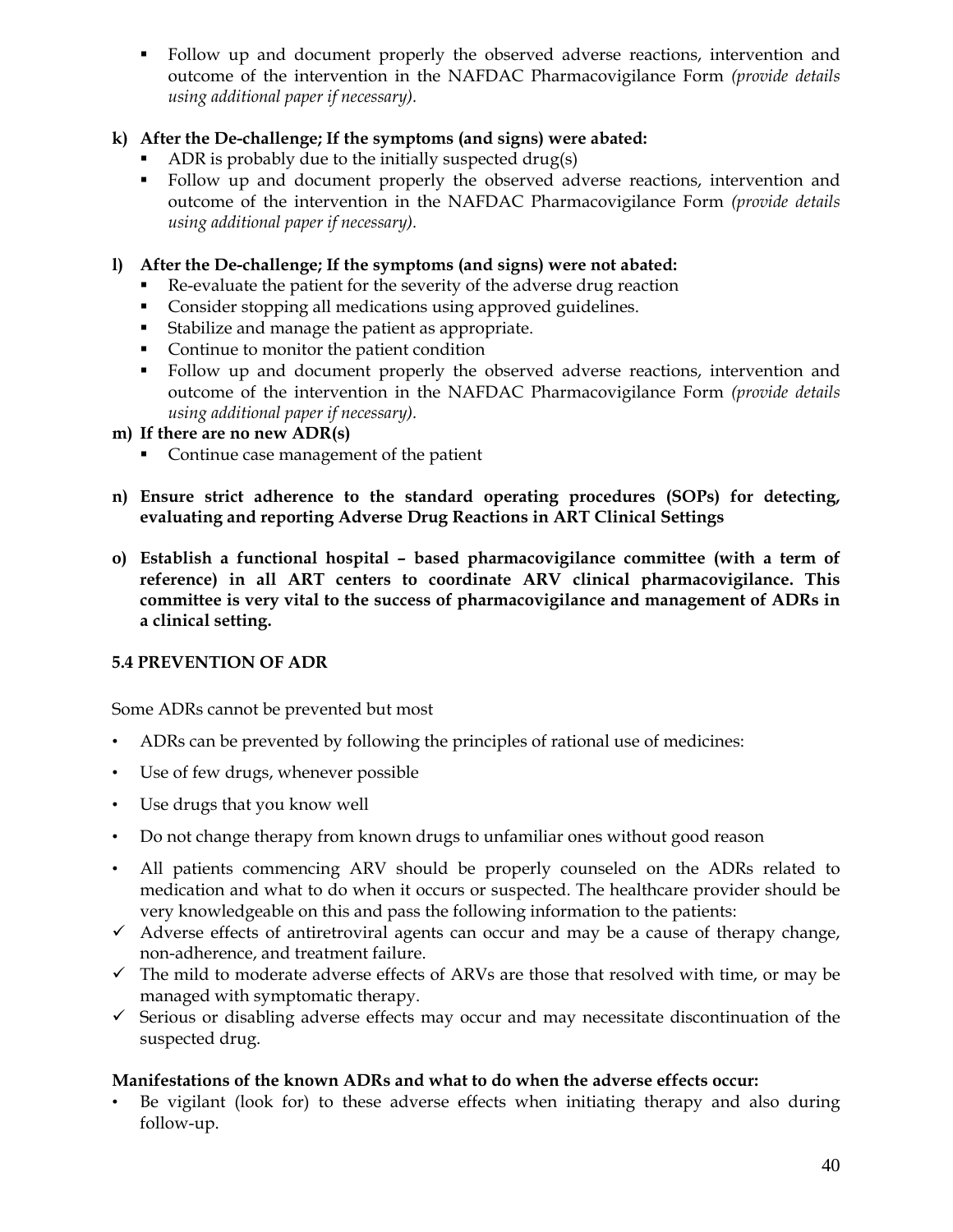- Follow up and document properly the observed adverse reactions, intervention and outcome of the intervention in the NAFDAC Pharmacovigilance Form *(provide details using additional paper if necessary).*

**k) After the De-challenge; If the symptoms (and signs) were abated:**

- ADR is probably due to the initially suspected drug(s)
- Follow up and document properly the observed adverse reactions, intervention and outcome of the intervention in the NAFDAC Pharmacovigilance Form *(provide details using additional paper if necessary).*

**l) After the De-challenge; If the symptoms (and signs) were not abated:**

- Re-evaluate the patient for the severity of the adverse drug reaction
- Consider stopping all medications using approved guidelines.
- Stabilize and manage the patient as appropriate.
- Continue to monitor the patient condition
- Follow up and document properly the observed adverse reactions, intervention and outcome of the intervention in the NAFDAC Pharmacovigilance Form *(provide details using additional paper if necessary).*

**m) If there are no new ADR(s)**

- Continue case management of the patient

**n) Ensure strict adherence to the standard operating procedures (SOPs) for detecting, evaluating and reporting Adverse Drug Reactions in ART Clinical Settings**

**o) Establish a functional hospital – based pharmacovigilance committee (with a term of reference) in all ART centers to coordinate ARV clinical pharmacovigilance. This committee is very vital to the success of pharmacovigilance and management of ADRs in a clinical setting.**

### 5.4 PREVENTION OF ADR

Some ADRs cannot be prevented but most

- ADRs can be prevented by following the principles of rational use of medicines:
- Use of few drugs, whenever possible
- Use drugs that you know well
- Do not change therapy from known drugs to unfamiliar ones without good reason
- All patients commencing ARV should be properly counseled on the ADRs related to medication and what to do when it occurs or suspected. The healthcare provider should be very knowledgeable on this and pass the following information to the patients:
  - ✓ Adverse effects of antiretroviral agents can occur and may be a cause of therapy change, non-adherence, and treatment failure.
  - ✓ The mild to moderate adverse effects of ARVs are those that resolved with time, or may be managed with symptomatic therapy.
  - ✓ Serious or disabling adverse effects may occur and may necessitate discontinuation of the suspected drug.

**Manifestations of the known ADRs and what to do when the adverse effects occur:**

- Be vigilant (look for) to these adverse effects when initiating therapy and also during follow-up.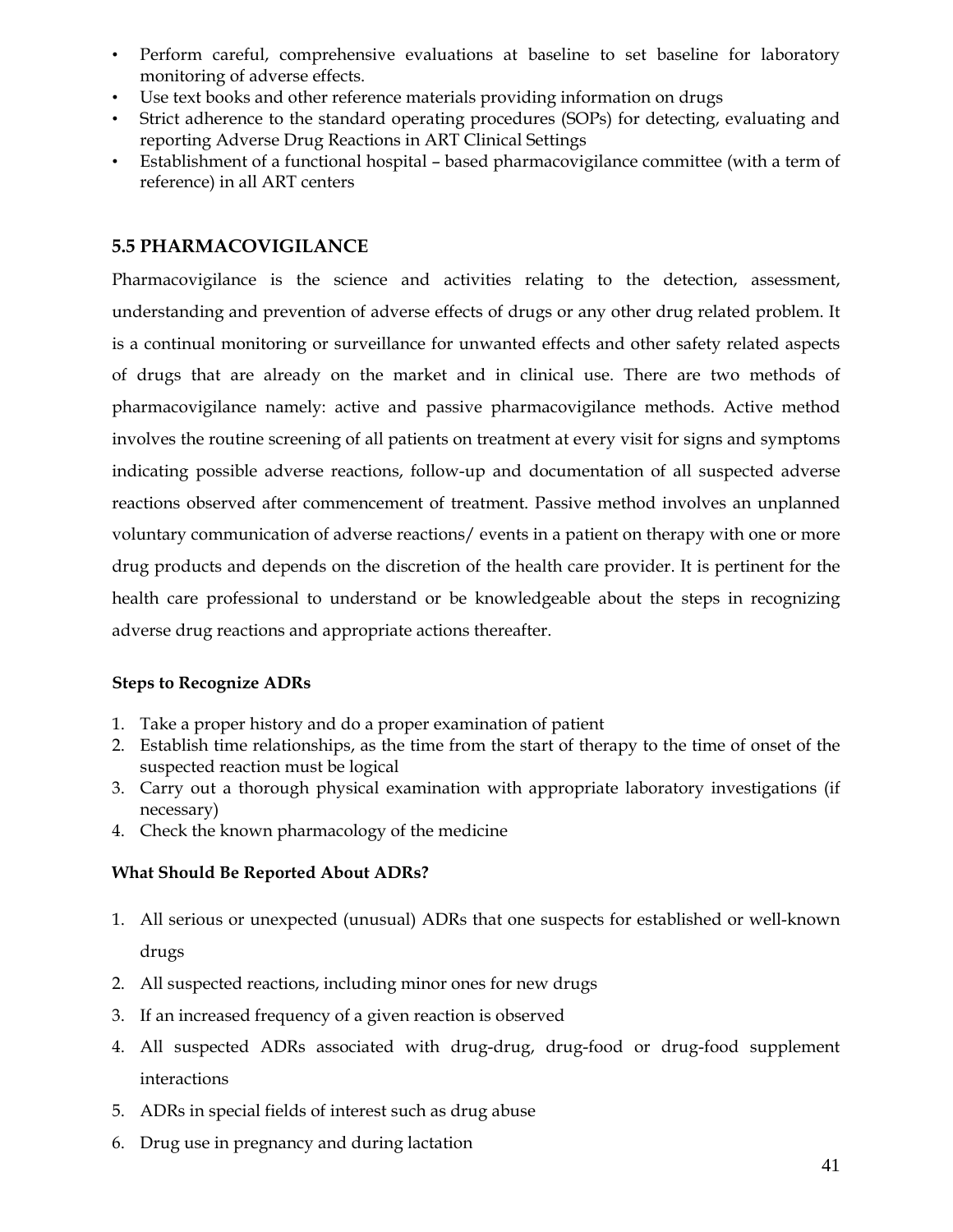- Perform careful, comprehensive evaluations at baseline to set baseline for laboratory monitoring of adverse effects.
- Use text books and other reference materials providing information on drugs
- Strict adherence to the standard operating procedures (SOPs) for detecting, evaluating and reporting Adverse Drug Reactions in ART Clinical Settings
- Establishment of a functional hospital – based pharmacovigilance committee (with a term of reference) in all ART centers

## 5.5 PHARMACOVIGILANCE

Pharmacovigilance is the science and activities relating to the detection, assessment, understanding and prevention of adverse effects of drugs or any other drug related problem. It is a continual monitoring or surveillance for unwanted effects and other safety related aspects of drugs that are already on the market and in clinical use. There are two methods of pharmacovigilance namely: active and passive pharmacovigilance methods. Active method involves the routine screening of all patients on treatment at every visit for signs and symptoms indicating possible adverse reactions, follow-up and documentation of all suspected adverse reactions observed after commencement of treatment. Passive method involves an unplanned voluntary communication of adverse reactions/ events in a patient on therapy with one or more drug products and depends on the discretion of the health care provider. It is pertinent for the health care professional to understand or be knowledgeable about the steps in recognizing adverse drug reactions and appropriate actions thereafter.

**Steps to Recognize ADRs**

1. Take a proper history and do a proper examination of patient
2. Establish time relationships, as the time from the start of therapy to the time of onset of the suspected reaction must be logical
3. Carry out a thorough physical examination with appropriate laboratory investigations (if necessary)
4. Check the known pharmacology of the medicine

**What Should Be Reported About ADRs?**

1. All serious or unexpected (unusual) ADRs that one suspects for established or well-known drugs
2. All suspected reactions, including minor ones for new drugs
3. If an increased frequency of a given reaction is observed
4. All suspected ADRs associated with drug-drug, drug-food or drug-food supplement interactions
5. ADRs in special fields of interest such as drug abuse
6. Drug use in pregnancy and during lactation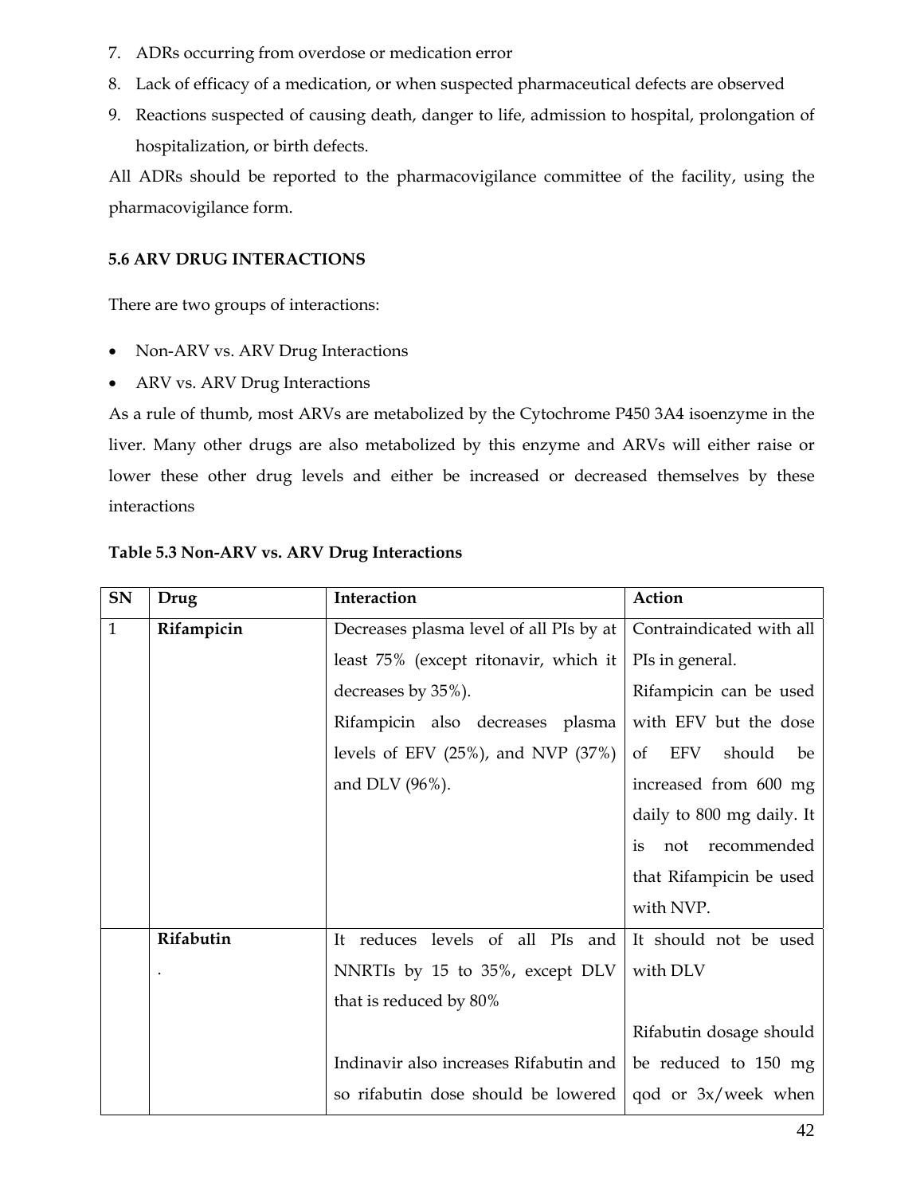7. ADRs occurring from overdose or medication error
8. Lack of efficacy of a medication, or when suspected pharmaceutical defects are observed
9. Reactions suspected of causing death, danger to life, admission to hospital, prolongation of hospitalization, or birth defects.

All ADRs should be reported to the pharmacovigilance committee of the facility, using the pharmacovigilance form.

### 5.6 ARV DRUG INTERACTIONS

There are two groups of interactions:

- Non-ARV vs. ARV Drug Interactions
- ARV vs. ARV Drug Interactions

As a rule of thumb, most ARVs are metabolized by the Cytochrome P450 3A4 isoenzyme in the liver. Many other drugs are also metabolized by this enzyme and ARVs will either raise or lower these other drug levels and either be increased or decreased themselves by these interactions

**Table 5.3 Non-ARV vs. ARV Drug Interactions**

| SN | Drug | Interaction | Action |
|---|---|---|---|
| 1 | **Rifampicin** | Decreases plasma level of all PIs by at least 75% (except ritonavir, which it decreases by 35%). Rifampicin also decreases plasma levels of EFV (25%), and NVP (37%) and DLV (96%). | Contraindicated with all PIs in general. Rifampicin can be used with EFV but the dose of EFV should be increased from 600 mg daily to 800 mg daily. It is not recommended that Rifampicin be used with NVP. |
| | **Rifabutin** . | It reduces levels of all PIs and NNRTIs by 15 to 35%, except DLV that is reduced by 80%<br><br>Indinavir also increases Rifabutin and so rifabutin dose should be lowered | It should not be used with DLV<br><br>Rifabutin dosage should be reduced to 150 mg qod or 3x/week when |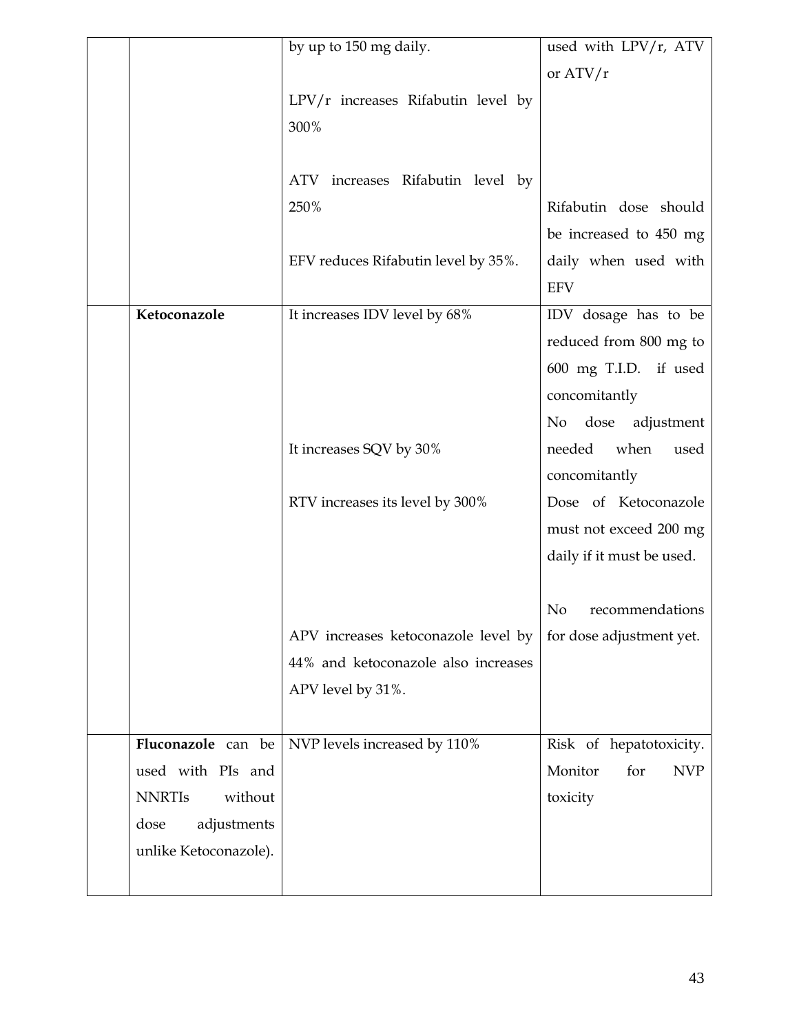| | | | |
|---|---|---|---|
| | | by up to 150 mg daily.<br><br>LPV/r increases Rifabutin level by 300%<br><br>ATV increases Rifabutin level by 250%<br><br>EFV reduces Rifabutin level by 35%. | used with LPV/r, ATV or ATV/r<br><br>Rifabutin dose should be increased to 450 mg daily when used with EFV |
| | **Ketoconazole** | It increases IDV level by 68%<br><br>It increases SQV by 30%<br><br>RTV increases its level by 300%<br><br>APV increases ketoconazole level by 44% and ketoconazole also increases APV level by 31%. | IDV dosage has to be reduced from 800 mg to 600 mg T.I.D. if used concomitantly<br>No dose adjustment needed when used concomitantly<br>Dose of Ketoconazole must not exceed 200 mg daily if it must be used.<br><br>No recommendations for dose adjustment yet. |
| | **Fluconazole** can be used with PIs and NNRTIs without dose adjustments unlike Ketoconazole). | NVP levels increased by 110% | Risk of hepatotoxicity. Monitor for NVP toxicity |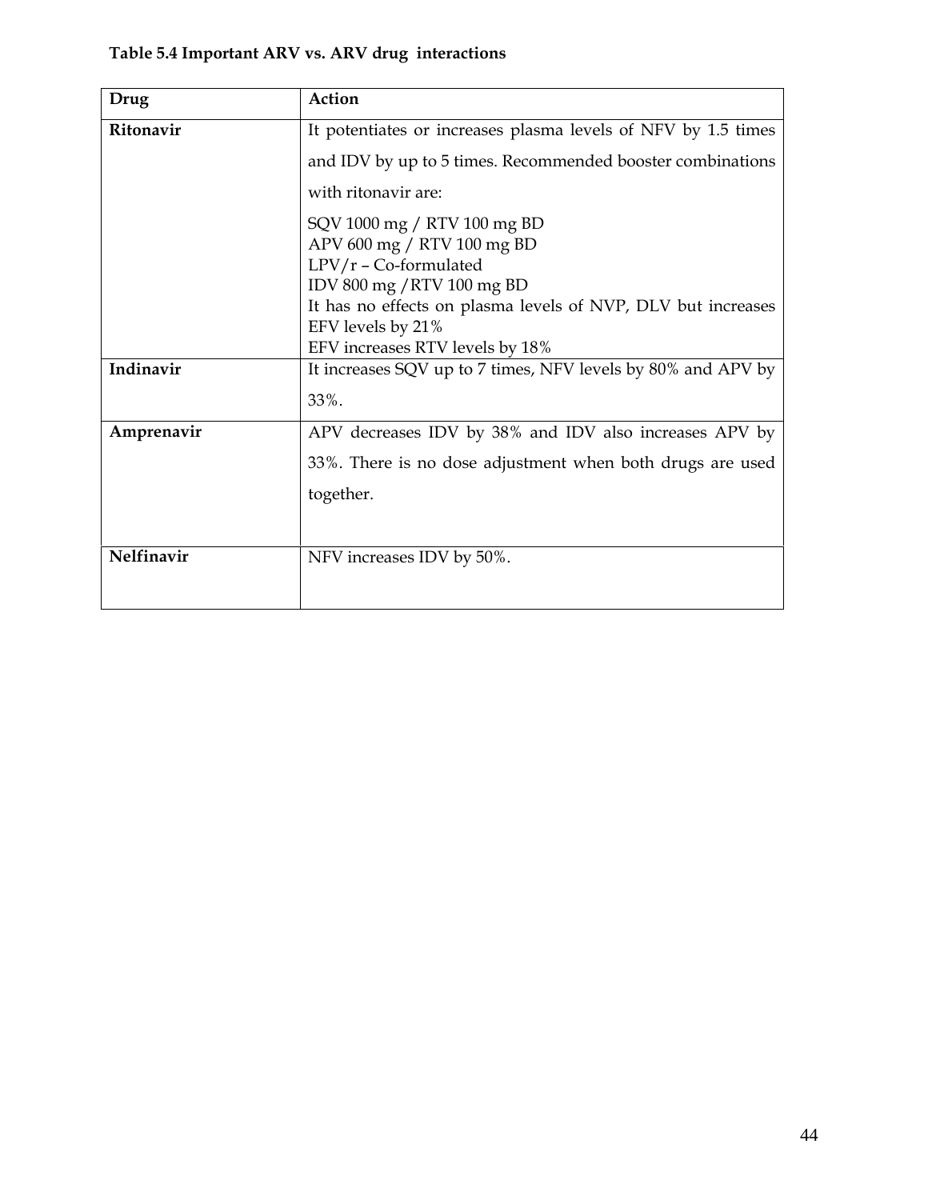**Table 5.4 Important ARV vs. ARV drug interactions**

| Drug | Action |
|---|---|
| **Ritonavir** | It potentiates or increases plasma levels of NFV by 1.5 times and IDV by up to 5 times. Recommended booster combinations with ritonavir are:<br>SQV 1000 mg / RTV 100 mg BD<br>APV 600 mg / RTV 100 mg BD<br>LPV/r – Co-formulated<br>IDV 800 mg /RTV 100 mg BD<br>It has no effects on plasma levels of NVP, DLV but increases EFV levels by 21%<br>EFV increases RTV levels by 18% |
| **Indinavir** | It increases SQV up to 7 times, NFV levels by 80% and APV by 33%. |
| **Amprenavir** | APV decreases IDV by 38% and IDV also increases APV by 33%. There is no dose adjustment when both drugs are used together. |
| **Nelfinavir** | NFV increases IDV by 50%. |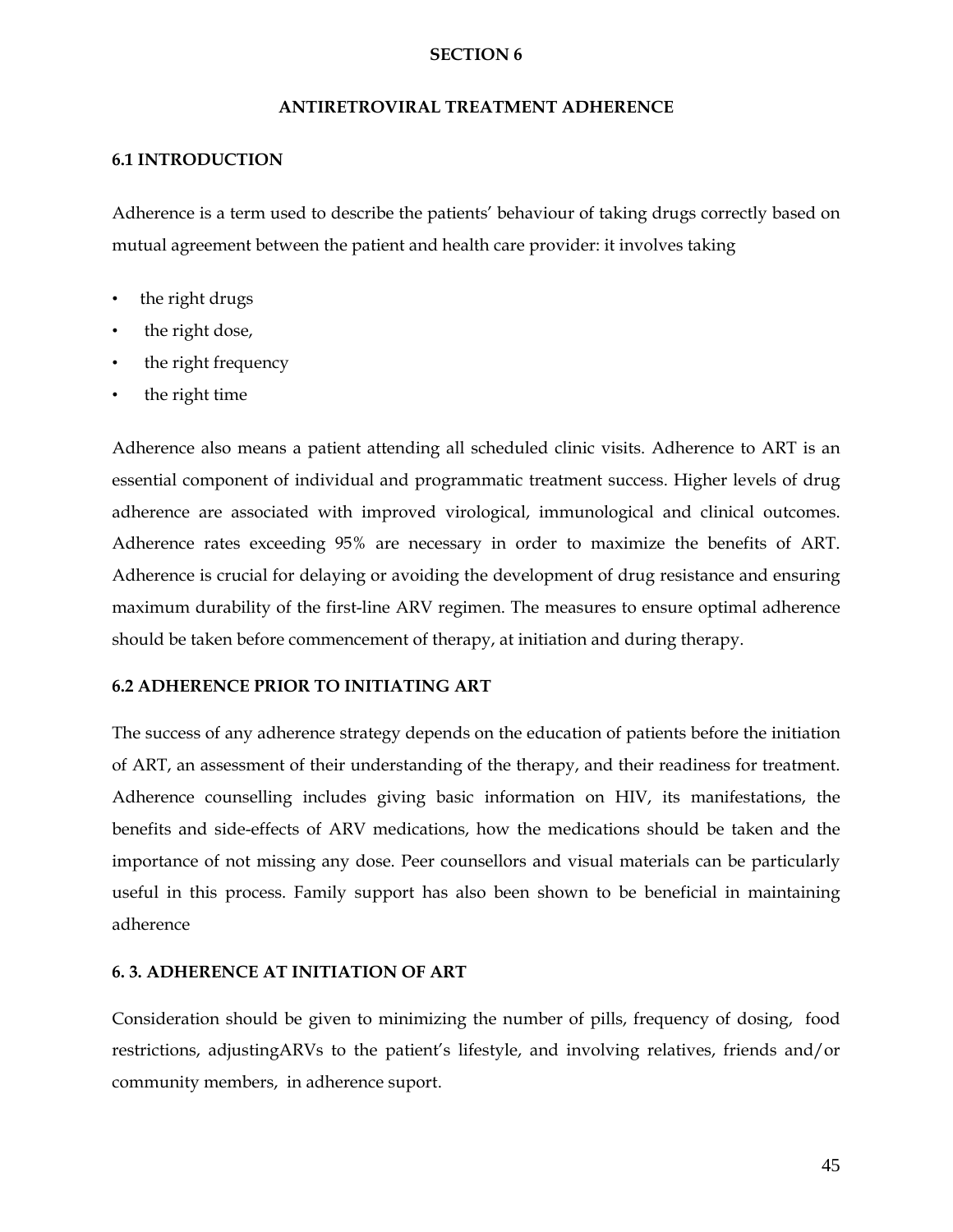# SECTION 6

## ANTIRETROVIRAL TREATMENT ADHERENCE

### 6.1 INTRODUCTION

Adherence is a term used to describe the patients' behaviour of taking drugs correctly based on mutual agreement between the patient and health care provider: it involves taking

- the right drugs
- the right dose,
- the right frequency
- the right time

Adherence also means a patient attending all scheduled clinic visits. Adherence to ART is an essential component of individual and programmatic treatment success. Higher levels of drug adherence are associated with improved virological, immunological and clinical outcomes. Adherence rates exceeding 95% are necessary in order to maximize the benefits of ART. Adherence is crucial for delaying or avoiding the development of drug resistance and ensuring maximum durability of the first-line ARV regimen. The measures to ensure optimal adherence should be taken before commencement of therapy, at initiation and during therapy.

### 6.2 ADHERENCE PRIOR TO INITIATING ART

The success of any adherence strategy depends on the education of patients before the initiation of ART, an assessment of their understanding of the therapy, and their readiness for treatment. Adherence counselling includes giving basic information on HIV, its manifestations, the benefits and side-effects of ARV medications, how the medications should be taken and the importance of not missing any dose. Peer counsellors and visual materials can be particularly useful in this process. Family support has also been shown to be beneficial in maintaining adherence

### 6. 3. ADHERENCE AT INITIATION OF ART

Consideration should be given to minimizing the number of pills, frequency of dosing, food restrictions, adjustingARVs to the patient's lifestyle, and involving relatives, friends and/or community members, in adherence suport.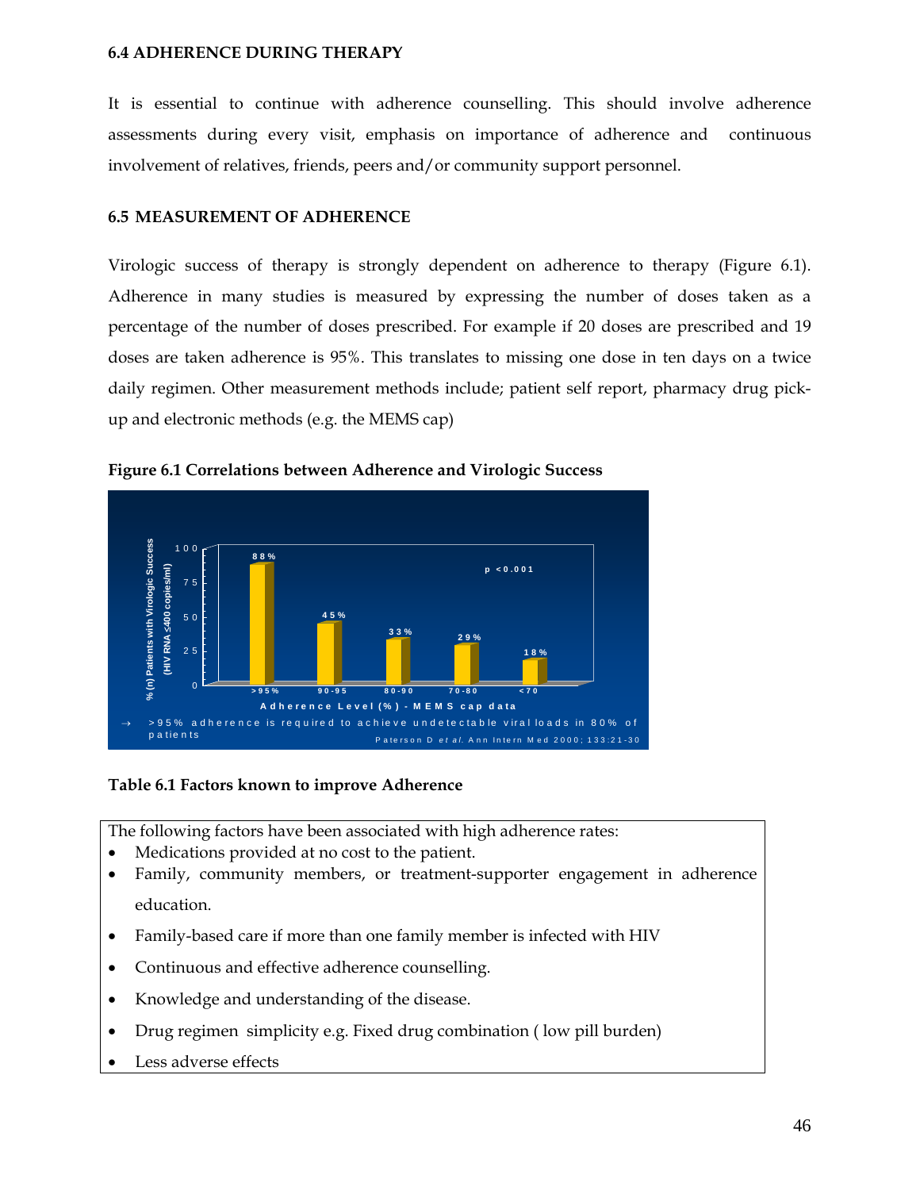### 6.4 ADHERENCE DURING THERAPY

It is essential to continue with adherence counselling. This should involve adherence assessments during every visit, emphasis on importance of adherence and continuous involvement of relatives, friends, peers and/or community support personnel.

### 6.5 MEASUREMENT OF ADHERENCE

Virologic success of therapy is strongly dependent on adherence to therapy (Figure 6.1). Adherence in many studies is measured by expressing the number of doses taken as a percentage of the number of doses prescribed. For example if 20 doses are prescribed and 19 doses are taken adherence is 95%. This translates to missing one dose in ten days on a twice daily regimen. Other measurement methods include; patient self report, pharmacy drug pick-up and electronic methods (e.g. the MEMS cap)

**Figure 6.1 Correlations between Adherence and Virologic Success**

| Adherence Level (%) - MEMS cap data | % (n) Patients with Virologic Success (HIV RNA ≤400 copies/ml) |
|---|---|
| >95 | 88% |
| 90-95 | 45% |
| 80-90 | 33% |
| 70-80 | 29% |
| <70 | 18% |

$p < 0.001$

→ >95% adherence is required to achieve undetectable viral loads in 80% of patients

Paterson D *et al.* Ann Intern Med 2000; 133:21-30

**Table 6.1 Factors known to improve Adherence**

The following factors have been associated with high adherence rates:

- Medications provided at no cost to the patient.
- Family, community members, or treatment-supporter engagement in adherence education.
- Family-based care if more than one family member is infected with HIV
- Continuous and effective adherence counselling.
- Knowledge and understanding of the disease.
- Drug regimen simplicity e.g. Fixed drug combination ( low pill burden)
- Less adverse effects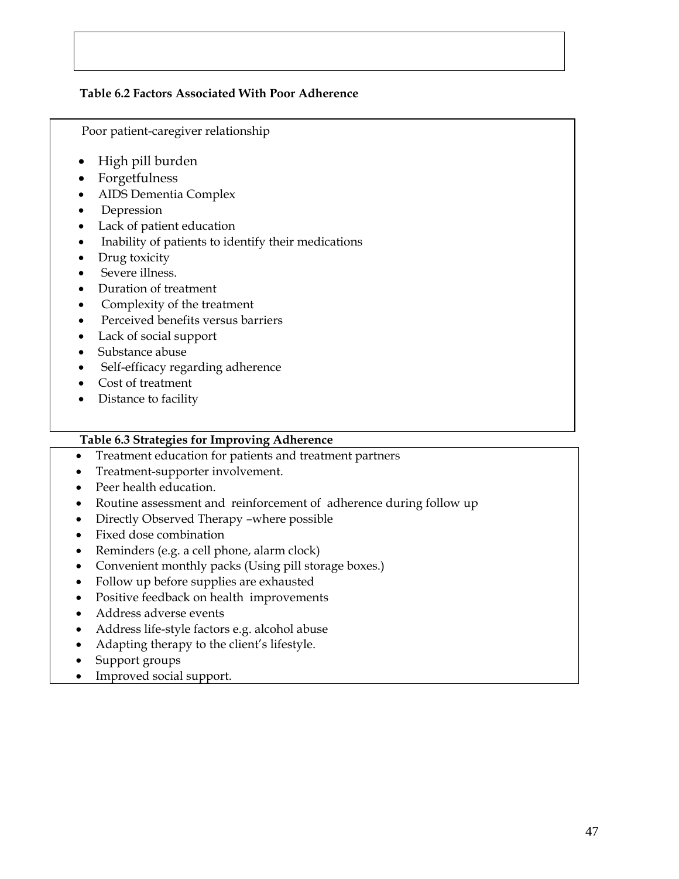**Table 6.2 Factors Associated With Poor Adherence**

Poor patient-caregiver relationship

- High pill burden
- Forgetfulness
- AIDS Dementia Complex
- Depression
- Lack of patient education
- Inability of patients to identify their medications
- Drug toxicity
- Severe illness.
- Duration of treatment
- Complexity of the treatment
- Perceived benefits versus barriers
- Lack of social support
- Substance abuse
- Self-efficacy regarding adherence
- Cost of treatment
- Distance to facility

**Table 6.3 Strategies for Improving Adherence**

- Treatment education for patients and treatment partners
- Treatment-supporter involvement.
- Peer health education.
- Routine assessment and reinforcement of adherence during follow up
- Directly Observed Therapy –where possible
- Fixed dose combination
- Reminders (e.g. a cell phone, alarm clock)
- Convenient monthly packs (Using pill storage boxes.)
- Follow up before supplies are exhausted
- Positive feedback on health improvements
- Address adverse events
- Address life-style factors e.g. alcohol abuse
- Adapting therapy to the client's lifestyle.
- Support groups
- Improved social support.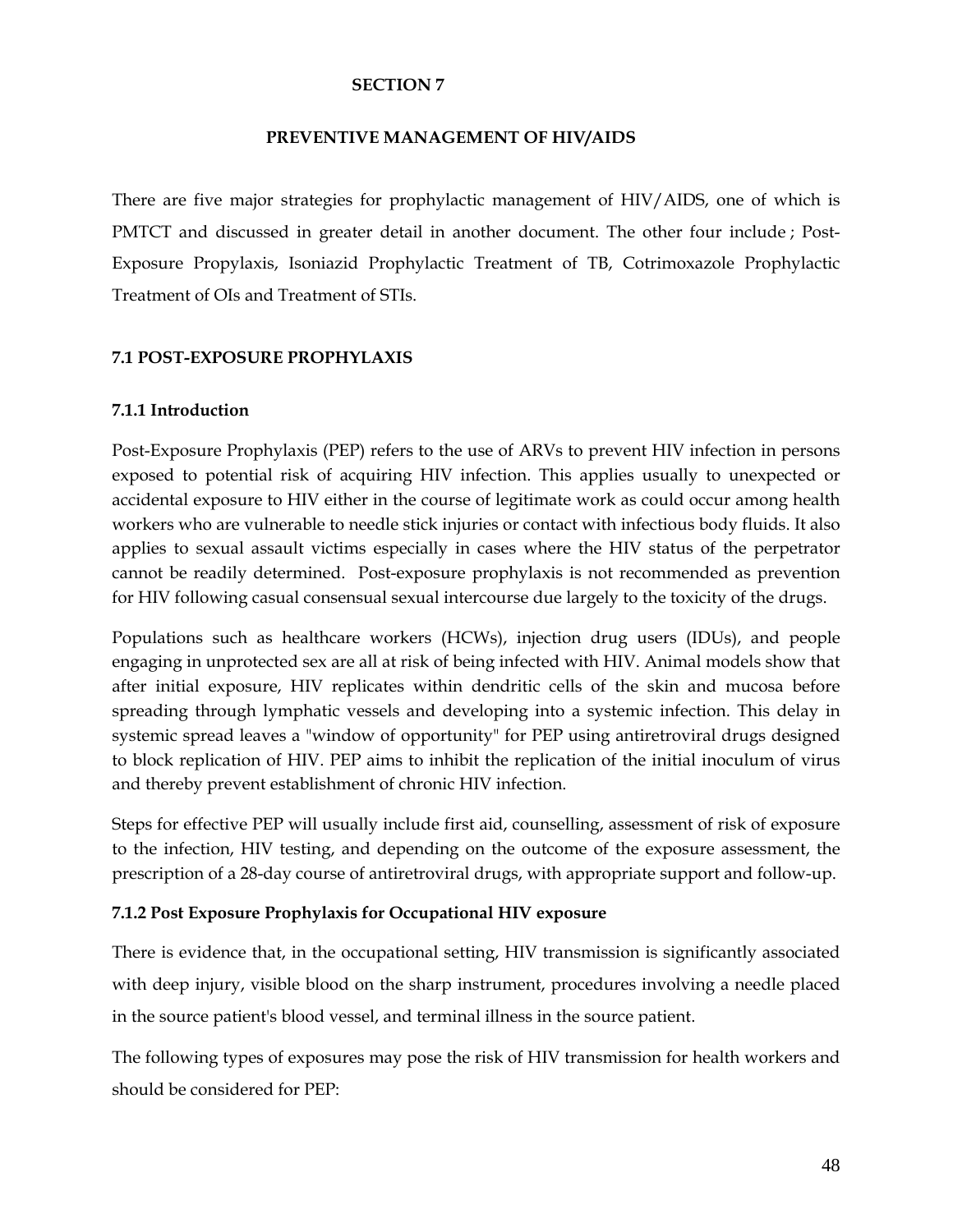# SECTION 7

## PREVENTIVE MANAGEMENT OF HIV/AIDS

There are five major strategies for prophylactic management of HIV/AIDS, one of which is PMTCT and discussed in greater detail in another document. The other four include ; Post-Exposure Propylaxis, Isoniazid Prophylactic Treatment of TB, Cotrimoxazole Prophylactic Treatment of OIs and Treatment of STIs.

### 7.1 POST-EXPOSURE PROPHYLAXIS

#### 7.1.1 Introduction

Post-Exposure Prophylaxis (PEP) refers to the use of ARVs to prevent HIV infection in persons exposed to potential risk of acquiring HIV infection. This applies usually to unexpected or accidental exposure to HIV either in the course of legitimate work as could occur among health workers who are vulnerable to needle stick injuries or contact with infectious body fluids. It also applies to sexual assault victims especially in cases where the HIV status of the perpetrator cannot be readily determined. Post-exposure prophylaxis is not recommended as prevention for HIV following casual consensual sexual intercourse due largely to the toxicity of the drugs.

Populations such as healthcare workers (HCWs), injection drug users (IDUs), and people engaging in unprotected sex are all at risk of being infected with HIV. Animal models show that after initial exposure, HIV replicates within dendritic cells of the skin and mucosa before spreading through lymphatic vessels and developing into a systemic infection. This delay in systemic spread leaves a "window of opportunity" for PEP using antiretroviral drugs designed to block replication of HIV. PEP aims to inhibit the replication of the initial inoculum of virus and thereby prevent establishment of chronic HIV infection.

Steps for effective PEP will usually include first aid, counselling, assessment of risk of exposure to the infection, HIV testing, and depending on the outcome of the exposure assessment, the prescription of a 28-day course of antiretroviral drugs, with appropriate support and follow-up.

#### 7.1.2 Post Exposure Prophylaxis for Occupational HIV exposure

There is evidence that, in the occupational setting, HIV transmission is significantly associated with deep injury, visible blood on the sharp instrument, procedures involving a needle placed in the source patient's blood vessel, and terminal illness in the source patient.

The following types of exposures may pose the risk of HIV transmission for health workers and should be considered for PEP: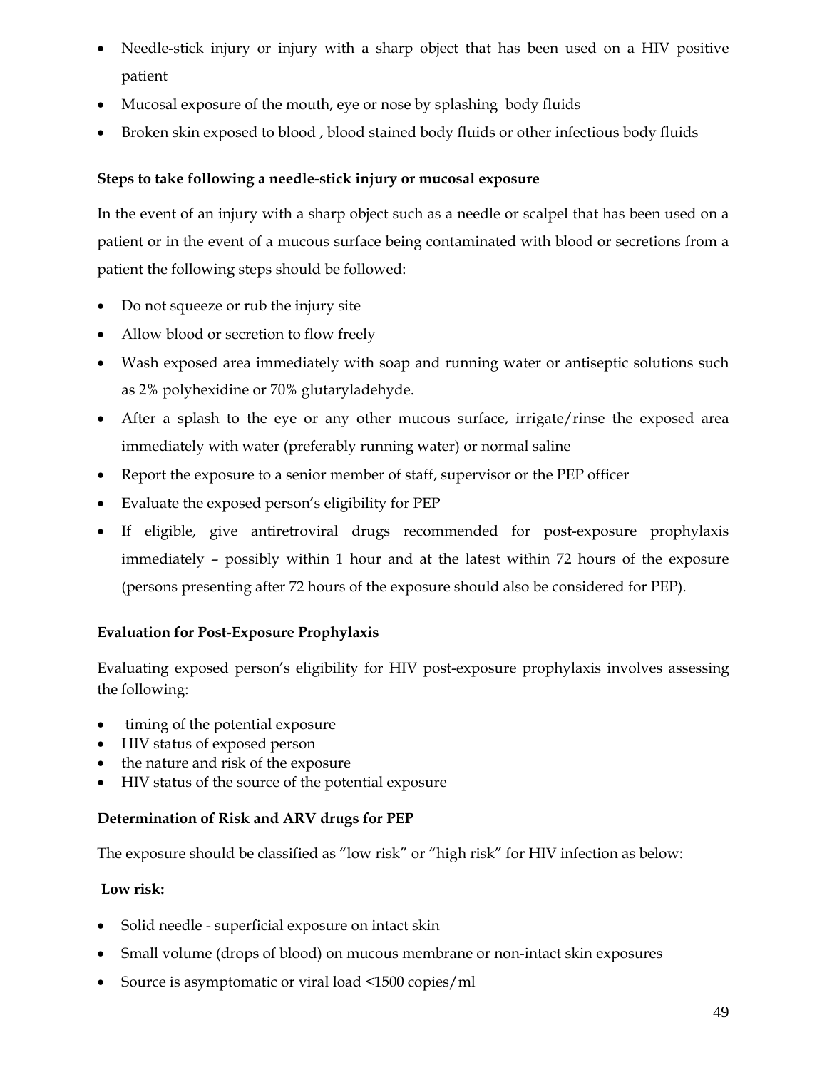- Needle-stick injury or injury with a sharp object that has been used on a HIV positive patient
- Mucosal exposure of the mouth, eye or nose by splashing  body fluids
- Broken skin exposed to blood , blood stained body fluids or other infectious body fluids

**Steps to take following a needle-stick injury or mucosal exposure**

In the event of an injury with a sharp object such as a needle or scalpel that has been used on a patient or in the event of a mucous surface being contaminated with blood or secretions from a patient the following steps should be followed:

- Do not squeeze or rub the injury site
- Allow blood or secretion to flow freely
- Wash exposed area immediately with soap and running water or antiseptic solutions such as 2% polyhexidine or 70% glutaryladehyde.
- After a splash to the eye or any other mucous surface, irrigate/rinse the exposed area immediately with water (preferably running water) or normal saline
- Report the exposure to a senior member of staff, supervisor or the PEP officer
- Evaluate the exposed person's eligibility for PEP
- If eligible, give antiretroviral drugs recommended for post-exposure prophylaxis immediately – possibly within 1 hour and at the latest within 72 hours of the exposure (persons presenting after 72 hours of the exposure should also be considered for PEP).

**Evaluation for Post-Exposure Prophylaxis**

Evaluating exposed person's eligibility for HIV post-exposure prophylaxis involves assessing the following:

- timing of the potential exposure
- HIV status of exposed person
- the nature and risk of the exposure
- HIV status of the source of the potential exposure

**Determination of Risk and ARV drugs for PEP**

The exposure should be classified as "low risk" or "high risk" for HIV infection as below:

**Low risk:**

- Solid needle - superficial exposure on intact skin
- Small volume (drops of blood) on mucous membrane or non-intact skin exposures
- Source is asymptomatic or viral load <1500 copies/ml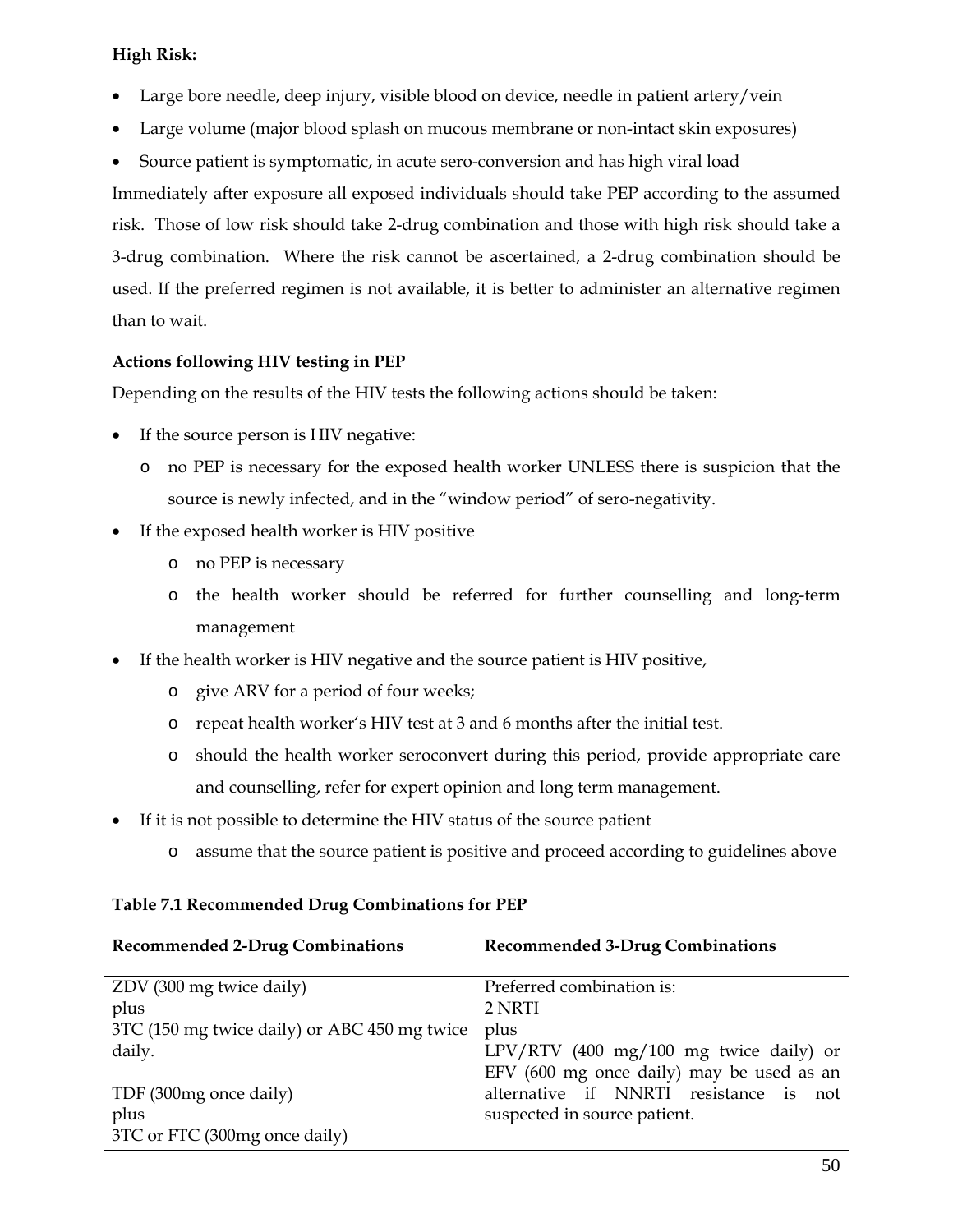**High Risk:**

- Large bore needle, deep injury, visible blood on device, needle in patient artery/vein
- Large volume (major blood splash on mucous membrane or non-intact skin exposures)
- Source patient is symptomatic, in acute sero-conversion and has high viral load

Immediately after exposure all exposed individuals should take PEP according to the assumed risk. Those of low risk should take 2-drug combination and those with high risk should take a 3-drug combination. Where the risk cannot be ascertained, a 2-drug combination should be used. If the preferred regimen is not available, it is better to administer an alternative regimen than to wait.

**Actions following HIV testing in PEP**

Depending on the results of the HIV tests the following actions should be taken:

- If the source person is HIV negative:
  - no PEP is necessary for the exposed health worker UNLESS there is suspicion that the source is newly infected, and in the "window period" of sero-negativity.
- If the exposed health worker is HIV positive
  - no PEP is necessary
  - the health worker should be referred for further counselling and long-term management
- If the health worker is HIV negative and the source patient is HIV positive,
  - give ARV for a period of four weeks;
  - repeat health worker's HIV test at 3 and 6 months after the initial test.
  - should the health worker seroconvert during this period, provide appropriate care and counselling, refer for expert opinion and long term management.
- If it is not possible to determine the HIV status of the source patient
  - assume that the source patient is positive and proceed according to guidelines above

**Table 7.1 Recommended Drug Combinations for PEP**

| **Recommended 2-Drug Combinations** | **Recommended 3-Drug Combinations** |
|---|---|
| ZDV (300 mg twice daily)<br>plus<br>3TC (150 mg twice daily) or ABC 450 mg twice daily.<br><br>TDF (300mg once daily)<br>plus<br>3TC or FTC (300mg once daily) | Preferred combination is:<br>2 NRTI<br>plus<br>LPV/RTV (400 mg/100 mg twice daily) or EFV (600 mg once daily) may be used as an alternative if NNRTI resistance is not suspected in source patient. |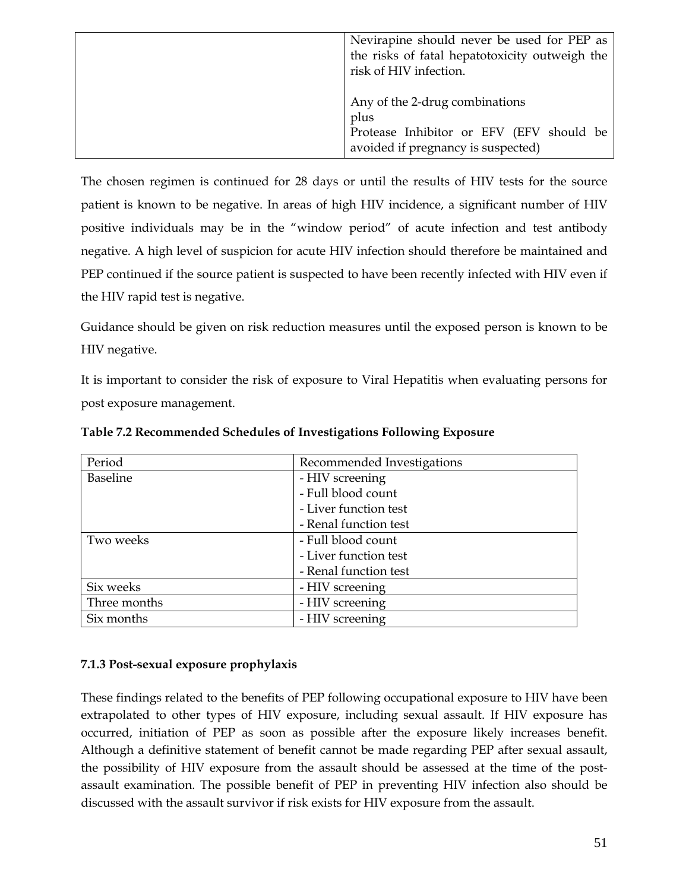| | |
|---|---|
| | Nevirapine should never be used for PEP as the risks of fatal hepatotoxicity outweigh the risk of HIV infection.<br><br>Any of the 2-drug combinations<br>plus<br>Protease Inhibitor or EFV (EFV should be avoided if pregnancy is suspected) |

The chosen regimen is continued for 28 days or until the results of HIV tests for the source patient is known to be negative. In areas of high HIV incidence, a significant number of HIV positive individuals may be in the "window period" of acute infection and test antibody negative. A high level of suspicion for acute HIV infection should therefore be maintained and PEP continued if the source patient is suspected to have been recently infected with HIV even if the HIV rapid test is negative.

Guidance should be given on risk reduction measures until the exposed person is known to be HIV negative.

It is important to consider the risk of exposure to Viral Hepatitis when evaluating persons for post exposure management.

**Table 7.2 Recommended Schedules of Investigations Following Exposure**

| Period | Recommended Investigations |
|---|---|
| Baseline | - HIV screening<br>- Full blood count<br>- Liver function test<br>- Renal function test |
| Two weeks | - Full blood count<br>- Liver function test<br>- Renal function test |
| Six weeks | - HIV screening |
| Three months | - HIV screening |
| Six months | - HIV screening |

### 7.1.3 Post-sexual exposure prophylaxis

These findings related to the benefits of PEP following occupational exposure to HIV have been extrapolated to other types of HIV exposure, including sexual assault. If HIV exposure has occurred, initiation of PEP as soon as possible after the exposure likely increases benefit. Although a definitive statement of benefit cannot be made regarding PEP after sexual assault, the possibility of HIV exposure from the assault should be assessed at the time of the post-assault examination. The possible benefit of PEP in preventing HIV infection also should be discussed with the assault survivor if risk exists for HIV exposure from the assault.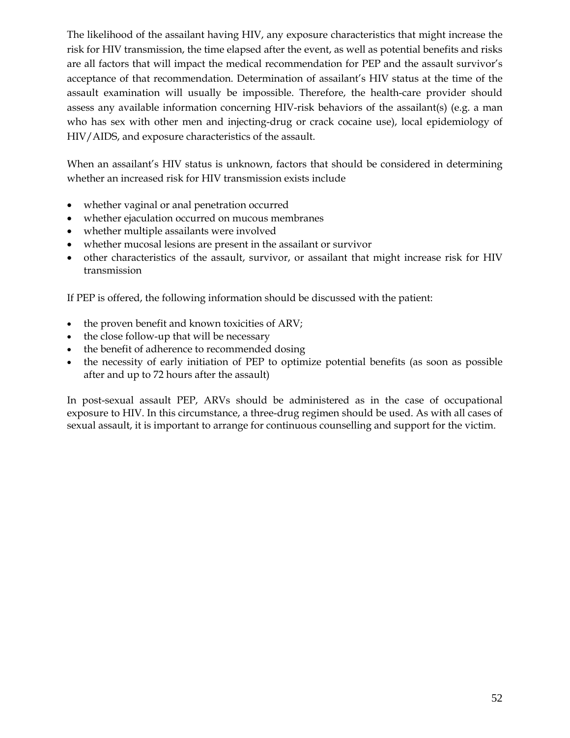The likelihood of the assailant having HIV, any exposure characteristics that might increase the risk for HIV transmission, the time elapsed after the event, as well as potential benefits and risks are all factors that will impact the medical recommendation for PEP and the assault survivor's acceptance of that recommendation. Determination of assailant's HIV status at the time of the assault examination will usually be impossible. Therefore, the health-care provider should assess any available information concerning HIV-risk behaviors of the assailant(s) (e.g. a man who has sex with other men and injecting-drug or crack cocaine use), local epidemiology of HIV/AIDS, and exposure characteristics of the assault.

When an assailant's HIV status is unknown, factors that should be considered in determining whether an increased risk for HIV transmission exists include

- whether vaginal or anal penetration occurred
- whether ejaculation occurred on mucous membranes
- whether multiple assailants were involved
- whether mucosal lesions are present in the assailant or survivor
- other characteristics of the assault, survivor, or assailant that might increase risk for HIV transmission

If PEP is offered, the following information should be discussed with the patient:

- the proven benefit and known toxicities of ARV;
- the close follow-up that will be necessary
- the benefit of adherence to recommended dosing
- the necessity of early initiation of PEP to optimize potential benefits (as soon as possible after and up to 72 hours after the assault)

In post-sexual assault PEP, ARVs should be administered as in the case of occupational exposure to HIV. In this circumstance, a three-drug regimen should be used. As with all cases of sexual assault, it is important to arrange for continuous counselling and support for the victim.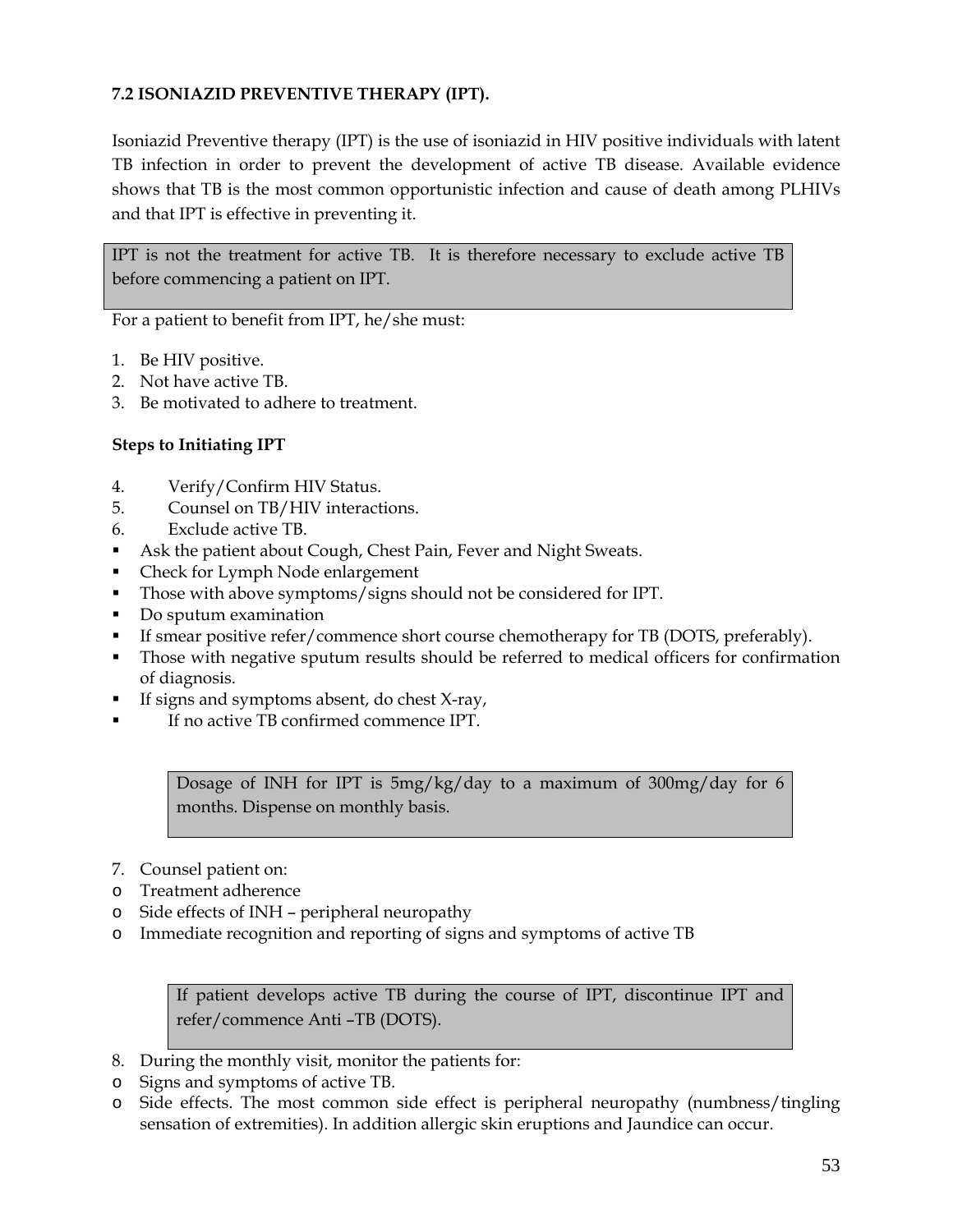### 7.2 ISONIAZID PREVENTIVE THERAPY (IPT).

Isoniazid Preventive therapy (IPT) is the use of isoniazid in HIV positive individuals with latent TB infection in order to prevent the development of active TB disease. Available evidence shows that TB is the most common opportunistic infection and cause of death among PLHIVs and that IPT is effective in preventing it.

> IPT is not the treatment for active TB. It is therefore necessary to exclude active TB before commencing a patient on IPT.

For a patient to benefit from IPT, he/she must:

1. Be HIV positive.
2. Not have active TB.
3. Be motivated to adhere to treatment.

**Steps to Initiating IPT**

4. Verify/Confirm HIV Status.
5. Counsel on TB/HIV interactions.
6. Exclude active TB.

- Ask the patient about Cough, Chest Pain, Fever and Night Sweats.
- Check for Lymph Node enlargement
- Those with above symptoms/signs should not be considered for IPT.
- Do sputum examination
- If smear positive refer/commence short course chemotherapy for TB (DOTS, preferably).
- Those with negative sputum results should be referred to medical officers for confirmation of diagnosis.
- If signs and symptoms absent, do chest X-ray,
- If no active TB confirmed commence IPT.

> Dosage of INH for IPT is 5mg/kg/day to a maximum of 300mg/day for 6 months. Dispense on monthly basis.

7. Counsel patient on:

- Treatment adherence
- Side effects of INH – peripheral neuropathy
- Immediate recognition and reporting of signs and symptoms of active TB

> If patient develops active TB during the course of IPT, discontinue IPT and refer/commence Anti –TB (DOTS).

8. During the monthly visit, monitor the patients for:

- Signs and symptoms of active TB.
- Side effects. The most common side effect is peripheral neuropathy (numbness/tingling sensation of extremities). In addition allergic skin eruptions and Jaundice can occur.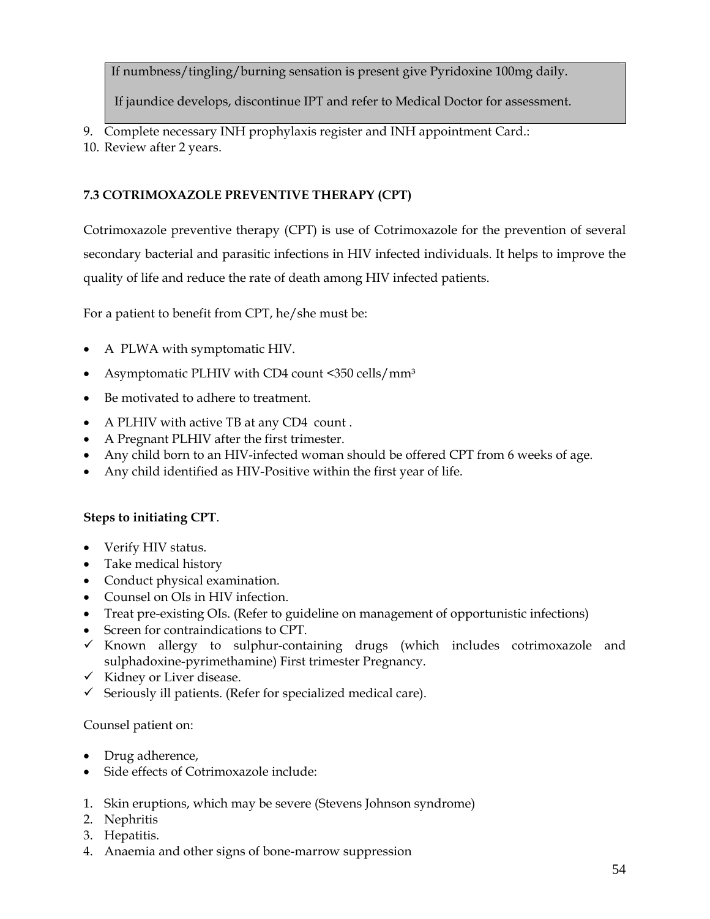If numbness/tingling/burning sensation is present give Pyridoxine 100mg daily.

If jaundice develops, discontinue IPT and refer to Medical Doctor for assessment.

9. Complete necessary INH prophylaxis register and INH appointment Card.:
10. Review after 2 years.

### 7.3 COTRIMOXAZOLE PREVENTIVE THERAPY (CPT)

Cotrimoxazole preventive therapy (CPT) is use of Cotrimoxazole for the prevention of several secondary bacterial and parasitic infections in HIV infected individuals. It helps to improve the quality of life and reduce the rate of death among HIV infected patients.

For a patient to benefit from CPT, he/she must be:

- A PLWA with symptomatic HIV.
- Asymptomatic PLHIV with CD4 count <350 cells/mm³
- Be motivated to adhere to treatment.
- A PLHIV with active TB at any CD4 count .
- A Pregnant PLHIV after the first trimester.
- Any child born to an HIV-infected woman should be offered CPT from 6 weeks of age.
- Any child identified as HIV-Positive within the first year of life.

**Steps to initiating CPT**.

- Verify HIV status.
- Take medical history
- Conduct physical examination.
- Counsel on OIs in HIV infection.
- Treat pre-existing OIs. (Refer to guideline on management of opportunistic infections)
- Screen for contraindications to CPT.
- ✓ Known allergy to sulphur-containing drugs (which includes cotrimoxazole and sulphadoxine-pyrimethamine) First trimester Pregnancy.
- ✓ Kidney or Liver disease.
- ✓ Seriously ill patients. (Refer for specialized medical care).

Counsel patient on:

- Drug adherence,
- Side effects of Cotrimoxazole include:

1. Skin eruptions, which may be severe (Stevens Johnson syndrome)
2. Nephritis
3. Hepatitis.
4. Anaemia and other signs of bone-marrow suppression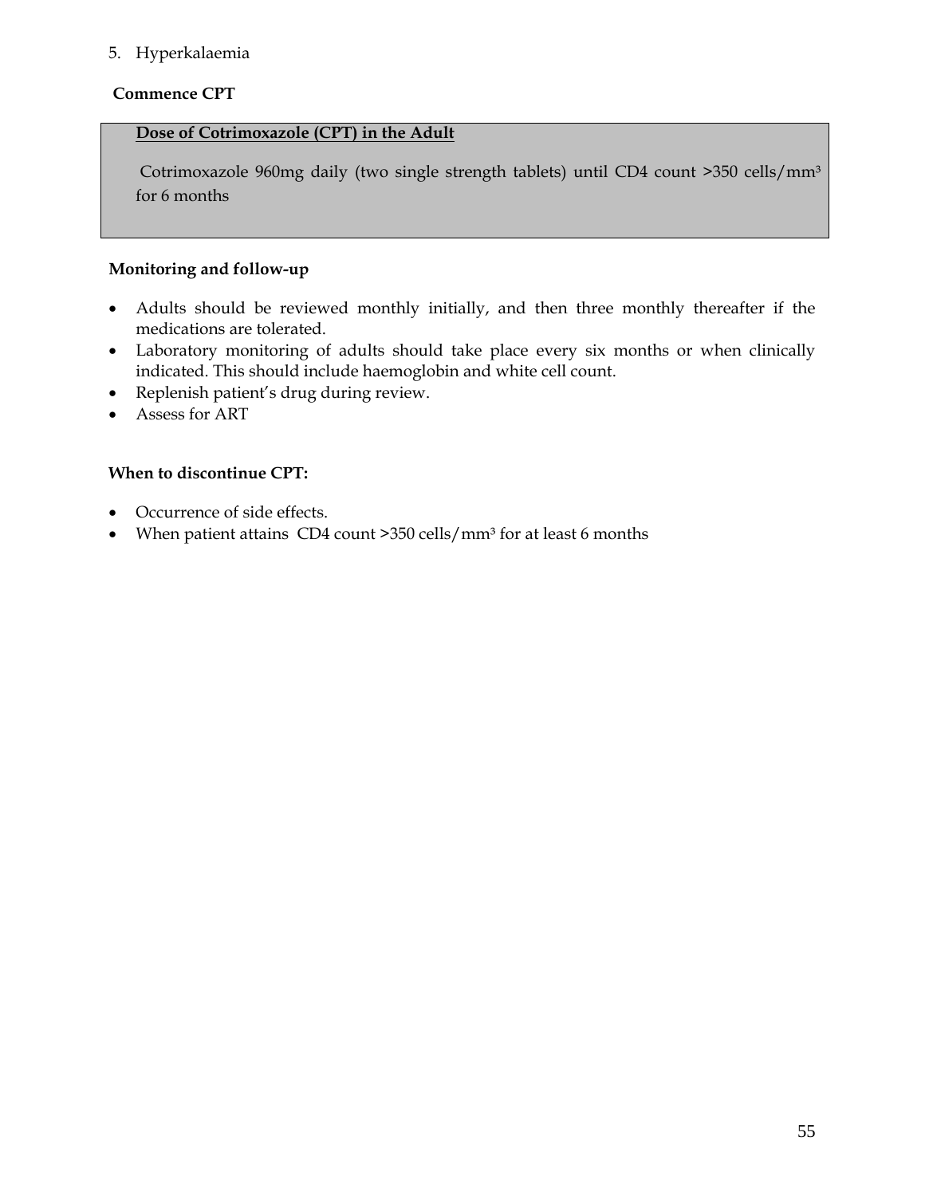5. Hyperkalaemia

**Commence CPT**

> **Dose of Cotrimoxazole (CPT) in the Adult**
>
> Cotrimoxazole 960mg daily (two single strength tablets) until CD4 count >350 cells/mm³ for 6 months

**Monitoring and follow-up**

- Adults should be reviewed monthly initially, and then three monthly thereafter if the medications are tolerated.
- Laboratory monitoring of adults should take place every six months or when clinically indicated. This should include haemoglobin and white cell count.
- Replenish patient's drug during review.
- Assess for ART

**When to discontinue CPT:**

- Occurrence of side effects.
- When patient attains CD4 count >350 cells/mm³ for at least 6 months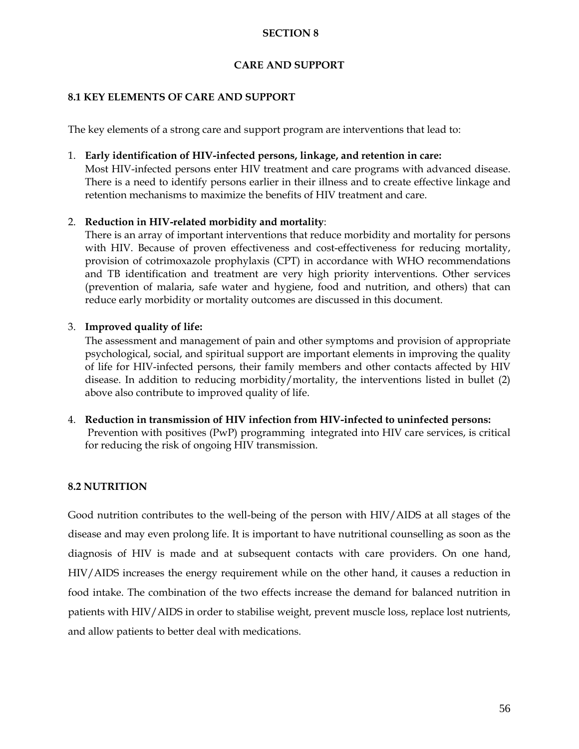# SECTION 8

# CARE AND SUPPORT

## 8.1 KEY ELEMENTS OF CARE AND SUPPORT

The key elements of a strong care and support program are interventions that lead to:

1. **Early identification of HIV-infected persons, linkage, and retention in care:**
   Most HIV-infected persons enter HIV treatment and care programs with advanced disease. There is a need to identify persons earlier in their illness and to create effective linkage and retention mechanisms to maximize the benefits of HIV treatment and care.

2. **Reduction in HIV-related morbidity and mortality**:
   There is an array of important interventions that reduce morbidity and mortality for persons with HIV. Because of proven effectiveness and cost-effectiveness for reducing mortality, provision of cotrimoxazole prophylaxis (CPT) in accordance with WHO recommendations and TB identification and treatment are very high priority interventions. Other services (prevention of malaria, safe water and hygiene, food and nutrition, and others) that can reduce early morbidity or mortality outcomes are discussed in this document.

3. **Improved quality of life:**
   The assessment and management of pain and other symptoms and provision of appropriate psychological, social, and spiritual support are important elements in improving the quality of life for HIV-infected persons, their family members and other contacts affected by HIV disease. In addition to reducing morbidity/mortality, the interventions listed in bullet (2) above also contribute to improved quality of life.

4. **Reduction in transmission of HIV infection from HIV-infected to uninfected persons:**
   Prevention with positives (PwP) programming integrated into HIV care services, is critical for reducing the risk of ongoing HIV transmission.

## 8.2 NUTRITION

Good nutrition contributes to the well-being of the person with HIV/AIDS at all stages of the disease and may even prolong life. It is important to have nutritional counselling as soon as the diagnosis of HIV is made and at subsequent contacts with care providers. On one hand, HIV/AIDS increases the energy requirement while on the other hand, it causes a reduction in food intake. The combination of the two effects increase the demand for balanced nutrition in patients with HIV/AIDS in order to stabilise weight, prevent muscle loss, replace lost nutrients, and allow patients to better deal with medications.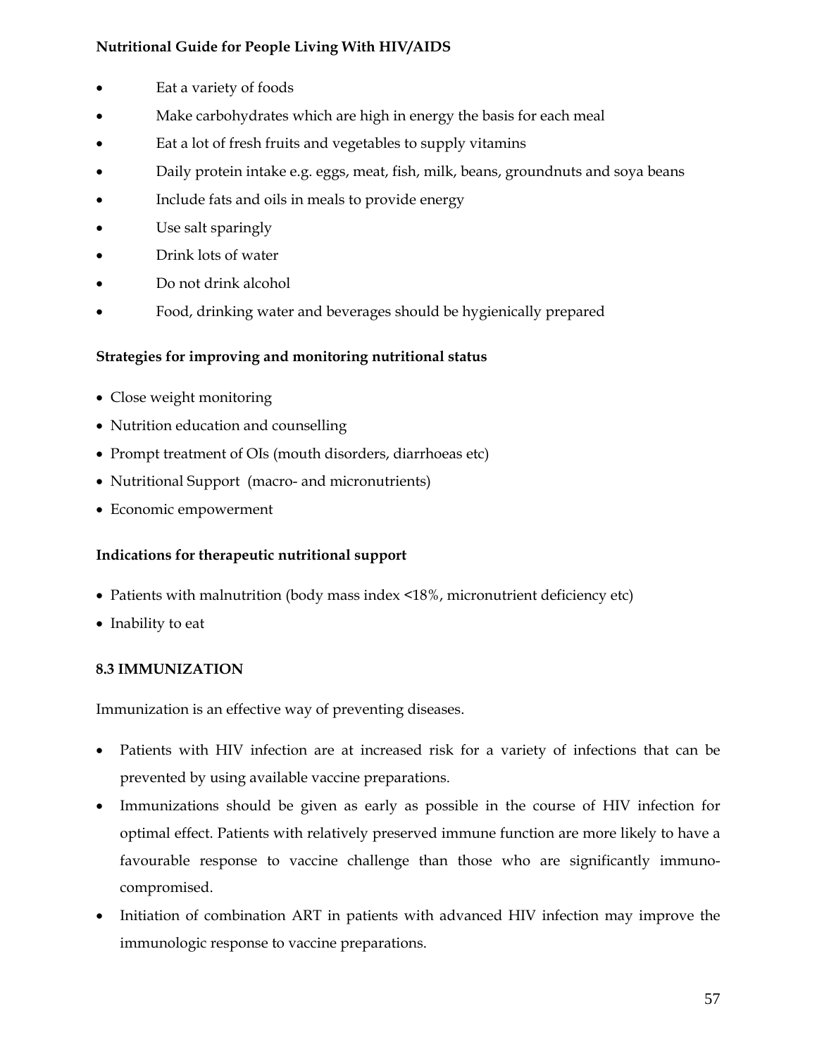**Nutritional Guide for People Living With HIV/AIDS**

- Eat a variety of foods
- Make carbohydrates which are high in energy the basis for each meal
- Eat a lot of fresh fruits and vegetables to supply vitamins
- Daily protein intake e.g. eggs, meat, fish, milk, beans, groundnuts and soya beans
- Include fats and oils in meals to provide energy
- Use salt sparingly
- Drink lots of water
- Do not drink alcohol
- Food, drinking water and beverages should be hygienically prepared

**Strategies for improving and monitoring nutritional status**

- Close weight monitoring
- Nutrition education and counselling
- Prompt treatment of OIs (mouth disorders, diarrhoeas etc)
- Nutritional Support (macro- and micronutrients)
- Economic empowerment

**Indications for therapeutic nutritional support**

- Patients with malnutrition (body mass index <18%, micronutrient deficiency etc)
- Inability to eat

### 8.3 IMMUNIZATION

Immunization is an effective way of preventing diseases.

- Patients with HIV infection are at increased risk for a variety of infections that can be prevented by using available vaccine preparations.
- Immunizations should be given as early as possible in the course of HIV infection for optimal effect. Patients with relatively preserved immune function are more likely to have a favourable response to vaccine challenge than those who are significantly immuno-compromised.
- Initiation of combination ART in patients with advanced HIV infection may improve the immunologic response to vaccine preparations.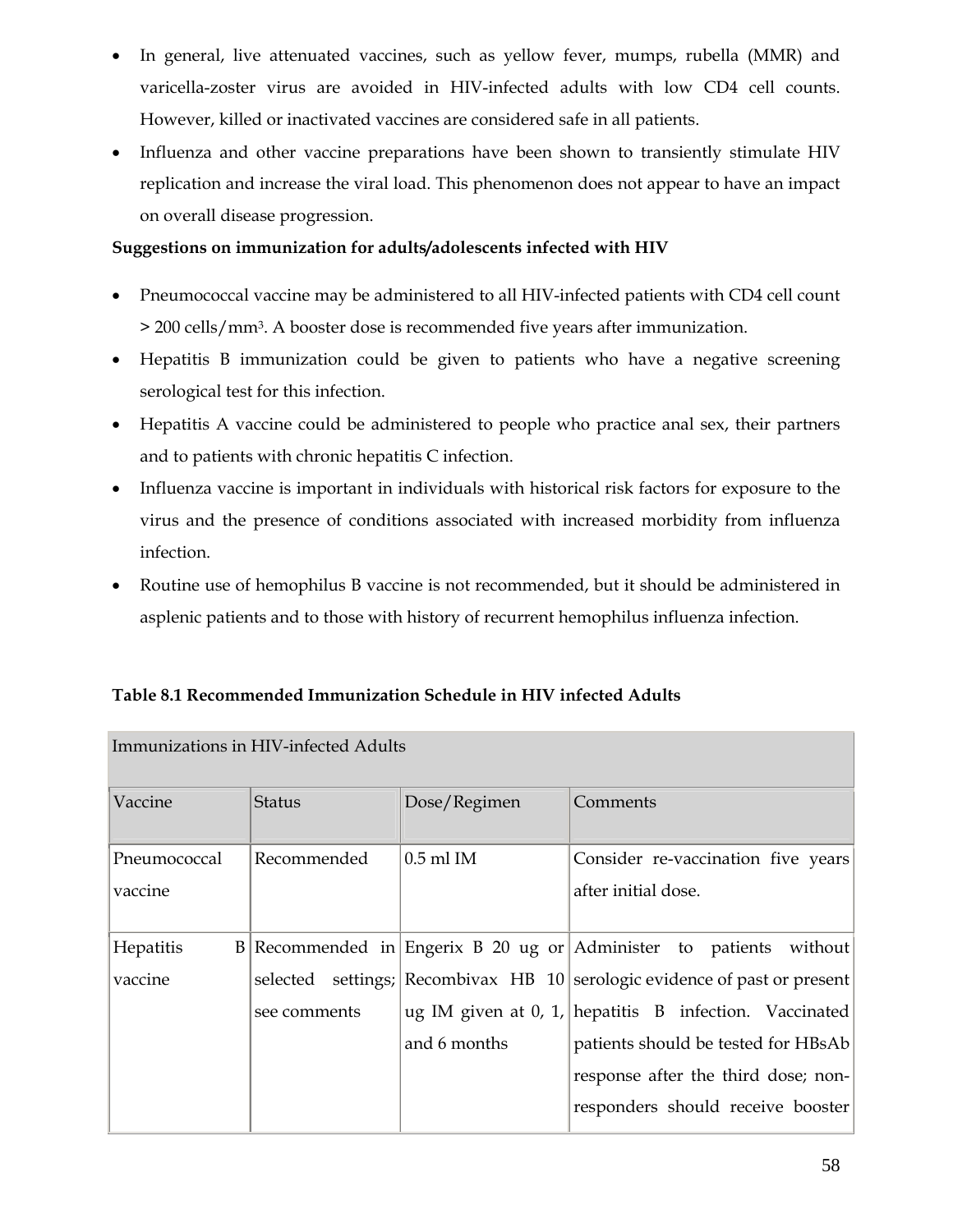- In general, live attenuated vaccines, such as yellow fever, mumps, rubella (MMR) and varicella-zoster virus are avoided in HIV-infected adults with low CD4 cell counts. However, killed or inactivated vaccines are considered safe in all patients.
- Influenza and other vaccine preparations have been shown to transiently stimulate HIV replication and increase the viral load. This phenomenon does not appear to have an impact on overall disease progression.

**Suggestions on immunization for adults/adolescents infected with HIV**

- Pneumococcal vaccine may be administered to all HIV-infected patients with CD4 cell count > 200 cells/mm$^3$. A booster dose is recommended five years after immunization.
- Hepatitis B immunization could be given to patients who have a negative screening serological test for this infection.
- Hepatitis A vaccine could be administered to people who practice anal sex, their partners and to patients with chronic hepatitis C infection.
- Influenza vaccine is important in individuals with historical risk factors for exposure to the virus and the presence of conditions associated with increased morbidity from influenza infection.
- Routine use of hemophilus B vaccine is not recommended, but it should be administered in asplenic patients and to those with history of recurrent hemophilus influenza infection.

**Table 8.1 Recommended Immunization Schedule in HIV infected Adults**

| Immunizations in HIV-infected Adults | | | |
|---|---|---|---|
| Vaccine | Status | Dose/Regimen | Comments |
| Pneumococcal vaccine | Recommended | 0.5 ml IM | Consider re-vaccination five years after initial dose. |
| Hepatitis B vaccine | Recommended in selected settings; see comments | Engerix B 20 ug or Recombivax HB 10 ug IM given at 0, 1, and 6 months | Administer to patients without serologic evidence of past or present hepatitis B infection. Vaccinated patients should be tested for HBsAb response after the third dose; non-responders should receive booster |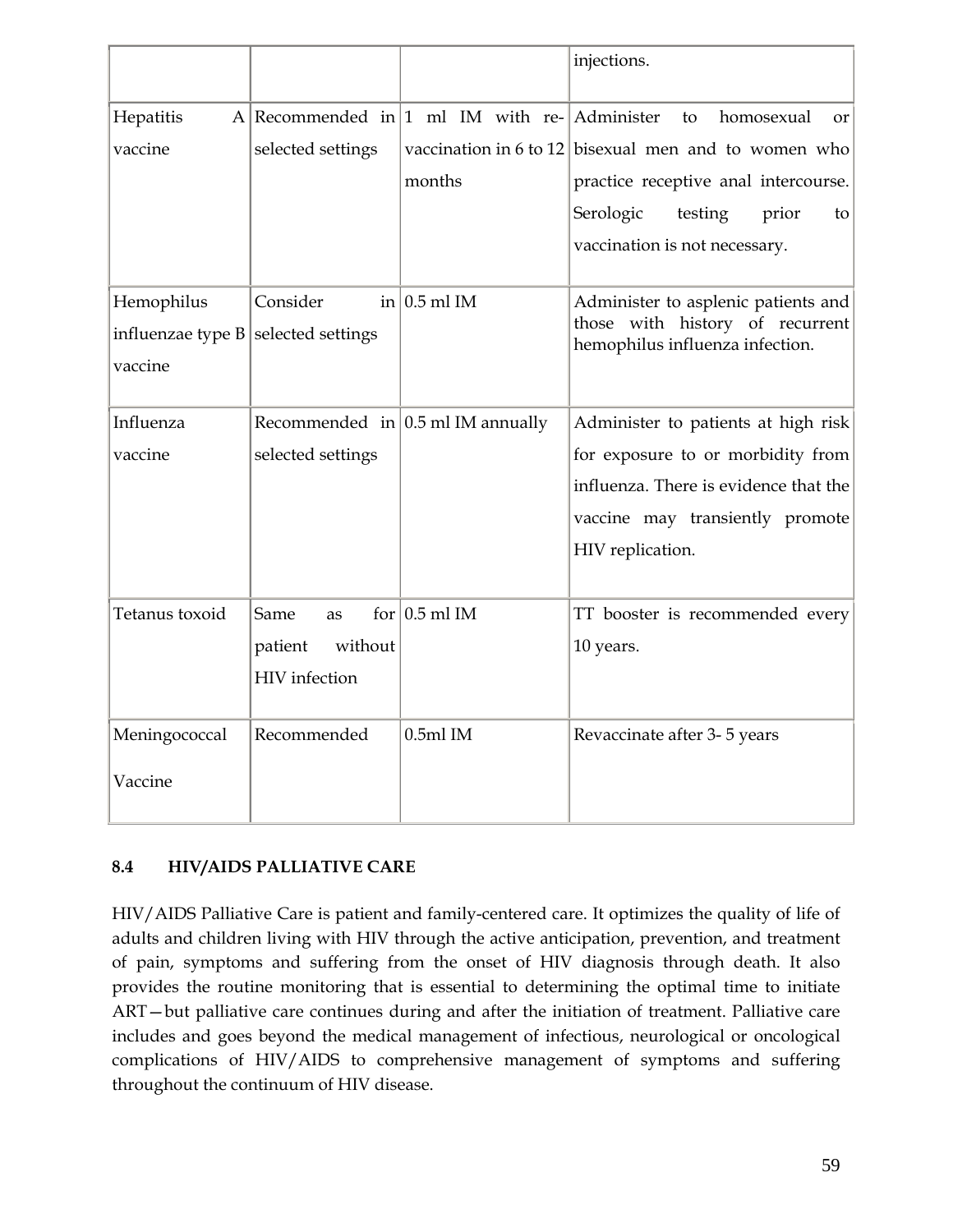|  |  |  | injections. |
| --- | --- | --- | --- |
| Hepatitis A vaccine | Recommended in selected settings | 1 ml IM with re-vaccination in 6 to 12 months | Administer to homosexual or bisexual men and to women who practice receptive anal intercourse. Serologic testing prior to vaccination is not necessary. |
| Hemophilus influenzae type B vaccine | Consider in selected settings | 0.5 ml IM | Administer to asplenic patients and those with history of recurrent hemophilus influenza infection. |
| Influenza vaccine | Recommended in selected settings | 0.5 ml IM annually | Administer to patients at high risk for exposure to or morbidity from influenza. There is evidence that the vaccine may transiently promote HIV replication. |
| Tetanus toxoid | Same as for patient without HIV infection | 0.5 ml IM | TT booster is recommended every 10 years. |
| Meningococcal Vaccine | Recommended | 0.5ml IM | Revaccinate after 3- 5 years |

### 8.4 HIV/AIDS PALLIATIVE CARE

HIV/AIDS Palliative Care is patient and family-centered care. It optimizes the quality of life of adults and children living with HIV through the active anticipation, prevention, and treatment of pain, symptoms and suffering from the onset of HIV diagnosis through death. It also provides the routine monitoring that is essential to determining the optimal time to initiate ART—but palliative care continues during and after the initiation of treatment. Palliative care includes and goes beyond the medical management of infectious, neurological or oncological complications of HIV/AIDS to comprehensive management of symptoms and suffering throughout the continuum of HIV disease.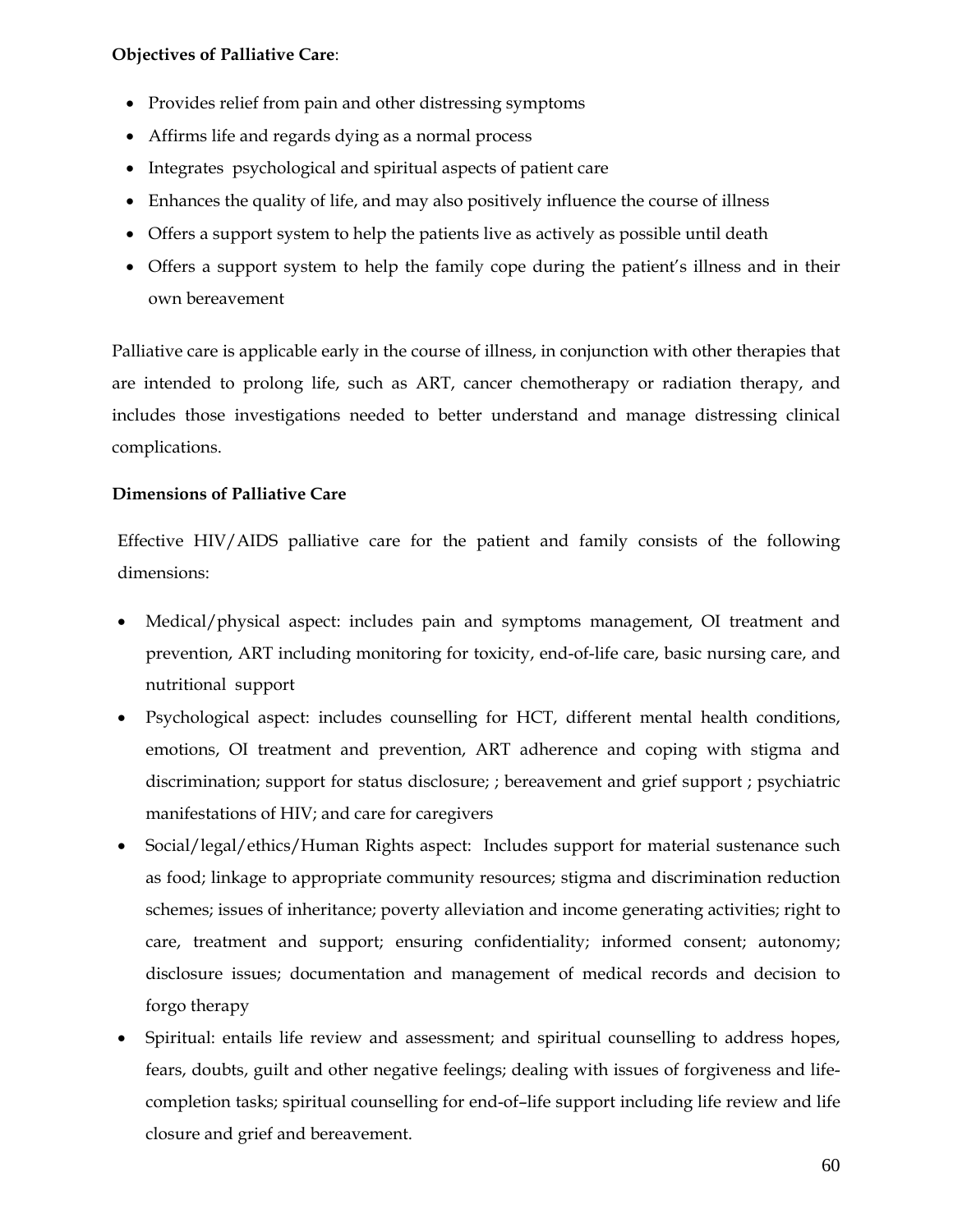**Objectives of Palliative Care**:

- Provides relief from pain and other distressing symptoms
- Affirms life and regards dying as a normal process
- Integrates psychological and spiritual aspects of patient care
- Enhances the quality of life, and may also positively influence the course of illness
- Offers a support system to help the patients live as actively as possible until death
- Offers a support system to help the family cope during the patient's illness and in their own bereavement

Palliative care is applicable early in the course of illness, in conjunction with other therapies that are intended to prolong life, such as ART, cancer chemotherapy or radiation therapy, and includes those investigations needed to better understand and manage distressing clinical complications.

**Dimensions of Palliative Care**

Effective HIV/AIDS palliative care for the patient and family consists of the following dimensions:

- Medical/physical aspect: includes pain and symptoms management, OI treatment and prevention, ART including monitoring for toxicity, end-of-life care, basic nursing care, and nutritional support
- Psychological aspect: includes counselling for HCT, different mental health conditions, emotions, OI treatment and prevention, ART adherence and coping with stigma and discrimination; support for status disclosure; ; bereavement and grief support ; psychiatric manifestations of HIV; and care for caregivers
- Social/legal/ethics/Human Rights aspect: Includes support for material sustenance such as food; linkage to appropriate community resources; stigma and discrimination reduction schemes; issues of inheritance; poverty alleviation and income generating activities; right to care, treatment and support; ensuring confidentiality; informed consent; autonomy; disclosure issues; documentation and management of medical records and decision to forgo therapy
- Spiritual: entails life review and assessment; and spiritual counselling to address hopes, fears, doubts, guilt and other negative feelings; dealing with issues of forgiveness and life-completion tasks; spiritual counselling for end-of–life support including life review and life closure and grief and bereavement.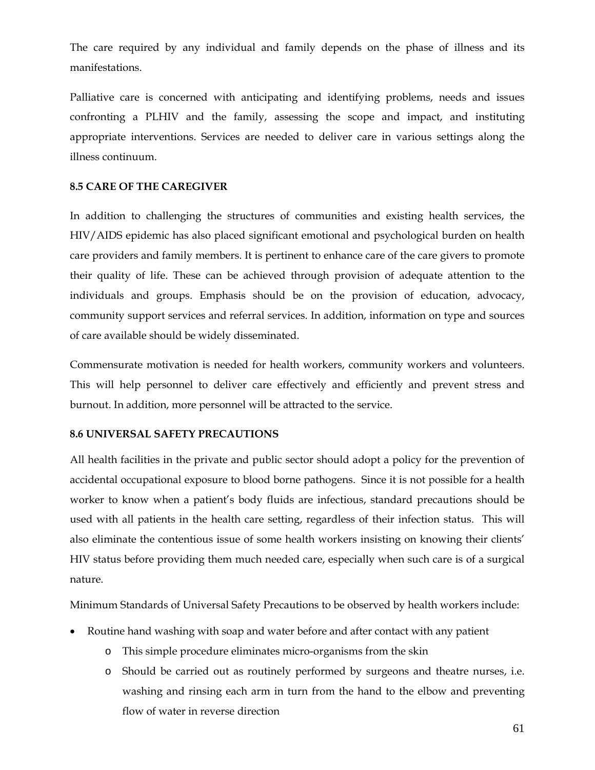The care required by any individual and family depends on the phase of illness and its manifestations.

Palliative care is concerned with anticipating and identifying problems, needs and issues confronting a PLHIV and the family, assessing the scope and impact, and instituting appropriate interventions. Services are needed to deliver care in various settings along the illness continuum.

### 8.5 CARE OF THE CAREGIVER

In addition to challenging the structures of communities and existing health services, the HIV/AIDS epidemic has also placed significant emotional and psychological burden on health care providers and family members. It is pertinent to enhance care of the care givers to promote their quality of life. These can be achieved through provision of adequate attention to the individuals and groups. Emphasis should be on the provision of education, advocacy, community support services and referral services. In addition, information on type and sources of care available should be widely disseminated.

Commensurate motivation is needed for health workers, community workers and volunteers. This will help personnel to deliver care effectively and efficiently and prevent stress and burnout. In addition, more personnel will be attracted to the service.

### 8.6 UNIVERSAL SAFETY PRECAUTIONS

All health facilities in the private and public sector should adopt a policy for the prevention of accidental occupational exposure to blood borne pathogens. Since it is not possible for a health worker to know when a patient's body fluids are infectious, standard precautions should be used with all patients in the health care setting, regardless of their infection status. This will also eliminate the contentious issue of some health workers insisting on knowing their clients' HIV status before providing them much needed care, especially when such care is of a surgical nature.

Minimum Standards of Universal Safety Precautions to be observed by health workers include:

- Routine hand washing with soap and water before and after contact with any patient
    - This simple procedure eliminates micro-organisms from the skin
    - Should be carried out as routinely performed by surgeons and theatre nurses, i.e. washing and rinsing each arm in turn from the hand to the elbow and preventing flow of water in reverse direction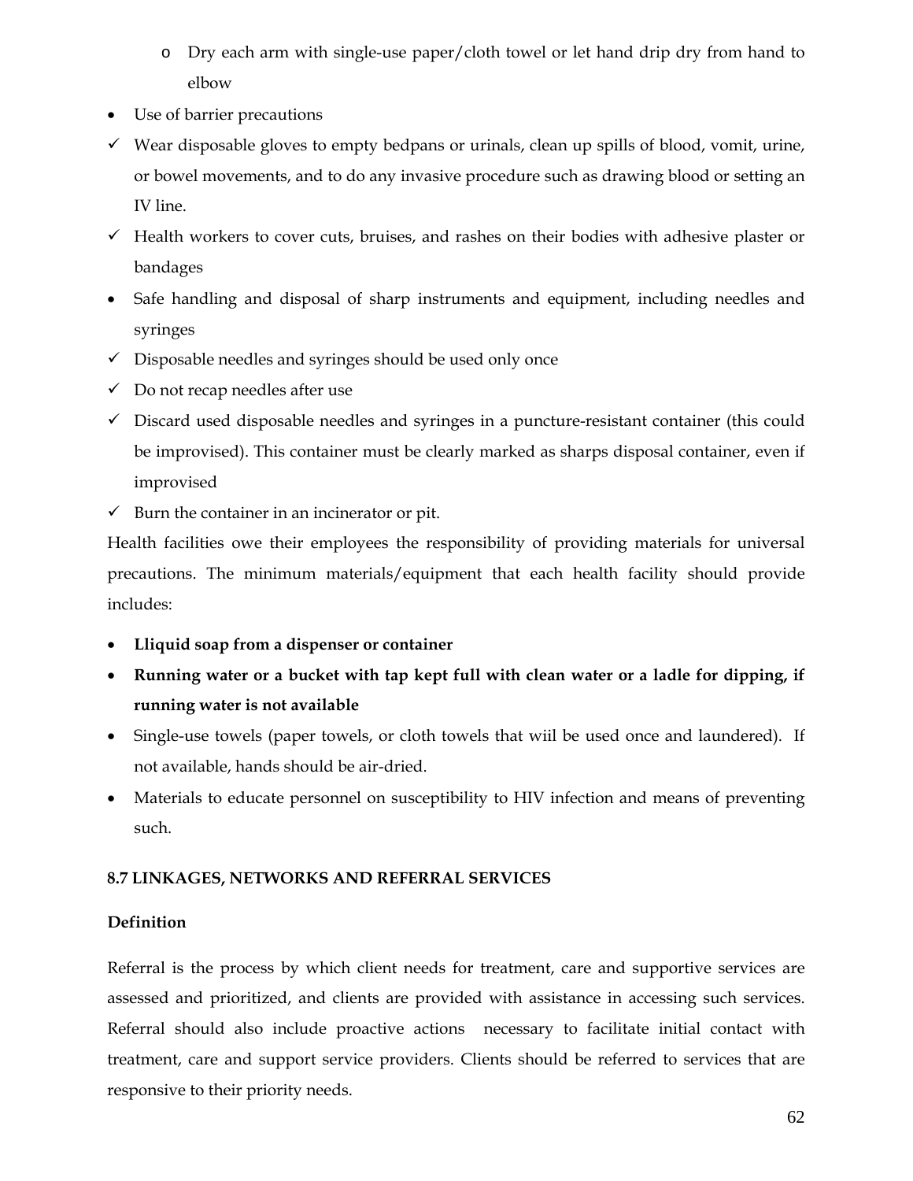- Dry each arm with single-use paper/cloth towel or let hand drip dry from hand to elbow

- Use of barrier precautions

- ✓ Wear disposable gloves to empty bedpans or urinals, clean up spills of blood, vomit, urine, or bowel movements, and to do any invasive procedure such as drawing blood or setting an IV line.
- ✓ Health workers to cover cuts, bruises, and rashes on their bodies with adhesive plaster or bandages

- Safe handling and disposal of sharp instruments and equipment, including needles and syringes

- ✓ Disposable needles and syringes should be used only once
- ✓ Do not recap needles after use
- ✓ Discard used disposable needles and syringes in a puncture-resistant container (this could be improvised). This container must be clearly marked as sharps disposal container, even if improvised
- ✓ Burn the container in an incinerator or pit.

Health facilities owe their employees the responsibility of providing materials for universal precautions. The minimum materials/equipment that each health facility should provide includes:

- **Lliquid soap from a dispenser or container**
- **Running water or a bucket with tap kept full with clean water or a ladle for dipping, if running water is not available**
- Single-use towels (paper towels, or cloth towels that wiil be used once and laundered). If not available, hands should be air-dried.
- Materials to educate personnel on susceptibility to HIV infection and means of preventing such.

## 8.7 LINKAGES, NETWORKS AND REFERRAL SERVICES

### Definition

Referral is the process by which client needs for treatment, care and supportive services are assessed and prioritized, and clients are provided with assistance in accessing such services. Referral should also include proactive actions necessary to facilitate initial contact with treatment, care and support service providers. Clients should be referred to services that are responsive to their priority needs.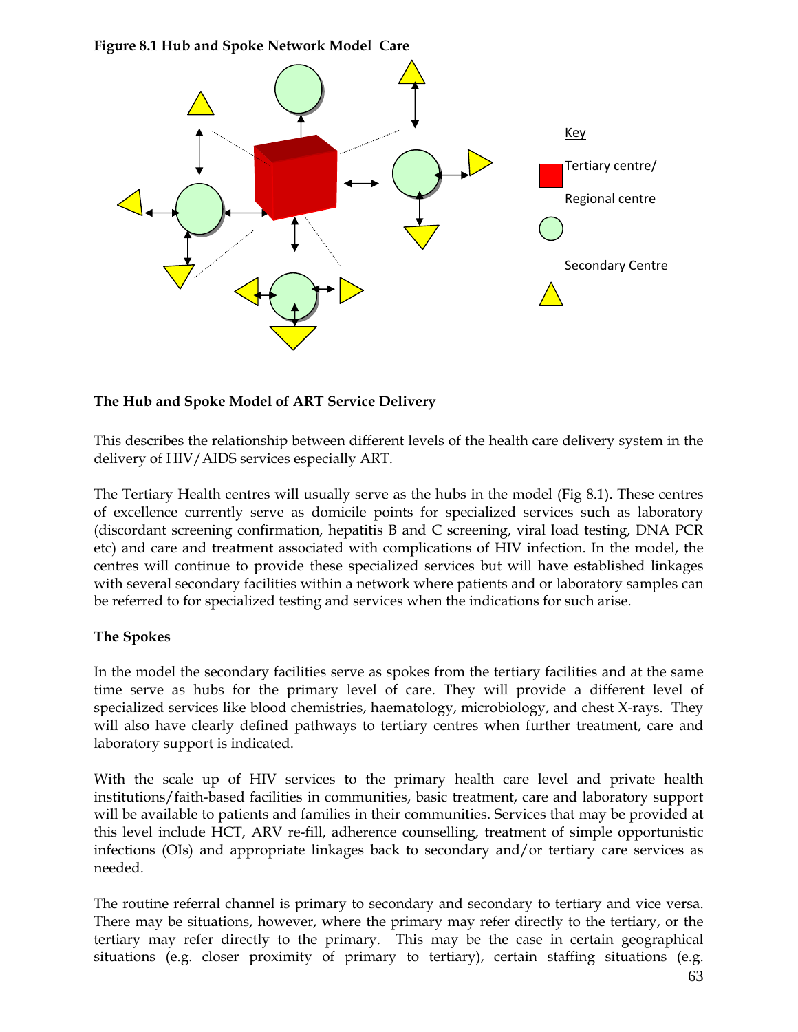**Figure 8.1 Hub and Spoke Network Model Care**

Key

Tertiary centre/

Regional centre

Secondary Centre

**The Hub and Spoke Model of ART Service Delivery**

This describes the relationship between different levels of the health care delivery system in the delivery of HIV/AIDS services especially ART.

The Tertiary Health centres will usually serve as the hubs in the model (Fig 8.1). These centres of excellence currently serve as domicile points for specialized services such as laboratory (discordant screening confirmation, hepatitis B and C screening, viral load testing, DNA PCR etc) and care and treatment associated with complications of HIV infection. In the model, the centres will continue to provide these specialized services but will have established linkages with several secondary facilities within a network where patients and or laboratory samples can be referred to for specialized testing and services when the indications for such arise.

**The Spokes**

In the model the secondary facilities serve as spokes from the tertiary facilities and at the same time serve as hubs for the primary level of care. They will provide a different level of specialized services like blood chemistries, haematology, microbiology, and chest X-rays. They will also have clearly defined pathways to tertiary centres when further treatment, care and laboratory support is indicated.

With the scale up of HIV services to the primary health care level and private health institutions/faith-based facilities in communities, basic treatment, care and laboratory support will be available to patients and families in their communities. Services that may be provided at this level include HCT, ARV re-fill, adherence counselling, treatment of simple opportunistic infections (OIs) and appropriate linkages back to secondary and/or tertiary care services as needed.

The routine referral channel is primary to secondary and secondary to tertiary and vice versa. There may be situations, however, where the primary may refer directly to the tertiary, or the tertiary may refer directly to the primary. This may be the case in certain geographical situations (e.g. closer proximity of primary to tertiary), certain staffing situations (e.g.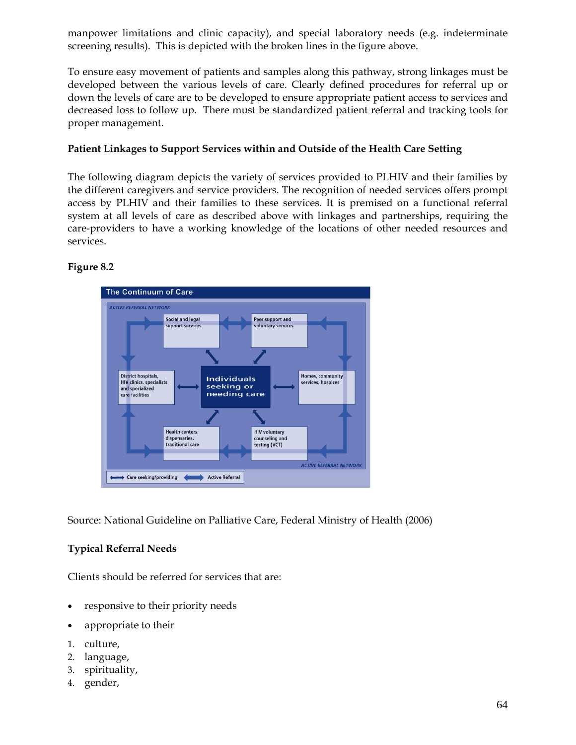manpower limitations and clinic capacity), and special laboratory needs (e.g. indeterminate screening results). This is depicted with the broken lines in the figure above.

To ensure easy movement of patients and samples along this pathway, strong linkages must be developed between the various levels of care. Clearly defined procedures for referral up or down the levels of care are to be developed to ensure appropriate patient access to services and decreased loss to follow up. There must be standardized patient referral and tracking tools for proper management.

**Patient Linkages to Support Services within and Outside of the Health Care Setting**

The following diagram depicts the variety of services provided to PLHIV and their families by the different caregivers and service providers. The recognition of needed services offers prompt access by PLHIV and their families to these services. It is premised on a functional referral system at all levels of care as described above with linkages and partnerships, requiring the care-providers to have a working knowledge of the locations of other needed resources and services.

**Figure 8.2**

The Continuum of Care

ACTIVE REFERRAL NETWORK

- Social and legal support services
- Peer support and voluntary services
- District hospitals, HIV clinics, specialists and specialized care facilities
- Individuals seeking or needing care
- Homes, community services, hospices
- Health centers, dispensaries, traditional care
- HIV voluntary counseling and testing (VCT)

ACTIVE REFERRAL NETWORK

Care seeking/providing — Active Referral

Source: National Guideline on Palliative Care, Federal Ministry of Health (2006)

**Typical Referral Needs**

Clients should be referred for services that are:

- responsive to their priority needs
- appropriate to their

1. culture,
2. language,
3. spirituality,
4. gender,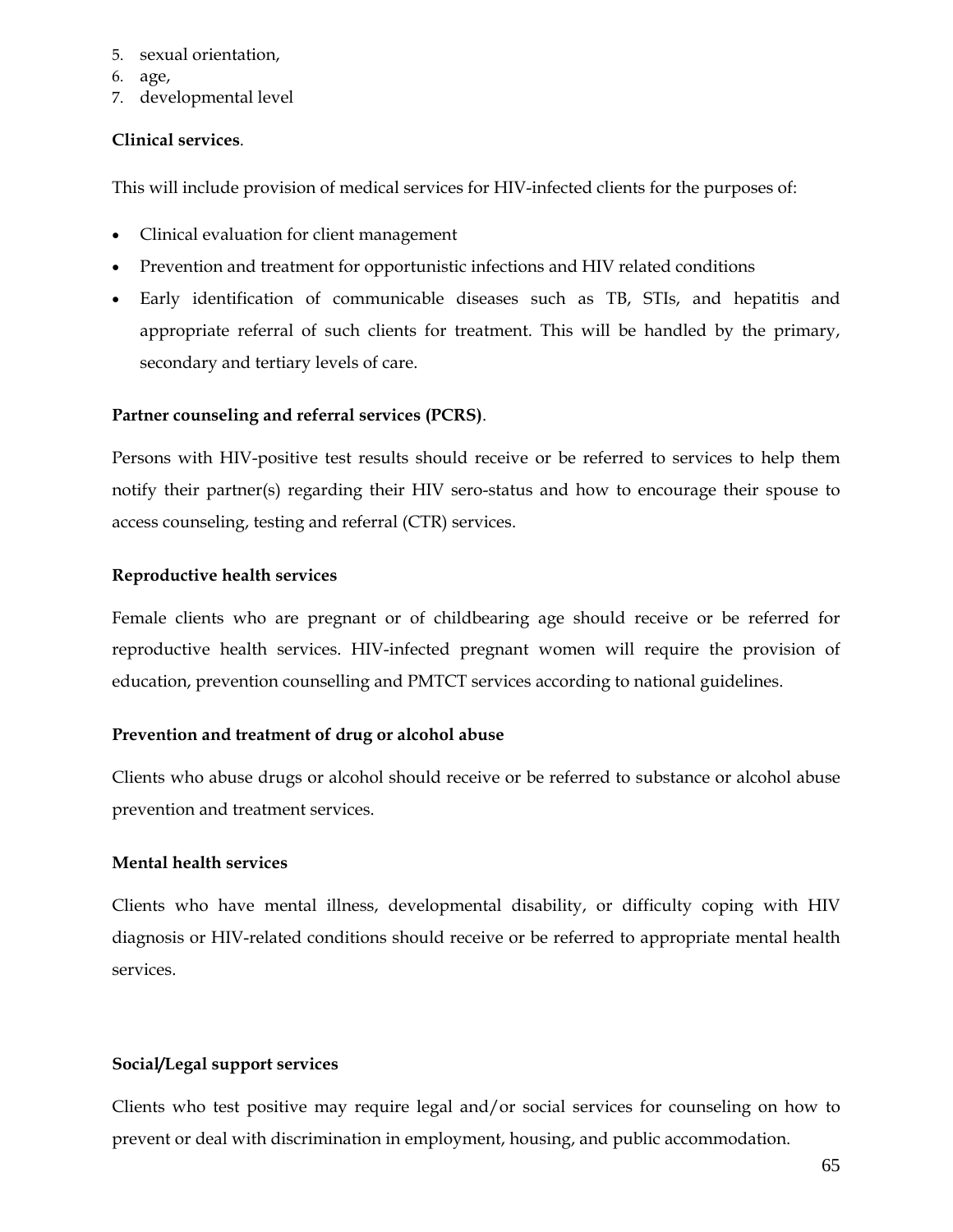5. sexual orientation,
6. age,
7. developmental level

**Clinical services**.

This will include provision of medical services for HIV-infected clients for the purposes of:

- Clinical evaluation for client management
- Prevention and treatment for opportunistic infections and HIV related conditions
- Early identification of communicable diseases such as TB, STIs, and hepatitis and appropriate referral of such clients for treatment. This will be handled by the primary, secondary and tertiary levels of care.

**Partner counseling and referral services (PCRS)**.

Persons with HIV-positive test results should receive or be referred to services to help them notify their partner(s) regarding their HIV sero-status and how to encourage their spouse to access counseling, testing and referral (CTR) services.

**Reproductive health services**

Female clients who are pregnant or of childbearing age should receive or be referred for reproductive health services. HIV-infected pregnant women will require the provision of education, prevention counselling and PMTCT services according to national guidelines.

**Prevention and treatment of drug or alcohol abuse**

Clients who abuse drugs or alcohol should receive or be referred to substance or alcohol abuse prevention and treatment services.

**Mental health services**

Clients who have mental illness, developmental disability, or difficulty coping with HIV diagnosis or HIV-related conditions should receive or be referred to appropriate mental health services.

**Social/Legal support services**

Clients who test positive may require legal and/or social services for counseling on how to prevent or deal with discrimination in employment, housing, and public accommodation.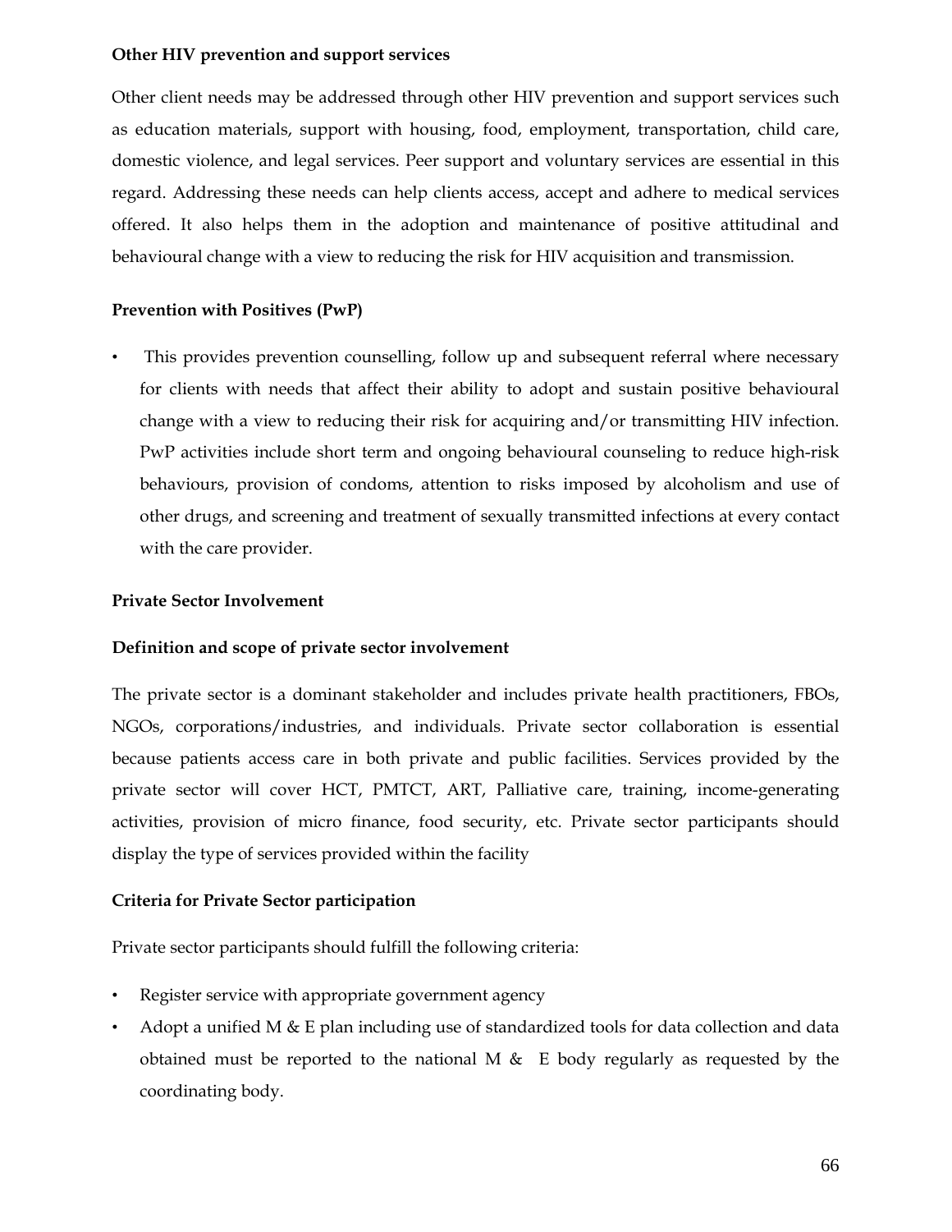**Other HIV prevention and support services**

Other client needs may be addressed through other HIV prevention and support services such as education materials, support with housing, food, employment, transportation, child care, domestic violence, and legal services. Peer support and voluntary services are essential in this regard. Addressing these needs can help clients access, accept and adhere to medical services offered. It also helps them in the adoption and maintenance of positive attitudinal and behavioural change with a view to reducing the risk for HIV acquisition and transmission.

**Prevention with Positives (PwP)**

- This provides prevention counselling, follow up and subsequent referral where necessary for clients with needs that affect their ability to adopt and sustain positive behavioural change with a view to reducing their risk for acquiring and/or transmitting HIV infection. PwP activities include short term and ongoing behavioural counseling to reduce high-risk behaviours, provision of condoms, attention to risks imposed by alcoholism and use of other drugs, and screening and treatment of sexually transmitted infections at every contact with the care provider.

**Private Sector Involvement**

**Definition and scope of private sector involvement**

The private sector is a dominant stakeholder and includes private health practitioners, FBOs, NGOs, corporations/industries, and individuals. Private sector collaboration is essential because patients access care in both private and public facilities. Services provided by the private sector will cover HCT, PMTCT, ART, Palliative care, training, income-generating activities, provision of micro finance, food security, etc. Private sector participants should display the type of services provided within the facility

**Criteria for Private Sector participation**

Private sector participants should fulfill the following criteria:

- Register service with appropriate government agency
- Adopt a unified M & E plan including use of standardized tools for data collection and data obtained must be reported to the national M & E body regularly as requested by the coordinating body.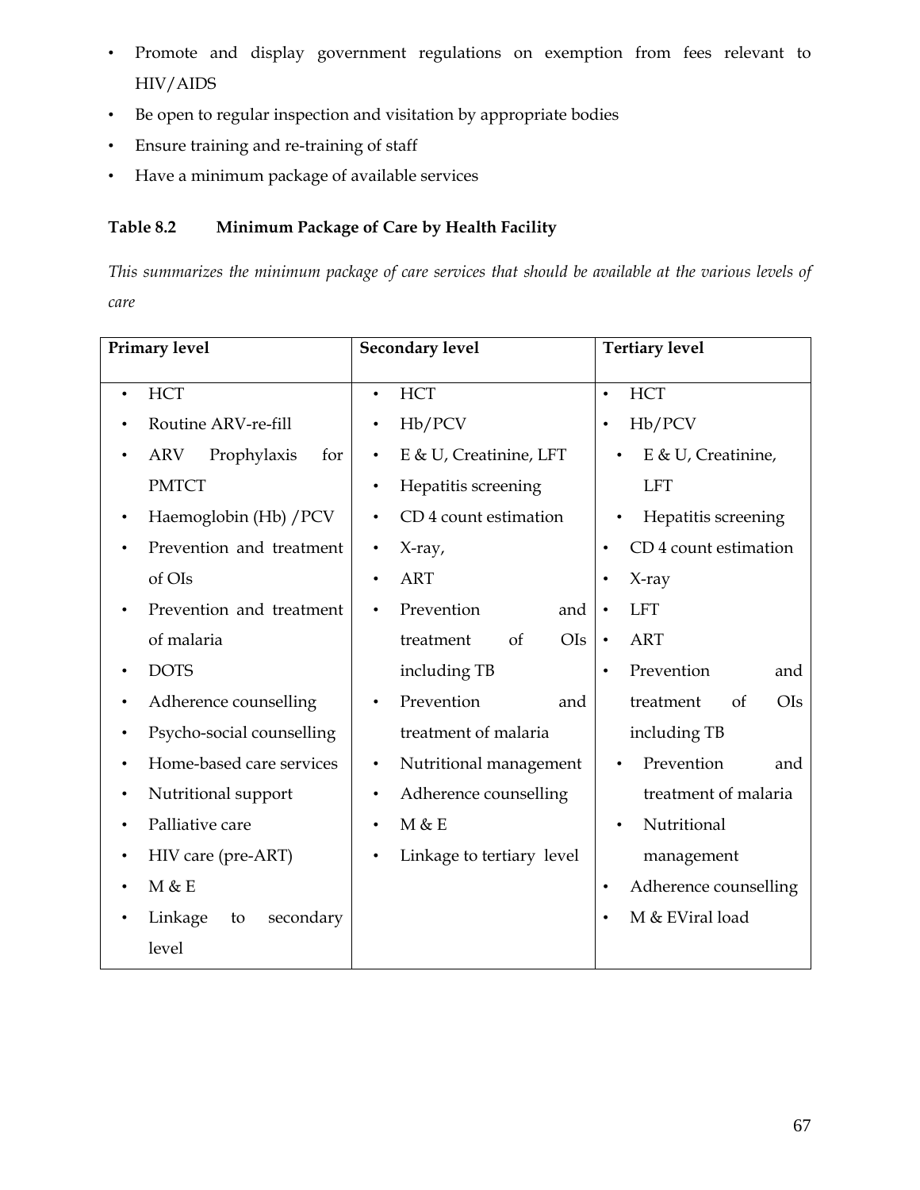- Promote and display government regulations on exemption from fees relevant to HIV/AIDS
- Be open to regular inspection and visitation by appropriate bodies
- Ensure training and re-training of staff
- Have a minimum package of available services

**Table 8.2 Minimum Package of Care by Health Facility**

*This summarizes the minimum package of care services that should be available at the various levels of care*

| Primary level | Secondary level | Tertiary level |
|---|---|---|
| • HCT<br>• Routine ARV-re-fill<br>• ARV Prophylaxis for PMTCT<br>• Haemoglobin (Hb) /PCV<br>• Prevention and treatment of OIs<br>• Prevention and treatment of malaria<br>• DOTS<br>• Adherence counselling<br>• Psycho-social counselling<br>• Home-based care services<br>• Nutritional support<br>• Palliative care<br>• HIV care (pre-ART)<br>• M & E<br>• Linkage to secondary level | • HCT<br>• Hb/PCV<br>• E & U, Creatinine, LFT<br>• Hepatitis screening<br>• CD 4 count estimation<br>• X-ray,<br>• ART<br>• Prevention and treatment of OIs including TB<br>• Prevention and treatment of malaria<br>• Nutritional management<br>• Adherence counselling<br>• M & E<br>• Linkage to tertiary level | • HCT<br>• Hb/PCV<br>• E & U, Creatinine, LFT<br>• Hepatitis screening<br>• CD 4 count estimation<br>• X-ray<br>• LFT<br>• ART<br>• Prevention and treatment of OIs including TB<br>• Prevention and treatment of malaria<br>• Nutritional management<br>• Adherence counselling<br>• M & EViral load |